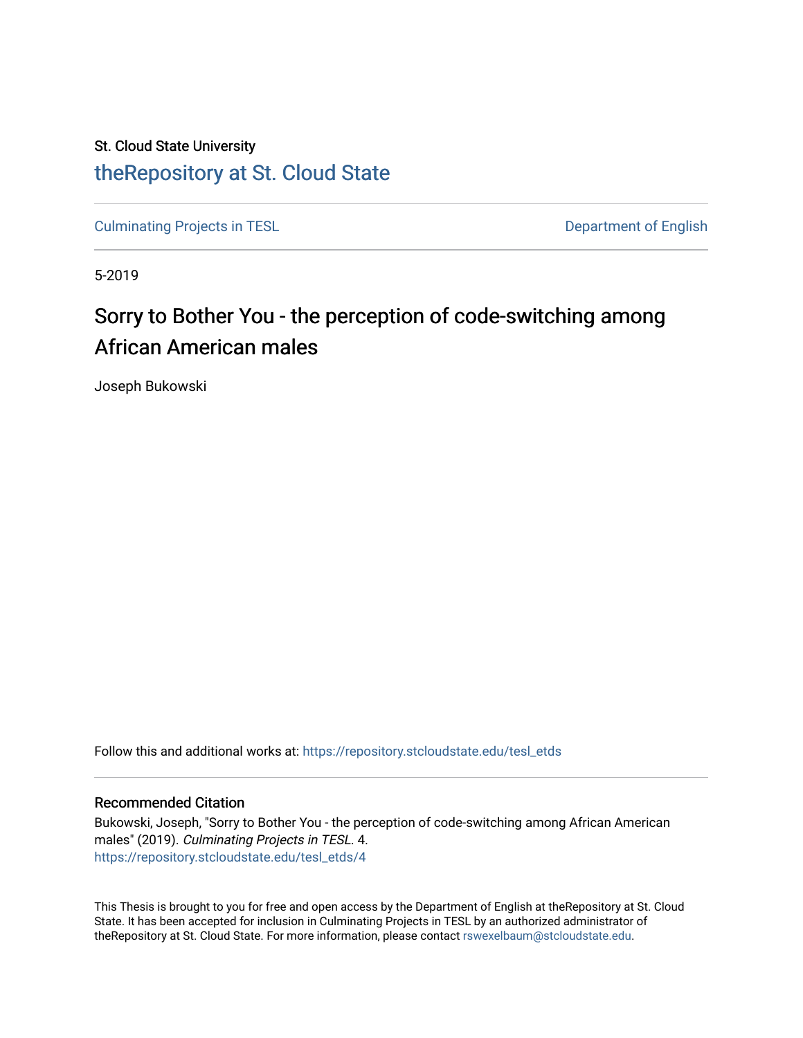St. Cloud State University

# theRepository at St. Cloud State

Culminating Projects in TESL

Department of English

5-2019

## Sorry to Bother You - the perception of code-switching among African American males

Joseph Bukowski

Follow this and additional works at: https://repository.stcloudstate.edu/tesl_etds

### Recommended Citation

Bukowski, Joseph, "Sorry to Bother You - the perception of code-switching among African American males" (2019). *Culminating Projects in TESL*. 4.
https://repository.stcloudstate.edu/tesl_etds/4

This Thesis is brought to you for free and open access by the Department of English at theRepository at St. Cloud State. It has been accepted for inclusion in Culminating Projects in TESL by an authorized administrator of theRepository at St. Cloud State. For more information, please contact rswexelbaum@stcloudstate.edu.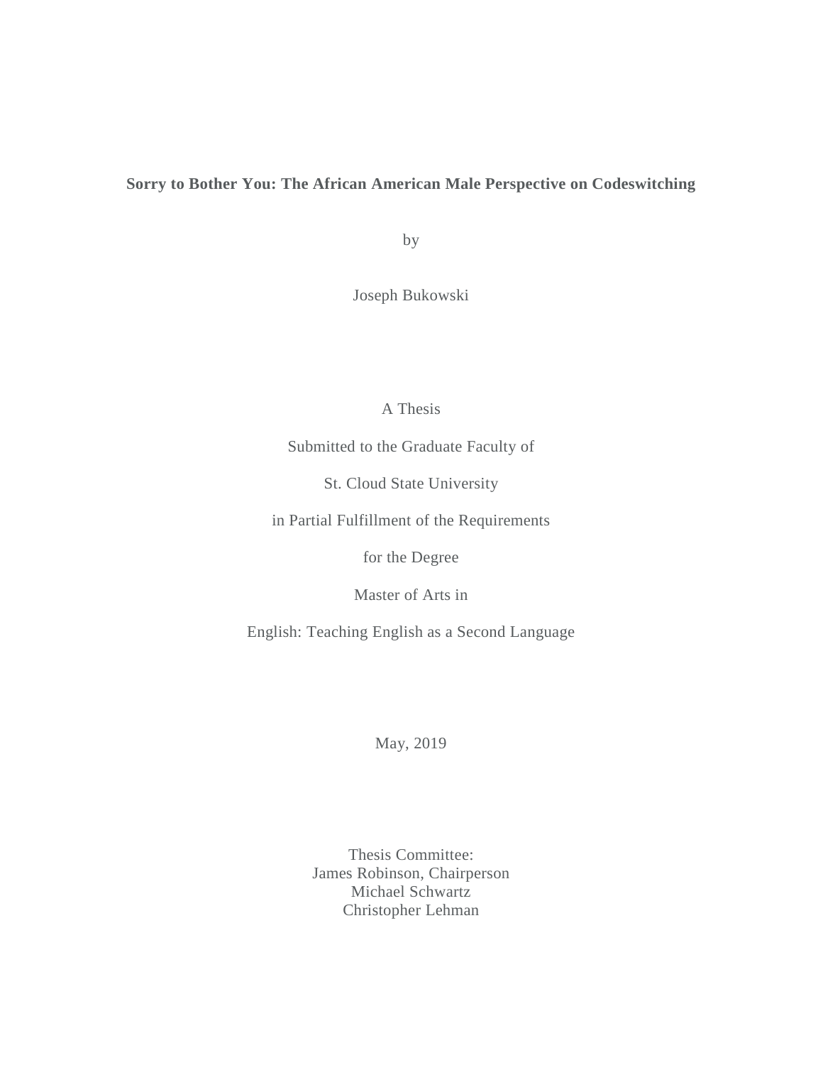**Sorry to Bother You: The African American Male Perspective on Codeswitching**

by

Joseph Bukowski

A Thesis

Submitted to the Graduate Faculty of

St. Cloud State University

in Partial Fulfillment of the Requirements

for the Degree

Master of Arts in

English: Teaching English as a Second Language

May, 2019

Thesis Committee:
James Robinson, Chairperson
Michael Schwartz
Christopher Lehman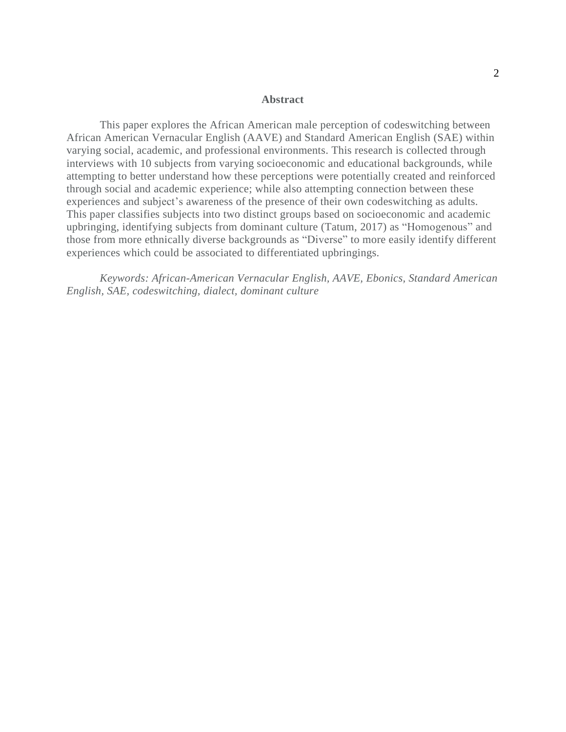## Abstract

This paper explores the African American male perception of codeswitching between African American Vernacular English (AAVE) and Standard American English (SAE) within varying social, academic, and professional environments. This research is collected through interviews with 10 subjects from varying socioeconomic and educational backgrounds, while attempting to better understand how these perceptions were potentially created and reinforced through social and academic experience; while also attempting connection between these experiences and subject's awareness of the presence of their own codeswitching as adults. This paper classifies subjects into two distinct groups based on socioeconomic and academic upbringing, identifying subjects from dominant culture (Tatum, 2017) as "Homogenous" and those from more ethnically diverse backgrounds as "Diverse" to more easily identify different experiences which could be associated to differentiated upbringings.

*Keywords: African-American Vernacular English, AAVE, Ebonics, Standard American English, SAE, codeswitching, dialect, dominant culture*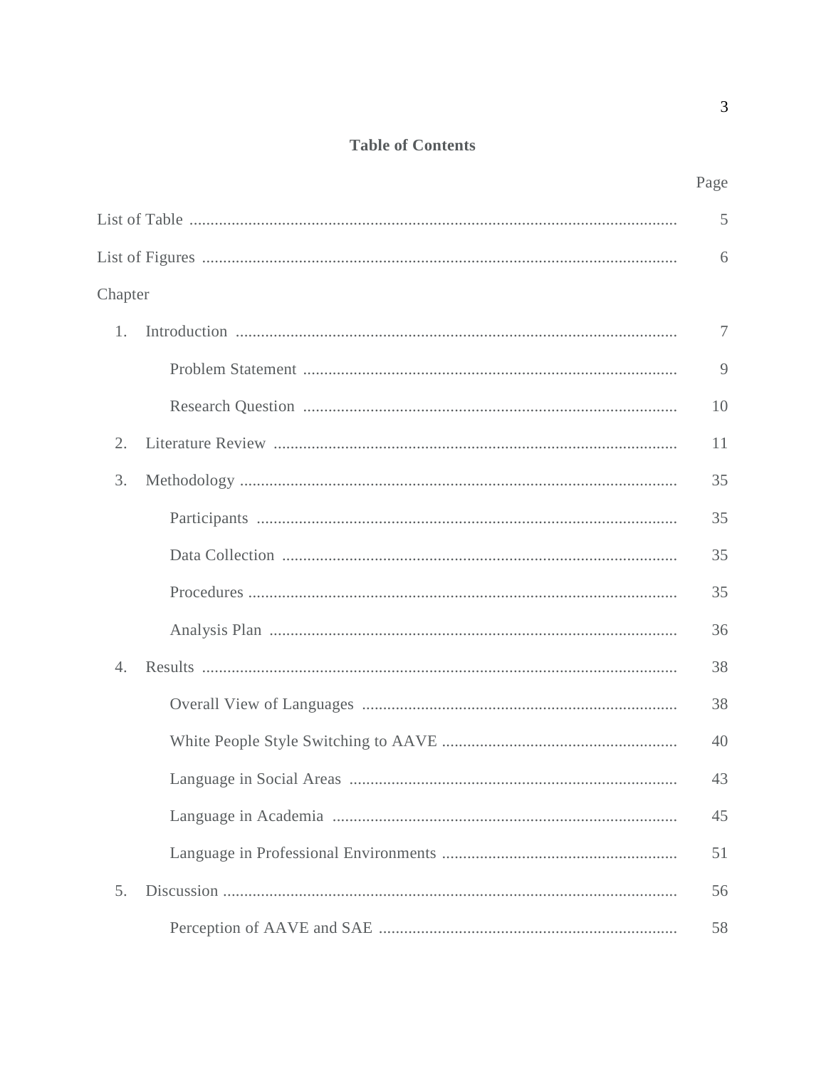**Table of Contents**

| | Page |
|---|---|
| List of Table | 5 |
| List of Figures | 6 |
| Chapter | |
| 1. Introduction | 7 |
| Problem Statement | 9 |
| Research Question | 10 |
| 2. Literature Review | 11 |
| 3. Methodology | 35 |
| Participants | 35 |
| Data Collection | 35 |
| Procedures | 35 |
| Analysis Plan | 36 |
| 4. Results | 38 |
| Overall View of Languages | 38 |
| White People Style Switching to AAVE | 40 |
| Language in Social Areas | 43 |
| Language in Academia | 45 |
| Language in Professional Environments | 51 |
| 5. Discussion | 56 |
| Perception of AAVE and SAE | 58 |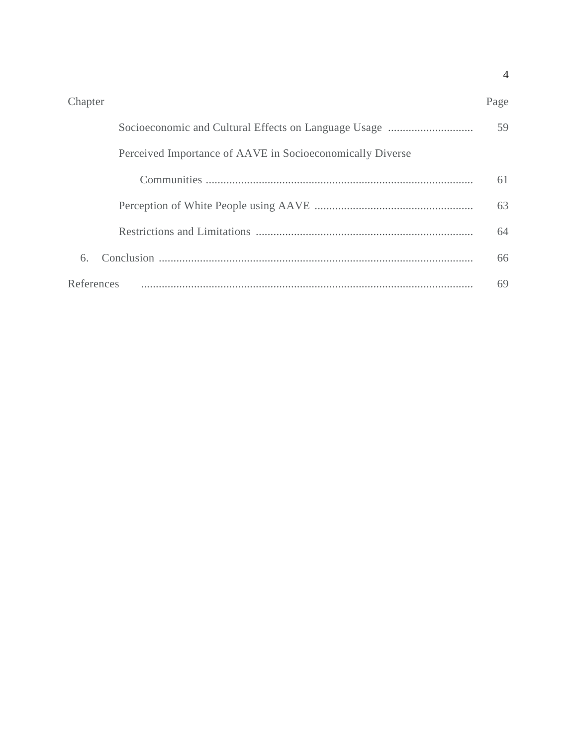| Chapter | Page |
| --- | --- |
| Socioeconomic and Cultural Effects on Language Usage | 59 |
| Perceived Importance of AAVE in Socioeconomically Diverse Communities | 61 |
| Perception of White People using AAVE | 63 |
| Restrictions and Limitations | 64 |
| 6. Conclusion | 66 |
| References | 69 |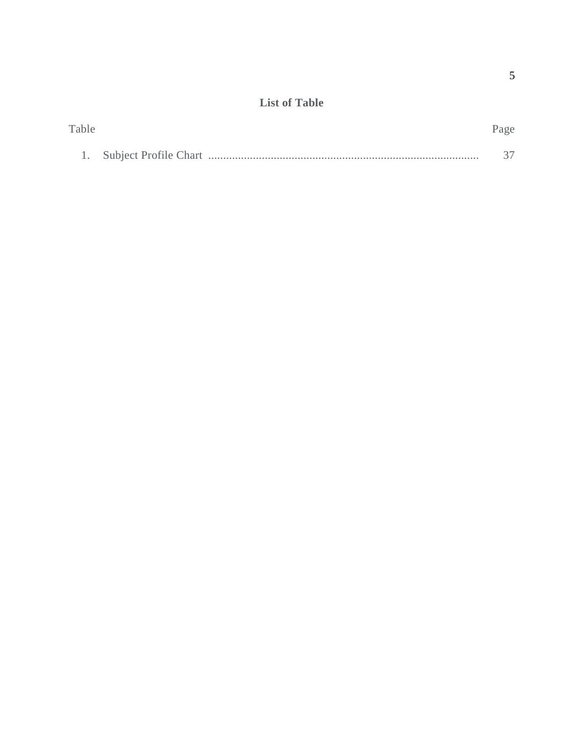# List of Table

Table Page

1. Subject Profile Chart .......................................................................................... 37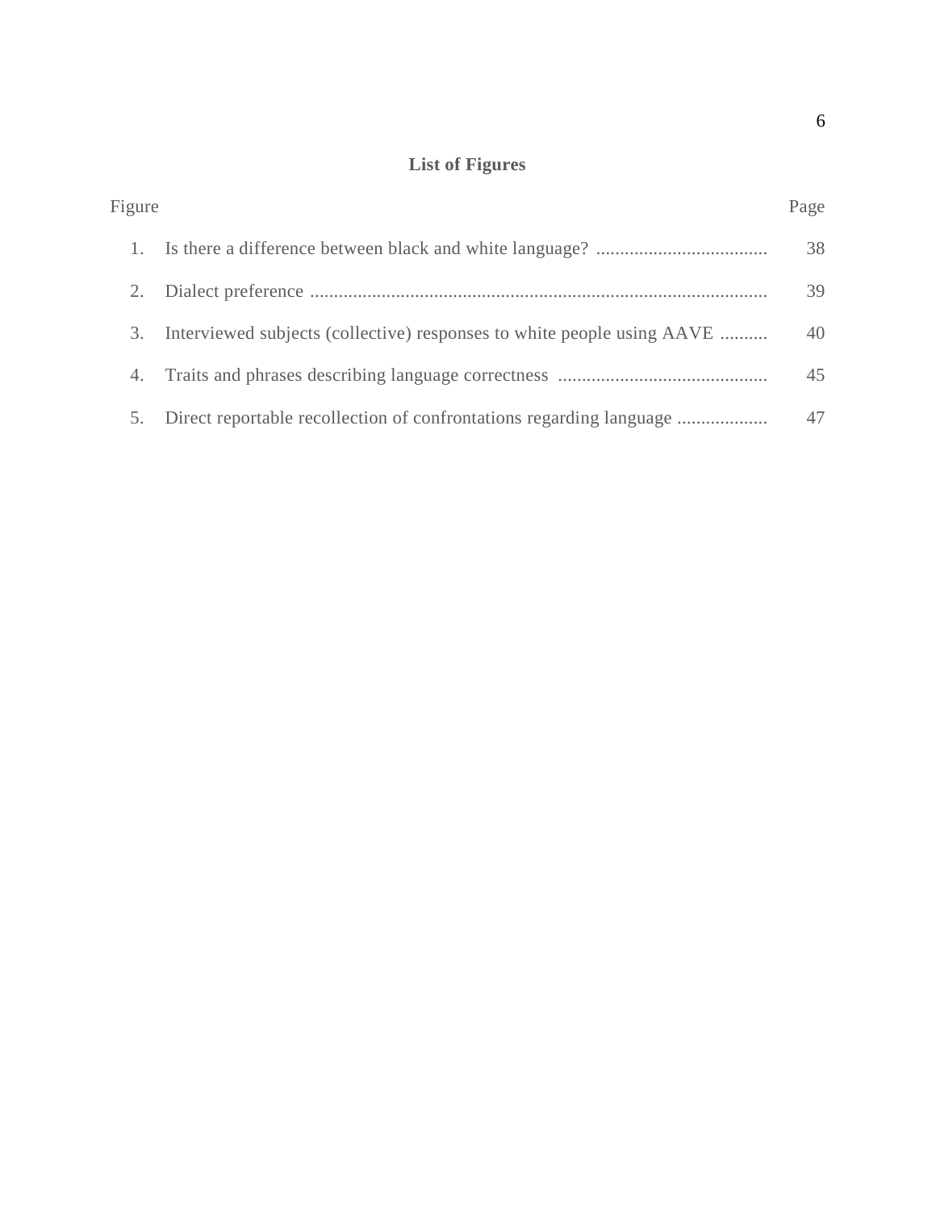## List of Figures

| Figure | | Page |
|---|---|---|
| 1. | Is there a difference between black and white language? | 38 |
| 2. | Dialect preference | 39 |
| 3. | Interviewed subjects (collective) responses to white people using AAVE | 40 |
| 4. | Traits and phrases describing language correctness | 45 |
| 5. | Direct reportable recollection of confrontations regarding language | 47 |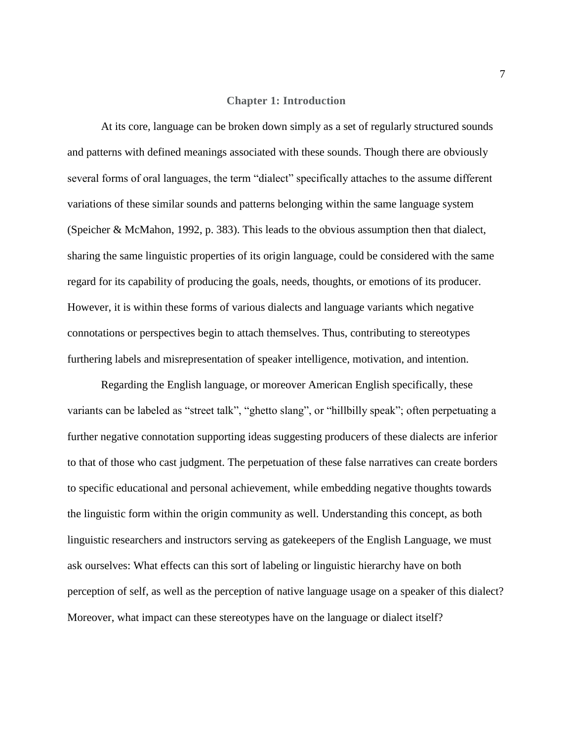# Chapter 1: Introduction

At its core, language can be broken down simply as a set of regularly structured sounds and patterns with defined meanings associated with these sounds. Though there are obviously several forms of oral languages, the term "dialect" specifically attaches to the assume different variations of these similar sounds and patterns belonging within the same language system (Speicher & McMahon, 1992, p. 383). This leads to the obvious assumption then that dialect, sharing the same linguistic properties of its origin language, could be considered with the same regard for its capability of producing the goals, needs, thoughts, or emotions of its producer. However, it is within these forms of various dialects and language variants which negative connotations or perspectives begin to attach themselves. Thus, contributing to stereotypes furthering labels and misrepresentation of speaker intelligence, motivation, and intention.

Regarding the English language, or moreover American English specifically, these variants can be labeled as "street talk", "ghetto slang", or "hillbilly speak"; often perpetuating a further negative connotation supporting ideas suggesting producers of these dialects are inferior to that of those who cast judgment. The perpetuation of these false narratives can create borders to specific educational and personal achievement, while embedding negative thoughts towards the linguistic form within the origin community as well. Understanding this concept, as both linguistic researchers and instructors serving as gatekeepers of the English Language, we must ask ourselves: What effects can this sort of labeling or linguistic hierarchy have on both perception of self, as well as the perception of native language usage on a speaker of this dialect? Moreover, what impact can these stereotypes have on the language or dialect itself?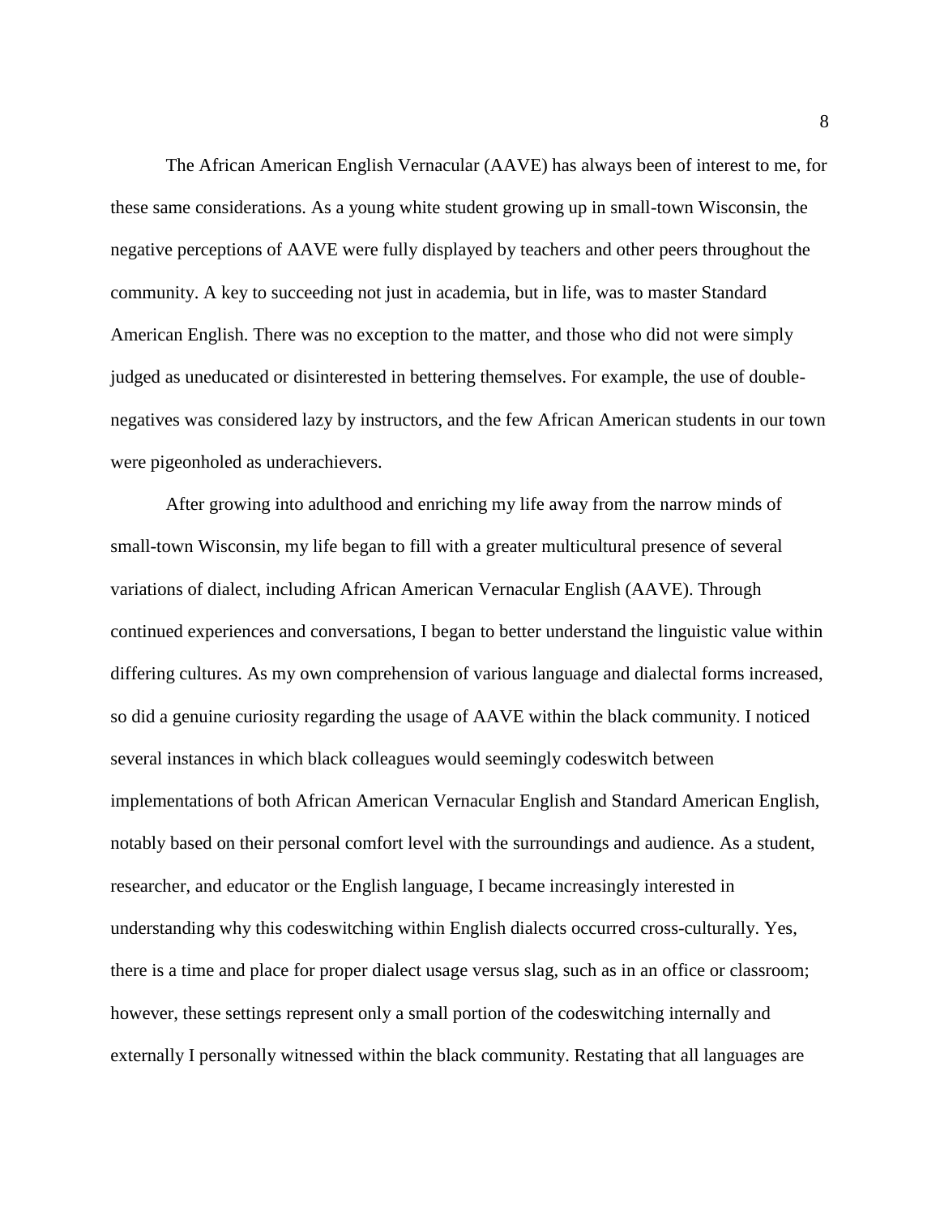The African American English Vernacular (AAVE) has always been of interest to me, for these same considerations. As a young white student growing up in small-town Wisconsin, the negative perceptions of AAVE were fully displayed by teachers and other peers throughout the community. A key to succeeding not just in academia, but in life, was to master Standard American English. There was no exception to the matter, and those who did not were simply judged as uneducated or disinterested in bettering themselves. For example, the use of double-negatives was considered lazy by instructors, and the few African American students in our town were pigeonholed as underachievers.

After growing into adulthood and enriching my life away from the narrow minds of small-town Wisconsin, my life began to fill with a greater multicultural presence of several variations of dialect, including African American Vernacular English (AAVE). Through continued experiences and conversations, I began to better understand the linguistic value within differing cultures. As my own comprehension of various language and dialectal forms increased, so did a genuine curiosity regarding the usage of AAVE within the black community. I noticed several instances in which black colleagues would seemingly codeswitch between implementations of both African American Vernacular English and Standard American English, notably based on their personal comfort level with the surroundings and audience. As a student, researcher, and educator or the English language, I became increasingly interested in understanding why this codeswitching within English dialects occurred cross-culturally. Yes, there is a time and place for proper dialect usage versus slag, such as in an office or classroom; however, these settings represent only a small portion of the codeswitching internally and externally I personally witnessed within the black community. Restating that all languages are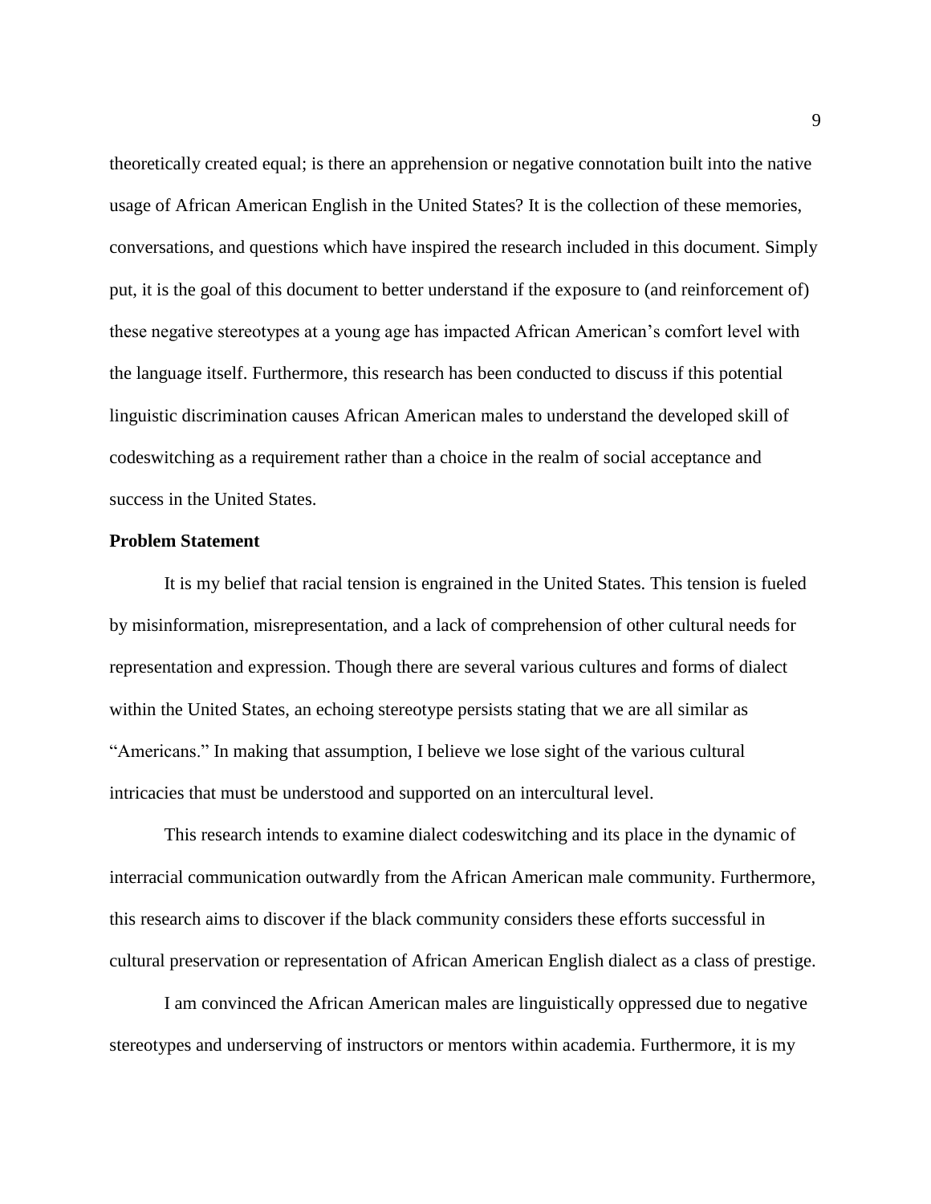theoretically created equal; is there an apprehension or negative connotation built into the native usage of African American English in the United States? It is the collection of these memories, conversations, and questions which have inspired the research included in this document. Simply put, it is the goal of this document to better understand if the exposure to (and reinforcement of) these negative stereotypes at a young age has impacted African American's comfort level with the language itself. Furthermore, this research has been conducted to discuss if this potential linguistic discrimination causes African American males to understand the developed skill of codeswitching as a requirement rather than a choice in the realm of social acceptance and success in the United States.

**Problem Statement**

It is my belief that racial tension is engrained in the United States. This tension is fueled by misinformation, misrepresentation, and a lack of comprehension of other cultural needs for representation and expression. Though there are several various cultures and forms of dialect within the United States, an echoing stereotype persists stating that we are all similar as "Americans." In making that assumption, I believe we lose sight of the various cultural intricacies that must be understood and supported on an intercultural level.

This research intends to examine dialect codeswitching and its place in the dynamic of interracial communication outwardly from the African American male community. Furthermore, this research aims to discover if the black community considers these efforts successful in cultural preservation or representation of African American English dialect as a class of prestige.

I am convinced the African American males are linguistically oppressed due to negative stereotypes and underserving of instructors or mentors within academia. Furthermore, it is my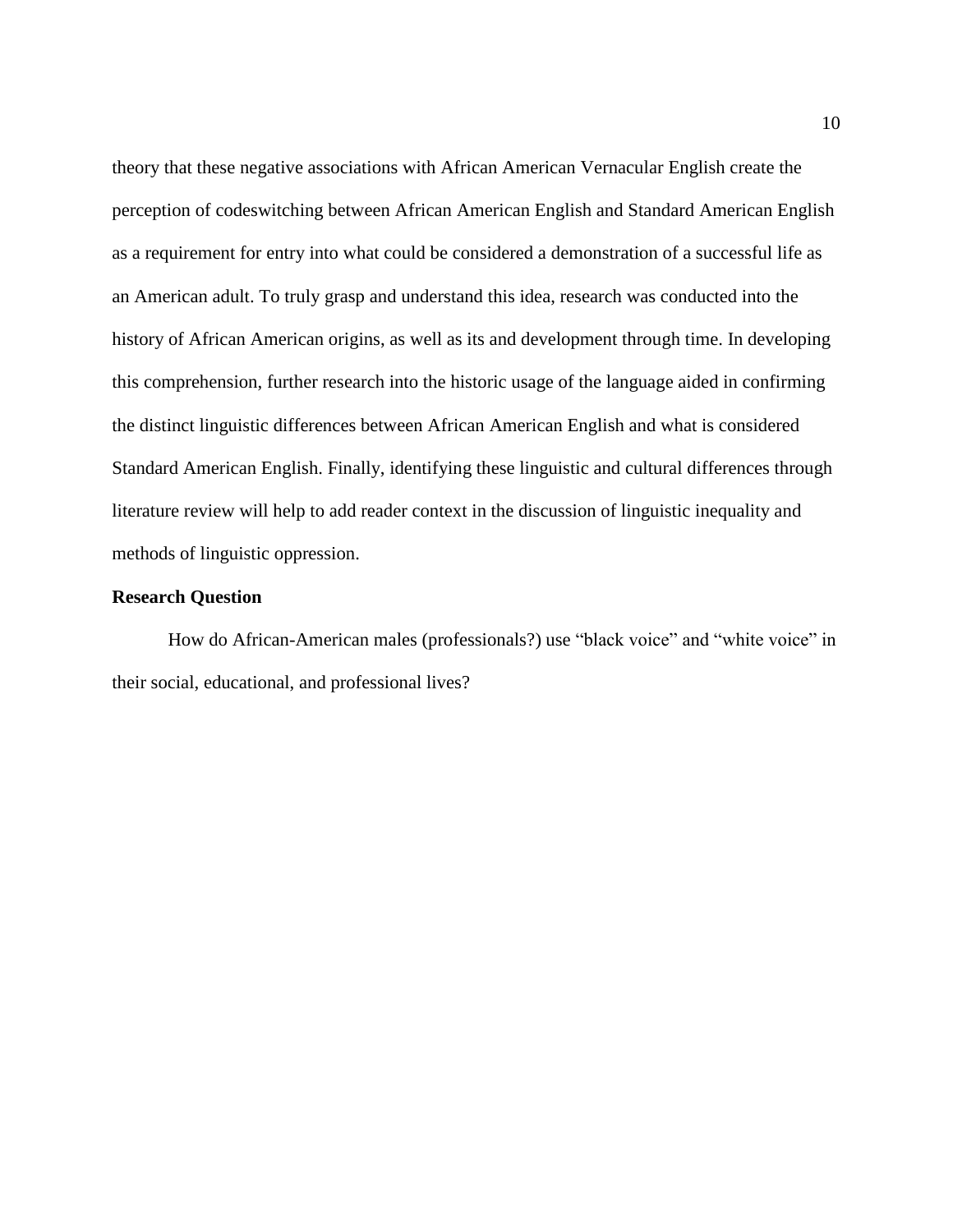theory that these negative associations with African American Vernacular English create the perception of codeswitching between African American English and Standard American English as a requirement for entry into what could be considered a demonstration of a successful life as an American adult. To truly grasp and understand this idea, research was conducted into the history of African American origins, as well as its and development through time. In developing this comprehension, further research into the historic usage of the language aided in confirming the distinct linguistic differences between African American English and what is considered Standard American English. Finally, identifying these linguistic and cultural differences through literature review will help to add reader context in the discussion of linguistic inequality and methods of linguistic oppression.

**Research Question**

How do African-American males (professionals?) use "black voice" and "white voice" in their social, educational, and professional lives?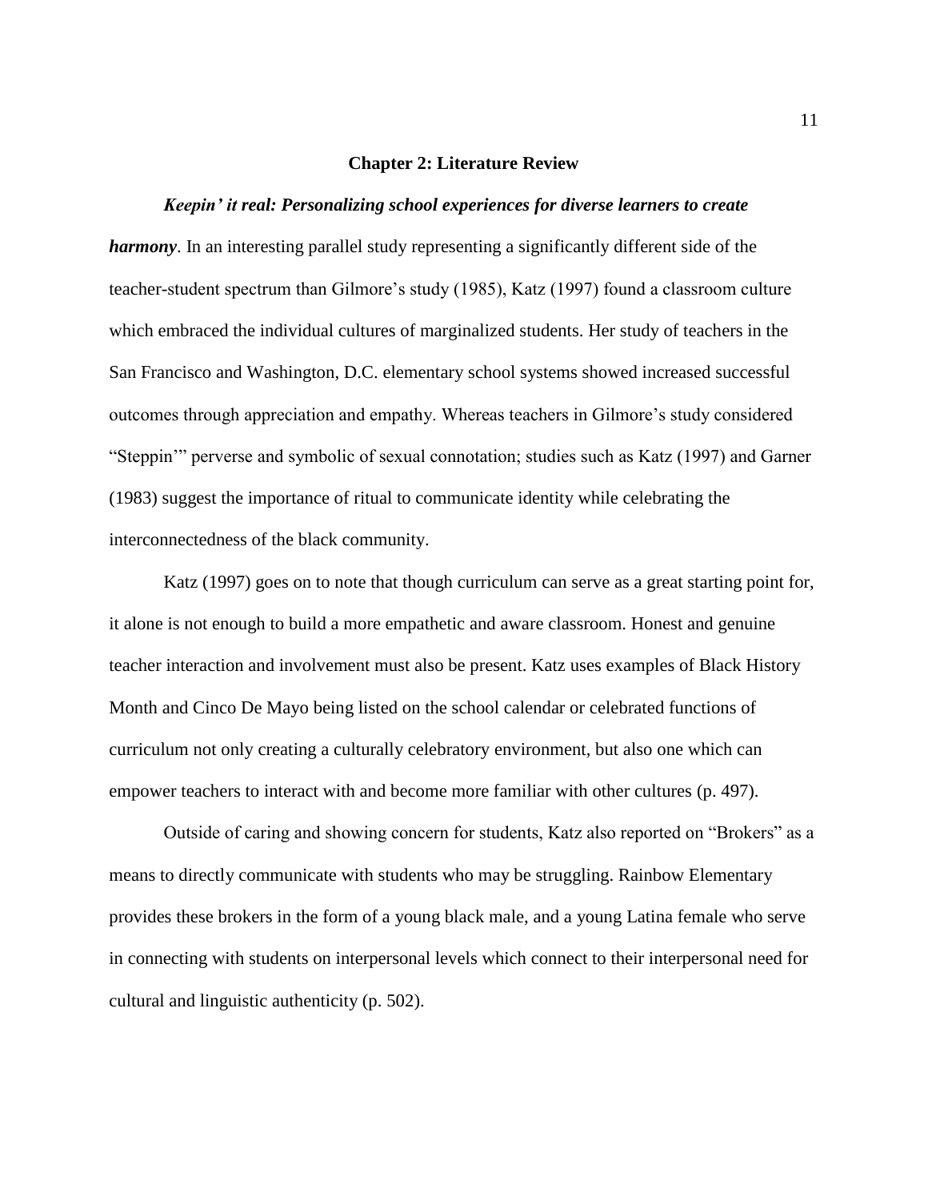## Chapter 2: Literature Review

***Keepin' it real: Personalizing school experiences for diverse learners to create harmony***. In an interesting parallel study representing a significantly different side of the teacher-student spectrum than Gilmore's study (1985), Katz (1997) found a classroom culture which embraced the individual cultures of marginalized students. Her study of teachers in the San Francisco and Washington, D.C. elementary school systems showed increased successful outcomes through appreciation and empathy. Whereas teachers in Gilmore's study considered "Steppin'" perverse and symbolic of sexual connotation; studies such as Katz (1997) and Garner (1983) suggest the importance of ritual to communicate identity while celebrating the interconnectedness of the black community.

Katz (1997) goes on to note that though curriculum can serve as a great starting point for, it alone is not enough to build a more empathetic and aware classroom. Honest and genuine teacher interaction and involvement must also be present. Katz uses examples of Black History Month and Cinco De Mayo being listed on the school calendar or celebrated functions of curriculum not only creating a culturally celebratory environment, but also one which can empower teachers to interact with and become more familiar with other cultures (p. 497).

Outside of caring and showing concern for students, Katz also reported on "Brokers" as a means to directly communicate with students who may be struggling. Rainbow Elementary provides these brokers in the form of a young black male, and a young Latina female who serve in connecting with students on interpersonal levels which connect to their interpersonal need for cultural and linguistic authenticity (p. 502).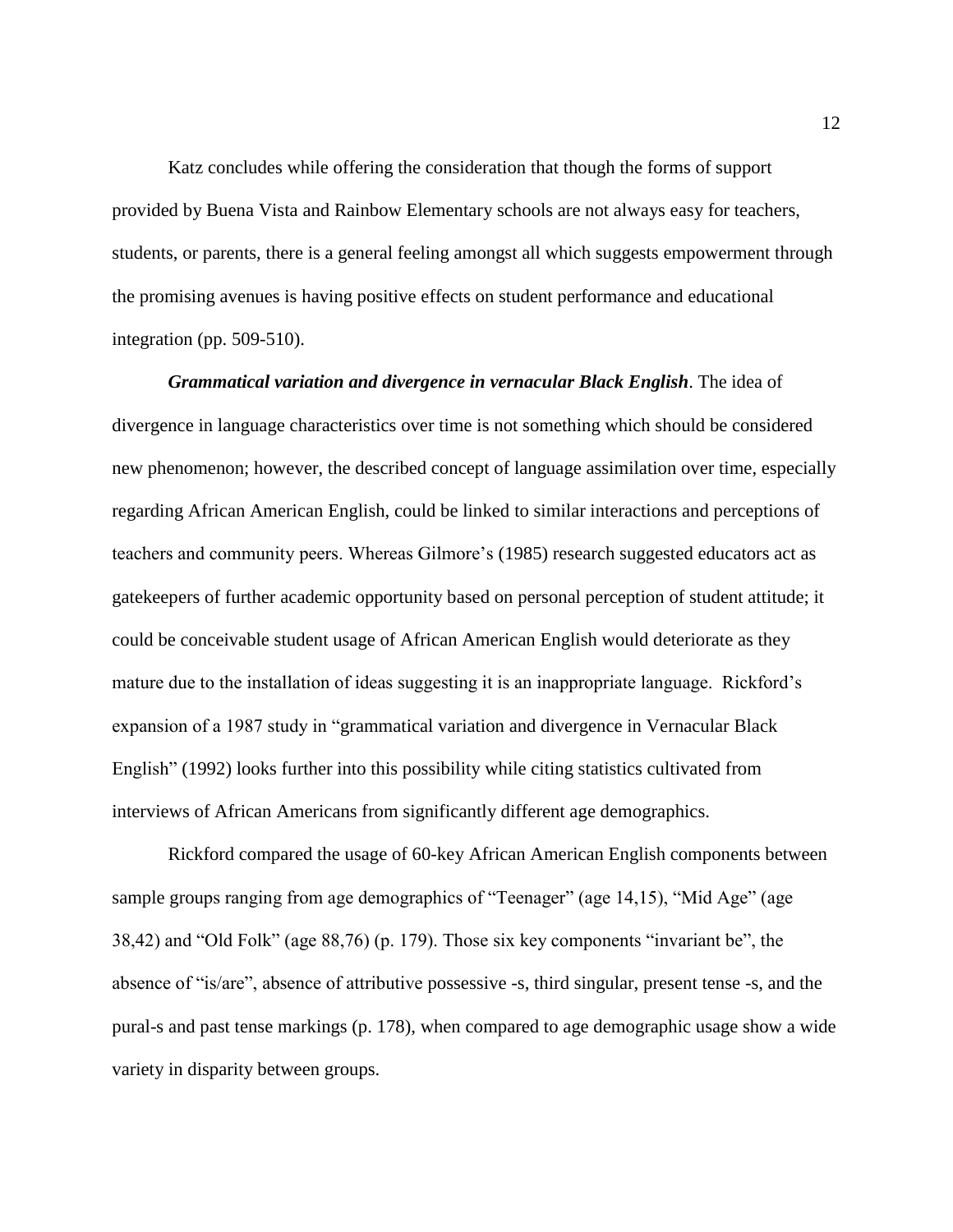Katz concludes while offering the consideration that though the forms of support provided by Buena Vista and Rainbow Elementary schools are not always easy for teachers, students, or parents, there is a general feeling amongst all which suggests empowerment through the promising avenues is having positive effects on student performance and educational integration (pp. 509-510).

***Grammatical variation and divergence in vernacular Black English***. The idea of divergence in language characteristics over time is not something which should be considered new phenomenon; however, the described concept of language assimilation over time, especially regarding African American English, could be linked to similar interactions and perceptions of teachers and community peers. Whereas Gilmore's (1985) research suggested educators act as gatekeepers of further academic opportunity based on personal perception of student attitude; it could be conceivable student usage of African American English would deteriorate as they mature due to the installation of ideas suggesting it is an inappropriate language. Rickford's expansion of a 1987 study in "grammatical variation and divergence in Vernacular Black English" (1992) looks further into this possibility while citing statistics cultivated from interviews of African Americans from significantly different age demographics.

Rickford compared the usage of 60-key African American English components between sample groups ranging from age demographics of "Teenager" (age 14,15), "Mid Age" (age 38,42) and "Old Folk" (age 88,76) (p. 179). Those six key components "invariant be", the absence of "is/are", absence of attributive possessive -s, third singular, present tense -s, and the pural-s and past tense markings (p. 178), when compared to age demographic usage show a wide variety in disparity between groups.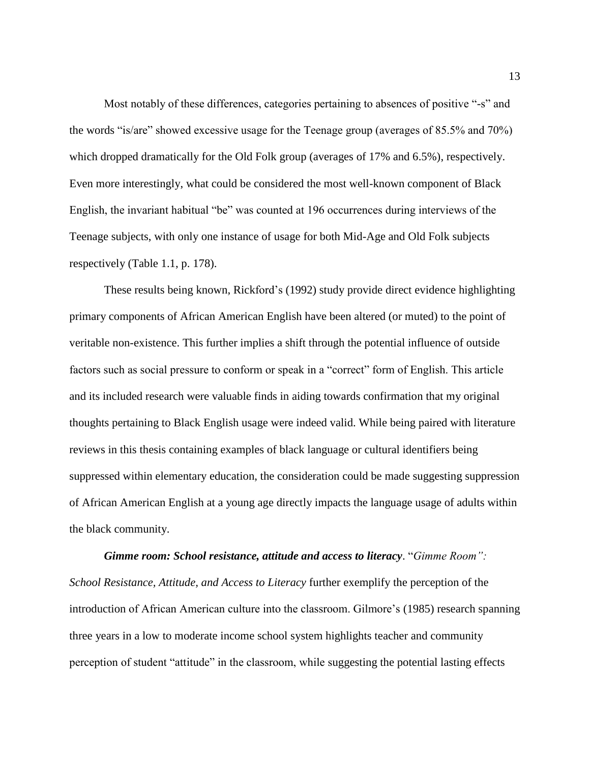Most notably of these differences, categories pertaining to absences of positive "-s" and the words "is/are" showed excessive usage for the Teenage group (averages of 85.5% and 70%) which dropped dramatically for the Old Folk group (averages of 17% and 6.5%), respectively. Even more interestingly, what could be considered the most well-known component of Black English, the invariant habitual "be" was counted at 196 occurrences during interviews of the Teenage subjects, with only one instance of usage for both Mid-Age and Old Folk subjects respectively (Table 1.1, p. 178).

These results being known, Rickford's (1992) study provide direct evidence highlighting primary components of African American English have been altered (or muted) to the point of veritable non-existence. This further implies a shift through the potential influence of outside factors such as social pressure to conform or speak in a "correct" form of English. This article and its included research were valuable finds in aiding towards confirmation that my original thoughts pertaining to Black English usage were indeed valid. While being paired with literature reviews in this thesis containing examples of black language or cultural identifiers being suppressed within elementary education, the consideration could be made suggesting suppression of African American English at a young age directly impacts the language usage of adults within the black community.

***Gimme room: School resistance, attitude and access to literacy***. "*Gimme Room": School Resistance, Attitude, and Access to Literacy* further exemplify the perception of the introduction of African American culture into the classroom. Gilmore's (1985) research spanning three years in a low to moderate income school system highlights teacher and community perception of student "attitude" in the classroom, while suggesting the potential lasting effects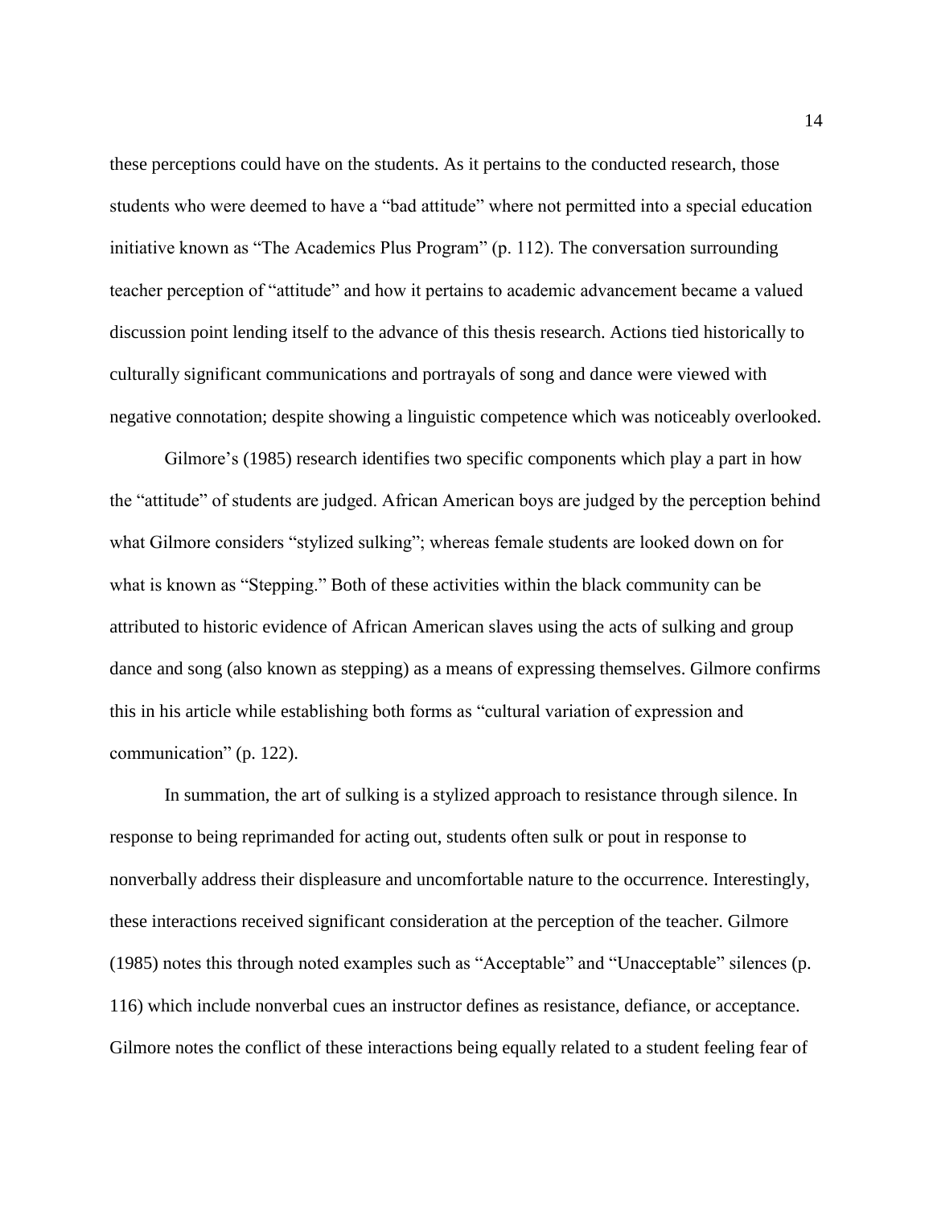these perceptions could have on the students. As it pertains to the conducted research, those students who were deemed to have a "bad attitude" where not permitted into a special education initiative known as "The Academics Plus Program" (p. 112). The conversation surrounding teacher perception of "attitude" and how it pertains to academic advancement became a valued discussion point lending itself to the advance of this thesis research. Actions tied historically to culturally significant communications and portrayals of song and dance were viewed with negative connotation; despite showing a linguistic competence which was noticeably overlooked.

Gilmore's (1985) research identifies two specific components which play a part in how the "attitude" of students are judged. African American boys are judged by the perception behind what Gilmore considers "stylized sulking"; whereas female students are looked down on for what is known as "Stepping." Both of these activities within the black community can be attributed to historic evidence of African American slaves using the acts of sulking and group dance and song (also known as stepping) as a means of expressing themselves. Gilmore confirms this in his article while establishing both forms as "cultural variation of expression and communication" (p. 122).

In summation, the art of sulking is a stylized approach to resistance through silence. In response to being reprimanded for acting out, students often sulk or pout in response to nonverbally address their displeasure and uncomfortable nature to the occurrence. Interestingly, these interactions received significant consideration at the perception of the teacher. Gilmore (1985) notes this through noted examples such as "Acceptable" and "Unacceptable" silences (p. 116) which include nonverbal cues an instructor defines as resistance, defiance, or acceptance. Gilmore notes the conflict of these interactions being equally related to a student feeling fear of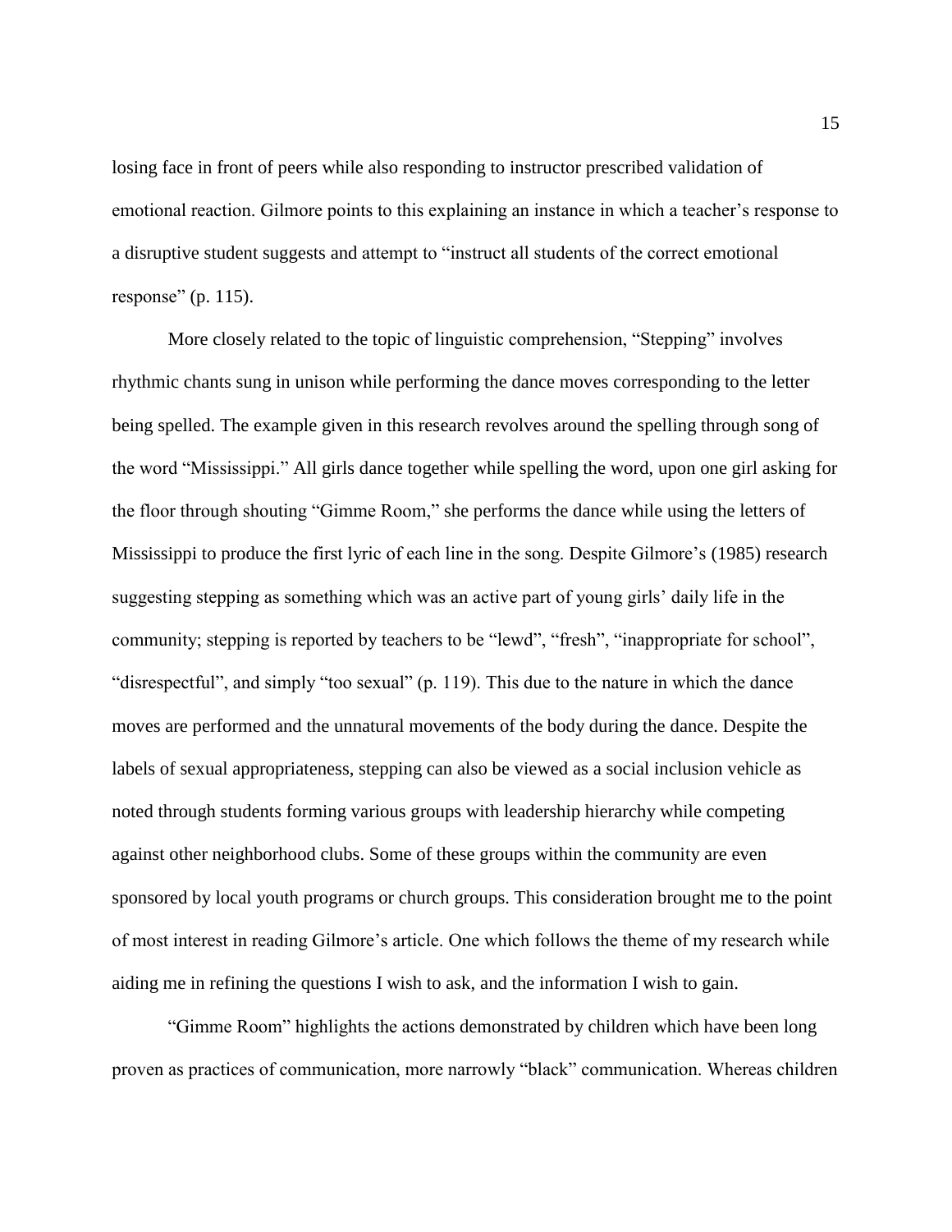losing face in front of peers while also responding to instructor prescribed validation of emotional reaction. Gilmore points to this explaining an instance in which a teacher's response to a disruptive student suggests and attempt to "instruct all students of the correct emotional response" (p. 115).

More closely related to the topic of linguistic comprehension, "Stepping" involves rhythmic chants sung in unison while performing the dance moves corresponding to the letter being spelled. The example given in this research revolves around the spelling through song of the word "Mississippi." All girls dance together while spelling the word, upon one girl asking for the floor through shouting "Gimme Room," she performs the dance while using the letters of Mississippi to produce the first lyric of each line in the song. Despite Gilmore's (1985) research suggesting stepping as something which was an active part of young girls' daily life in the community; stepping is reported by teachers to be "lewd", "fresh", "inappropriate for school", "disrespectful", and simply "too sexual" (p. 119). This due to the nature in which the dance moves are performed and the unnatural movements of the body during the dance. Despite the labels of sexual appropriateness, stepping can also be viewed as a social inclusion vehicle as noted through students forming various groups with leadership hierarchy while competing against other neighborhood clubs. Some of these groups within the community are even sponsored by local youth programs or church groups. This consideration brought me to the point of most interest in reading Gilmore's article. One which follows the theme of my research while aiding me in refining the questions I wish to ask, and the information I wish to gain.

"Gimme Room" highlights the actions demonstrated by children which have been long proven as practices of communication, more narrowly "black" communication. Whereas children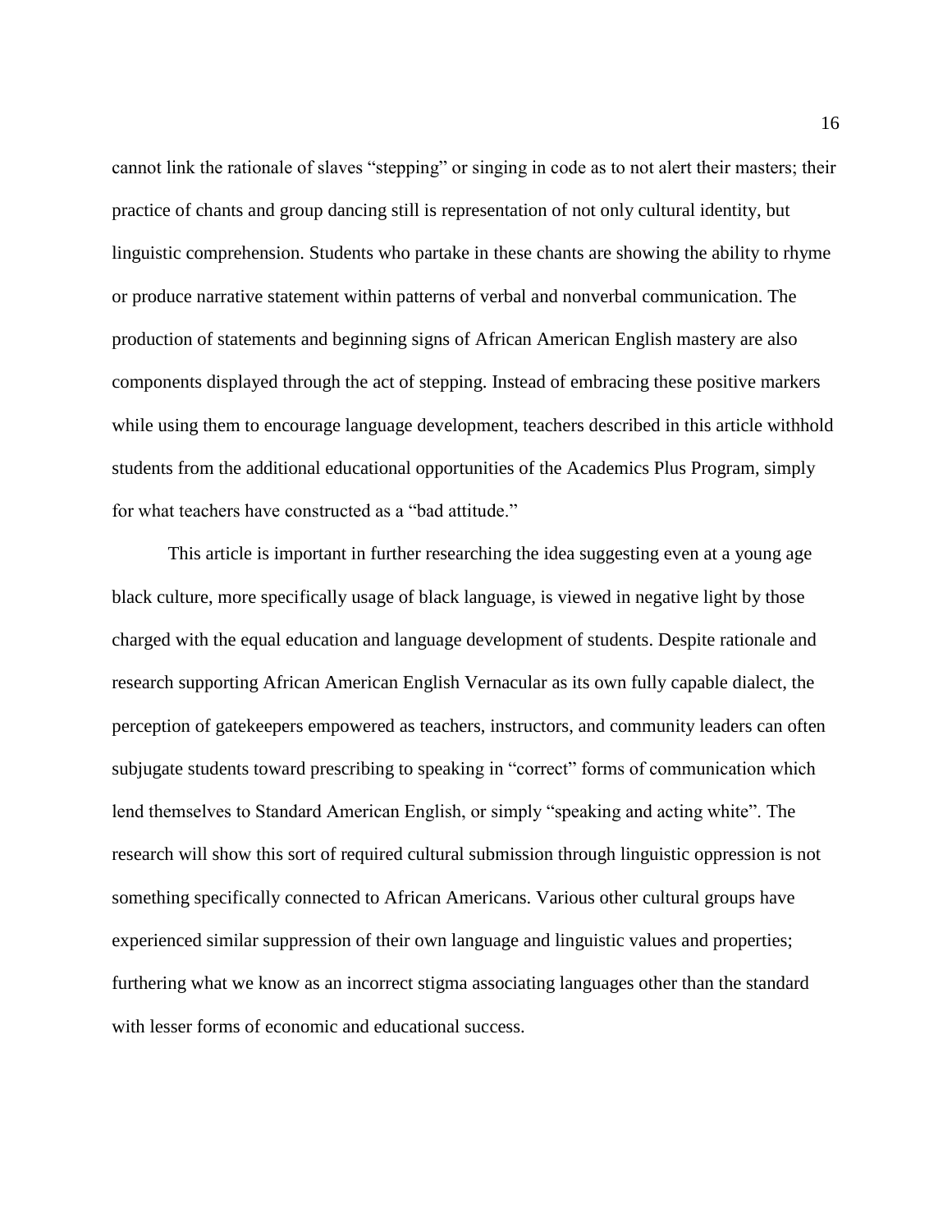cannot link the rationale of slaves "stepping" or singing in code as to not alert their masters; their practice of chants and group dancing still is representation of not only cultural identity, but linguistic comprehension. Students who partake in these chants are showing the ability to rhyme or produce narrative statement within patterns of verbal and nonverbal communication. The production of statements and beginning signs of African American English mastery are also components displayed through the act of stepping. Instead of embracing these positive markers while using them to encourage language development, teachers described in this article withhold students from the additional educational opportunities of the Academics Plus Program, simply for what teachers have constructed as a "bad attitude."

This article is important in further researching the idea suggesting even at a young age black culture, more specifically usage of black language, is viewed in negative light by those charged with the equal education and language development of students. Despite rationale and research supporting African American English Vernacular as its own fully capable dialect, the perception of gatekeepers empowered as teachers, instructors, and community leaders can often subjugate students toward prescribing to speaking in "correct" forms of communication which lend themselves to Standard American English, or simply "speaking and acting white". The research will show this sort of required cultural submission through linguistic oppression is not something specifically connected to African Americans. Various other cultural groups have experienced similar suppression of their own language and linguistic values and properties; furthering what we know as an incorrect stigma associating languages other than the standard with lesser forms of economic and educational success.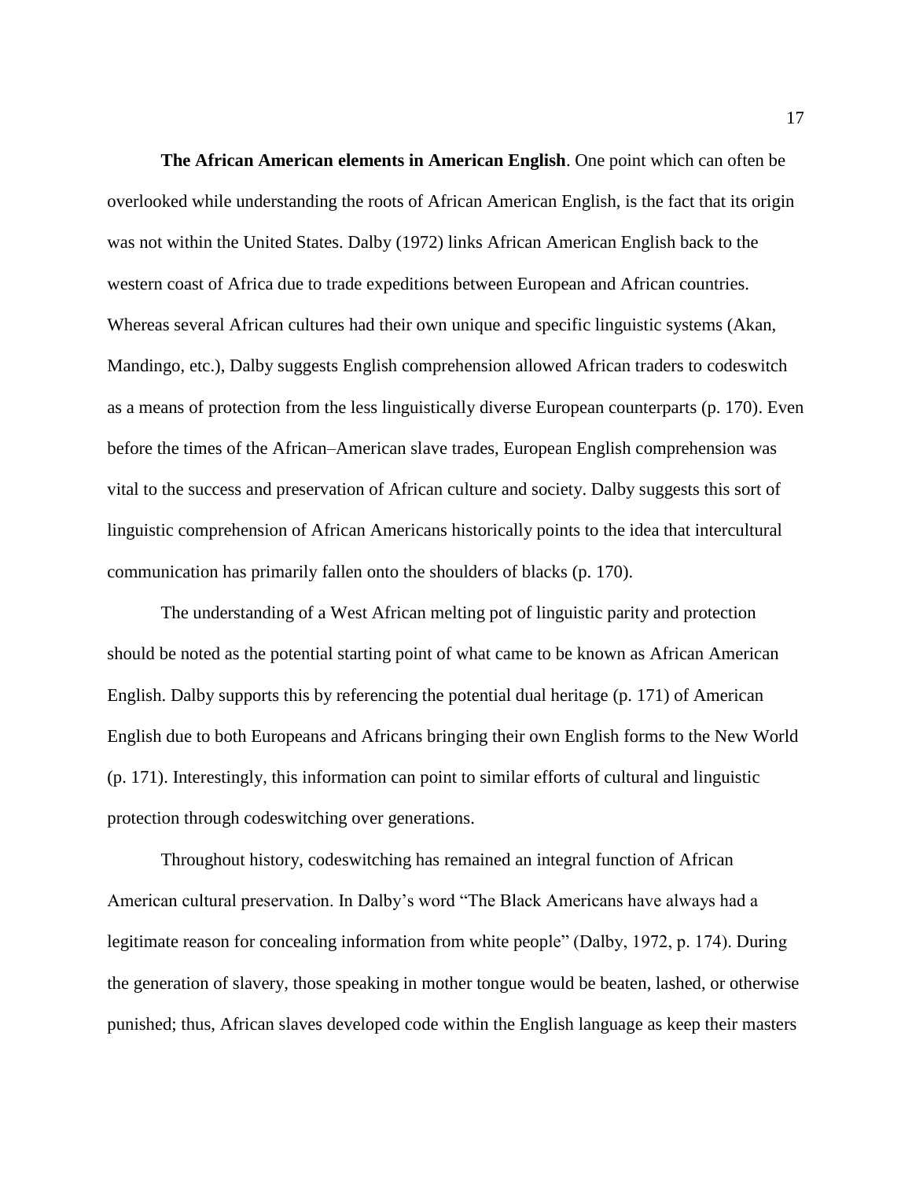**The African American elements in American English**. One point which can often be overlooked while understanding the roots of African American English, is the fact that its origin was not within the United States. Dalby (1972) links African American English back to the western coast of Africa due to trade expeditions between European and African countries. Whereas several African cultures had their own unique and specific linguistic systems (Akan, Mandingo, etc.), Dalby suggests English comprehension allowed African traders to codeswitch as a means of protection from the less linguistically diverse European counterparts (p. 170). Even before the times of the African–American slave trades, European English comprehension was vital to the success and preservation of African culture and society. Dalby suggests this sort of linguistic comprehension of African Americans historically points to the idea that intercultural communication has primarily fallen onto the shoulders of blacks (p. 170).

The understanding of a West African melting pot of linguistic parity and protection should be noted as the potential starting point of what came to be known as African American English. Dalby supports this by referencing the potential dual heritage (p. 171) of American English due to both Europeans and Africans bringing their own English forms to the New World (p. 171). Interestingly, this information can point to similar efforts of cultural and linguistic protection through codeswitching over generations.

Throughout history, codeswitching has remained an integral function of African American cultural preservation. In Dalby's word "The Black Americans have always had a legitimate reason for concealing information from white people" (Dalby, 1972, p. 174). During the generation of slavery, those speaking in mother tongue would be beaten, lashed, or otherwise punished; thus, African slaves developed code within the English language as keep their masters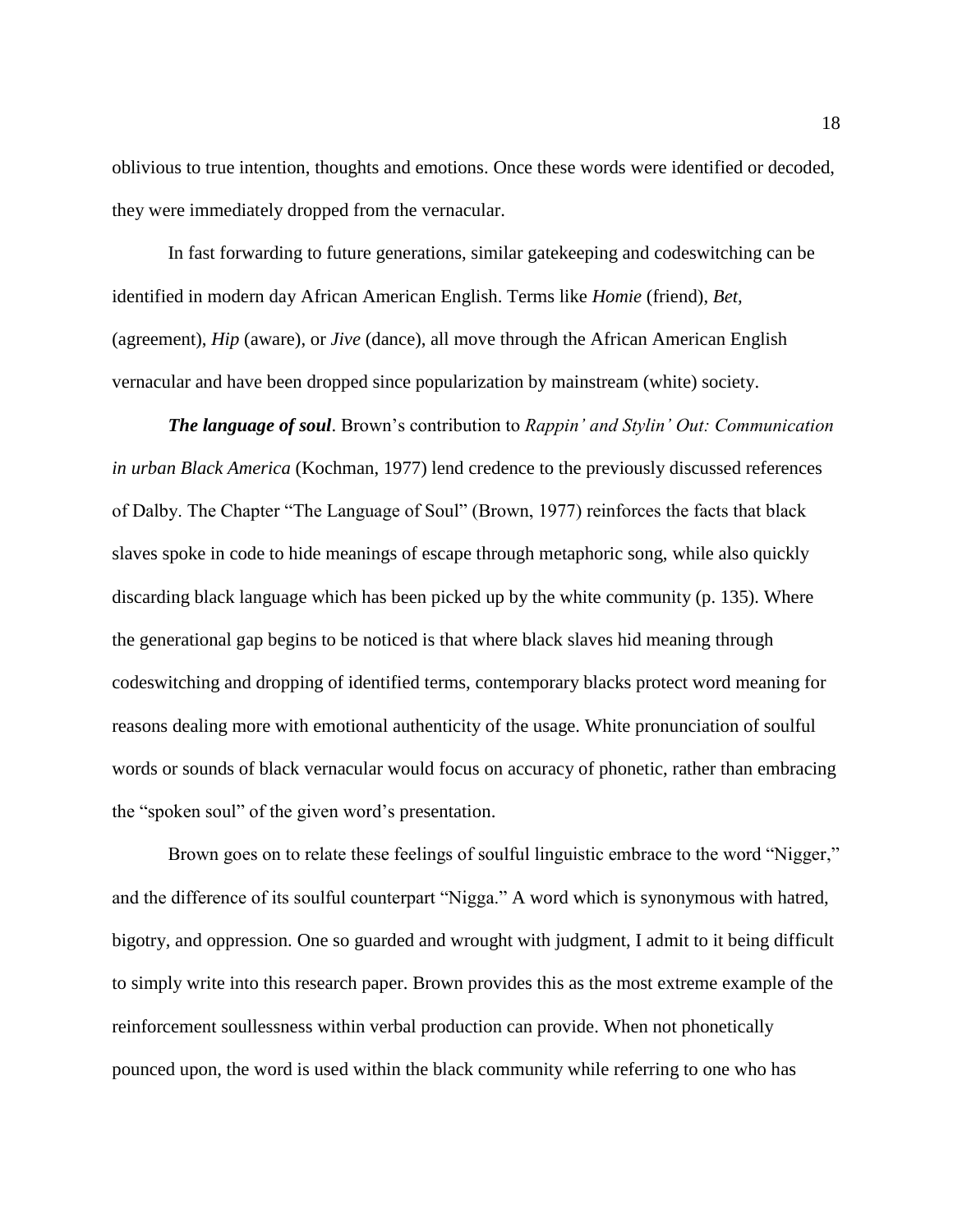oblivious to true intention, thoughts and emotions. Once these words were identified or decoded, they were immediately dropped from the vernacular.

In fast forwarding to future generations, similar gatekeeping and codeswitching can be identified in modern day African American English. Terms like *Homie* (friend), *Bet*, (agreement), *Hip* (aware), or *Jive* (dance), all move through the African American English vernacular and have been dropped since popularization by mainstream (white) society.

***The language of soul***. Brown's contribution to *Rappin' and Stylin' Out: Communication in urban Black America* (Kochman, 1977) lend credence to the previously discussed references of Dalby. The Chapter "The Language of Soul" (Brown, 1977) reinforces the facts that black slaves spoke in code to hide meanings of escape through metaphoric song, while also quickly discarding black language which has been picked up by the white community (p. 135). Where the generational gap begins to be noticed is that where black slaves hid meaning through codeswitching and dropping of identified terms, contemporary blacks protect word meaning for reasons dealing more with emotional authenticity of the usage. White pronunciation of soulful words or sounds of black vernacular would focus on accuracy of phonetic, rather than embracing the "spoken soul" of the given word's presentation.

Brown goes on to relate these feelings of soulful linguistic embrace to the word "Nigger," and the difference of its soulful counterpart "Nigga." A word which is synonymous with hatred, bigotry, and oppression. One so guarded and wrought with judgment, I admit to it being difficult to simply write into this research paper. Brown provides this as the most extreme example of the reinforcement soullessness within verbal production can provide. When not phonetically pounced upon, the word is used within the black community while referring to one who has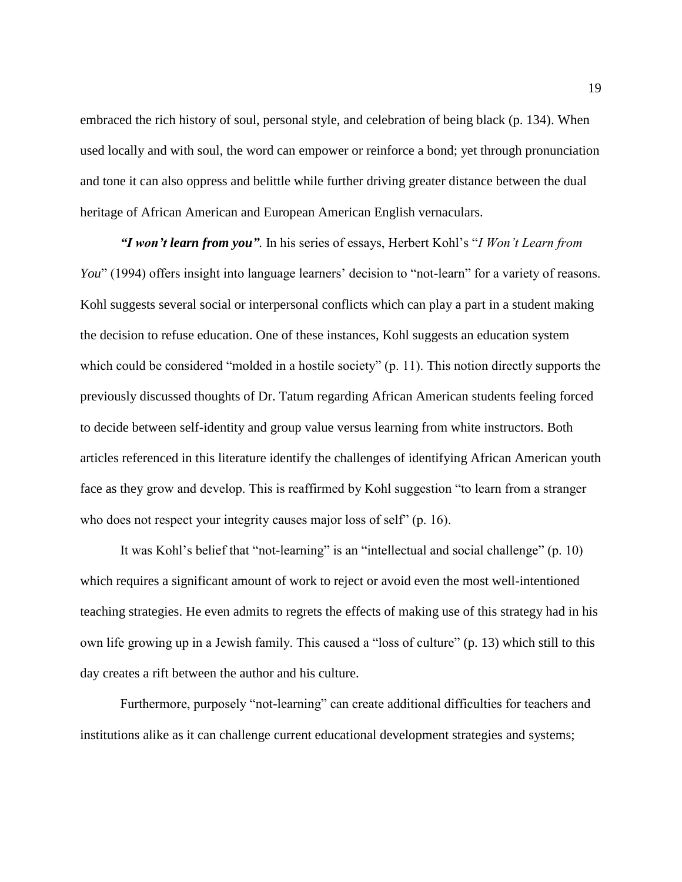embraced the rich history of soul, personal style, and celebration of being black (p. 134). When used locally and with soul, the word can empower or reinforce a bond; yet through pronunciation and tone it can also oppress and belittle while further driving greater distance between the dual heritage of African American and European American English vernaculars.

***"I won't learn from you".*** In his series of essays, Herbert Kohl's "*I Won't Learn from You*" (1994) offers insight into language learners' decision to "not-learn" for a variety of reasons. Kohl suggests several social or interpersonal conflicts which can play a part in a student making the decision to refuse education. One of these instances, Kohl suggests an education system which could be considered "molded in a hostile society" (p. 11). This notion directly supports the previously discussed thoughts of Dr. Tatum regarding African American students feeling forced to decide between self-identity and group value versus learning from white instructors. Both articles referenced in this literature identify the challenges of identifying African American youth face as they grow and develop. This is reaffirmed by Kohl suggestion "to learn from a stranger who does not respect your integrity causes major loss of self" (p. 16).

It was Kohl's belief that "not-learning" is an "intellectual and social challenge" (p. 10) which requires a significant amount of work to reject or avoid even the most well-intentioned teaching strategies. He even admits to regrets the effects of making use of this strategy had in his own life growing up in a Jewish family. This caused a "loss of culture" (p. 13) which still to this day creates a rift between the author and his culture.

Furthermore, purposely "not-learning" can create additional difficulties for teachers and institutions alike as it can challenge current educational development strategies and systems;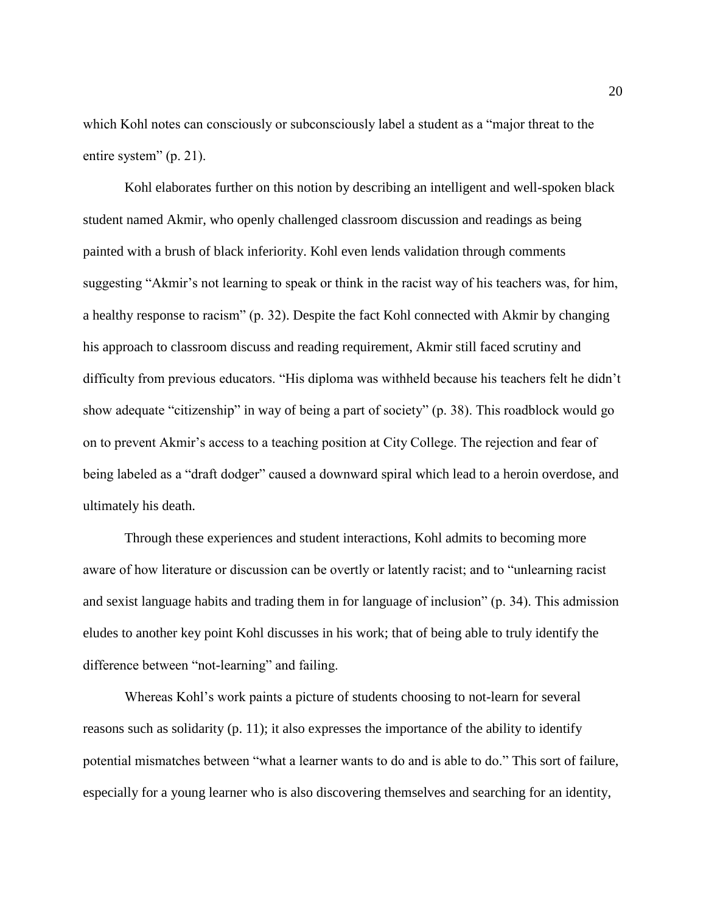which Kohl notes can consciously or subconsciously label a student as a "major threat to the entire system" (p. 21).

Kohl elaborates further on this notion by describing an intelligent and well-spoken black student named Akmir, who openly challenged classroom discussion and readings as being painted with a brush of black inferiority. Kohl even lends validation through comments suggesting "Akmir's not learning to speak or think in the racist way of his teachers was, for him, a healthy response to racism" (p. 32). Despite the fact Kohl connected with Akmir by changing his approach to classroom discuss and reading requirement, Akmir still faced scrutiny and difficulty from previous educators. "His diploma was withheld because his teachers felt he didn't show adequate "citizenship" in way of being a part of society" (p. 38). This roadblock would go on to prevent Akmir's access to a teaching position at City College. The rejection and fear of being labeled as a "draft dodger" caused a downward spiral which lead to a heroin overdose, and ultimately his death.

Through these experiences and student interactions, Kohl admits to becoming more aware of how literature or discussion can be overtly or latently racist; and to "unlearning racist and sexist language habits and trading them in for language of inclusion" (p. 34). This admission eludes to another key point Kohl discusses in his work; that of being able to truly identify the difference between "not-learning" and failing.

Whereas Kohl's work paints a picture of students choosing to not-learn for several reasons such as solidarity (p. 11); it also expresses the importance of the ability to identify potential mismatches between "what a learner wants to do and is able to do." This sort of failure, especially for a young learner who is also discovering themselves and searching for an identity,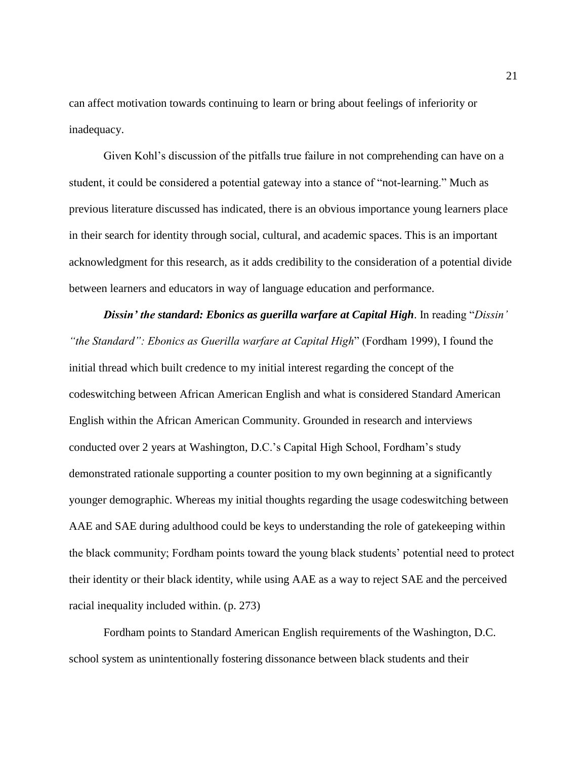can affect motivation towards continuing to learn or bring about feelings of inferiority or inadequacy.

Given Kohl's discussion of the pitfalls true failure in not comprehending can have on a student, it could be considered a potential gateway into a stance of "not-learning." Much as previous literature discussed has indicated, there is an obvious importance young learners place in their search for identity through social, cultural, and academic spaces. This is an important acknowledgment for this research, as it adds credibility to the consideration of a potential divide between learners and educators in way of language education and performance.

***Dissin' the standard: Ebonics as guerilla warfare at Capital High***. In reading "*Dissin' "the Standard": Ebonics as Guerilla warfare at Capital High*" (Fordham 1999), I found the initial thread which built credence to my initial interest regarding the concept of the codeswitching between African American English and what is considered Standard American English within the African American Community. Grounded in research and interviews conducted over 2 years at Washington, D.C.'s Capital High School, Fordham's study demonstrated rationale supporting a counter position to my own beginning at a significantly younger demographic. Whereas my initial thoughts regarding the usage codeswitching between AAE and SAE during adulthood could be keys to understanding the role of gatekeeping within the black community; Fordham points toward the young black students' potential need to protect their identity or their black identity, while using AAE as a way to reject SAE and the perceived racial inequality included within. (p. 273)

Fordham points to Standard American English requirements of the Washington, D.C. school system as unintentionally fostering dissonance between black students and their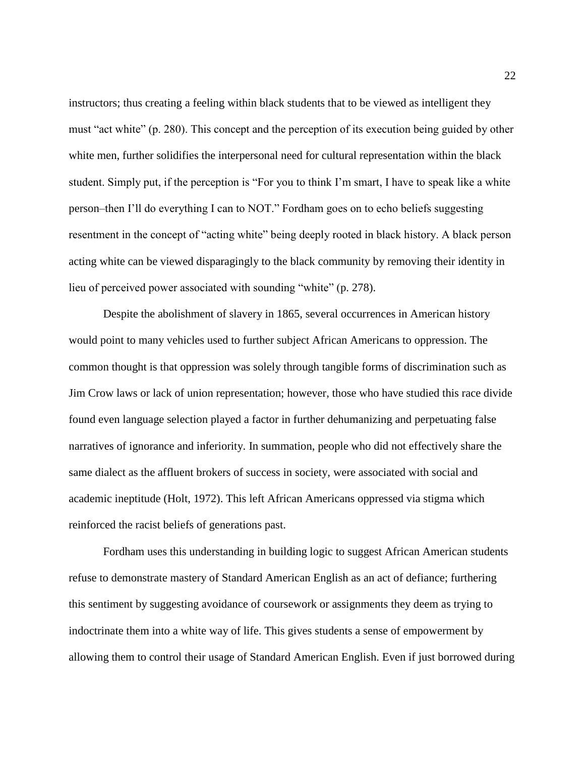instructors; thus creating a feeling within black students that to be viewed as intelligent they must "act white" (p. 280). This concept and the perception of its execution being guided by other white men, further solidifies the interpersonal need for cultural representation within the black student. Simply put, if the perception is "For you to think I'm smart, I have to speak like a white person–then I'll do everything I can to NOT." Fordham goes on to echo beliefs suggesting resentment in the concept of "acting white" being deeply rooted in black history. A black person acting white can be viewed disparagingly to the black community by removing their identity in lieu of perceived power associated with sounding "white" (p. 278).

Despite the abolishment of slavery in 1865, several occurrences in American history would point to many vehicles used to further subject African Americans to oppression. The common thought is that oppression was solely through tangible forms of discrimination such as Jim Crow laws or lack of union representation; however, those who have studied this race divide found even language selection played a factor in further dehumanizing and perpetuating false narratives of ignorance and inferiority. In summation, people who did not effectively share the same dialect as the affluent brokers of success in society, were associated with social and academic ineptitude (Holt, 1972). This left African Americans oppressed via stigma which reinforced the racist beliefs of generations past.

Fordham uses this understanding in building logic to suggest African American students refuse to demonstrate mastery of Standard American English as an act of defiance; furthering this sentiment by suggesting avoidance of coursework or assignments they deem as trying to indoctrinate them into a white way of life. This gives students a sense of empowerment by allowing them to control their usage of Standard American English. Even if just borrowed during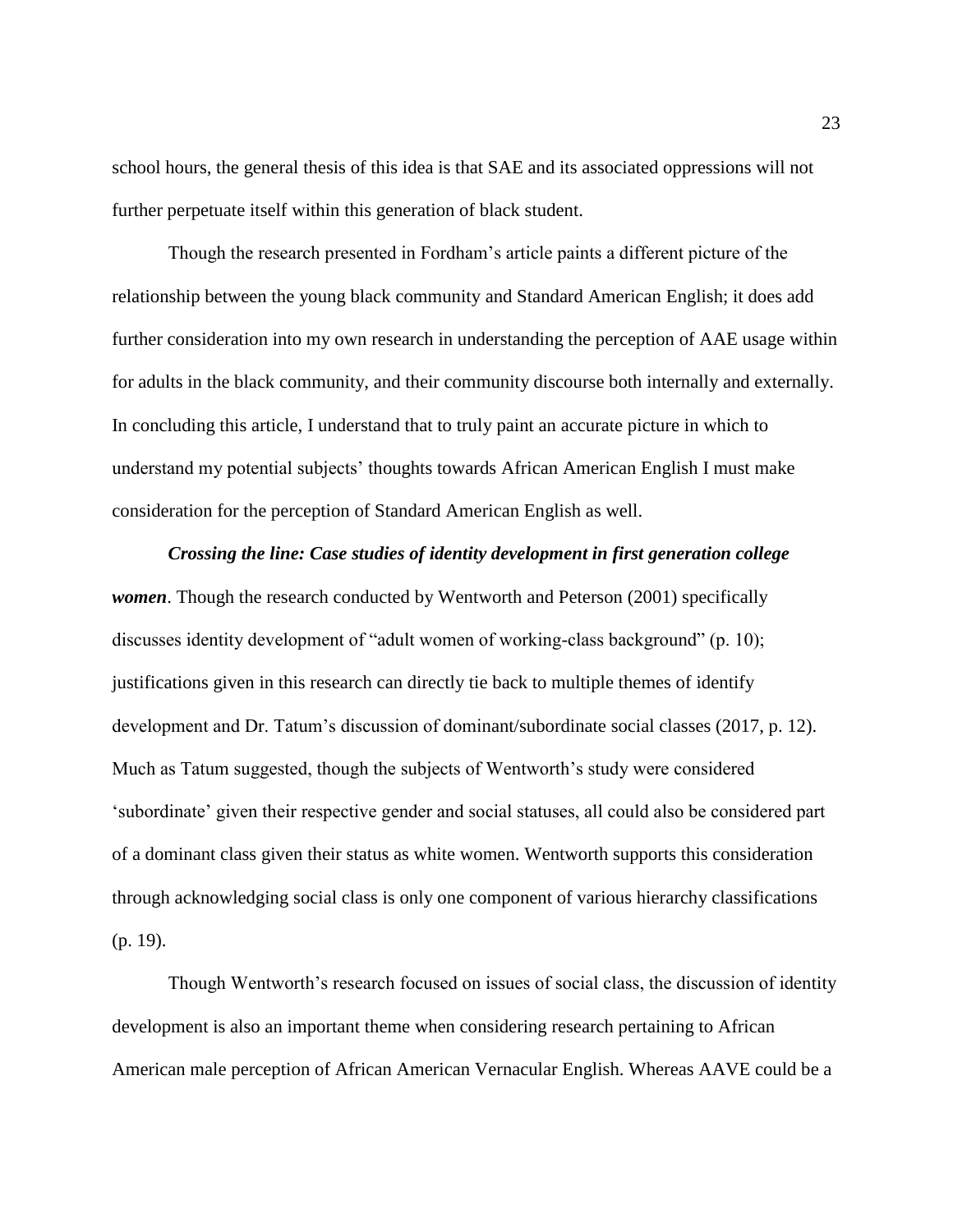school hours, the general thesis of this idea is that SAE and its associated oppressions will not further perpetuate itself within this generation of black student.

Though the research presented in Fordham's article paints a different picture of the relationship between the young black community and Standard American English; it does add further consideration into my own research in understanding the perception of AAE usage within for adults in the black community, and their community discourse both internally and externally. In concluding this article, I understand that to truly paint an accurate picture in which to understand my potential subjects' thoughts towards African American English I must make consideration for the perception of Standard American English as well.

***Crossing the line: Case studies of identity development in first generation college women***. Though the research conducted by Wentworth and Peterson (2001) specifically discusses identity development of "adult women of working-class background" (p. 10); justifications given in this research can directly tie back to multiple themes of identify development and Dr. Tatum's discussion of dominant/subordinate social classes (2017, p. 12). Much as Tatum suggested, though the subjects of Wentworth's study were considered 'subordinate' given their respective gender and social statuses, all could also be considered part of a dominant class given their status as white women. Wentworth supports this consideration through acknowledging social class is only one component of various hierarchy classifications (p. 19).

Though Wentworth's research focused on issues of social class, the discussion of identity development is also an important theme when considering research pertaining to African American male perception of African American Vernacular English. Whereas AAVE could be a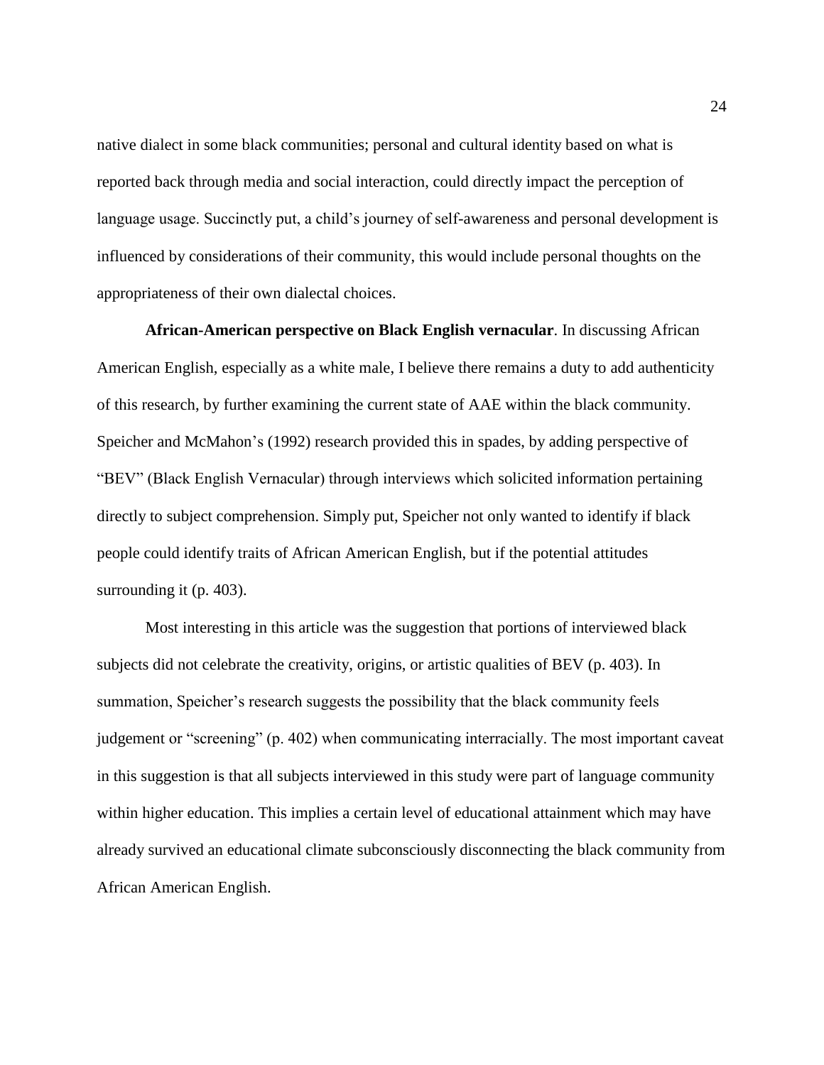native dialect in some black communities; personal and cultural identity based on what is reported back through media and social interaction, could directly impact the perception of language usage. Succinctly put, a child's journey of self-awareness and personal development is influenced by considerations of their community, this would include personal thoughts on the appropriateness of their own dialectal choices.

**African-American perspective on Black English vernacular**. In discussing African American English, especially as a white male, I believe there remains a duty to add authenticity of this research, by further examining the current state of AAE within the black community. Speicher and McMahon's (1992) research provided this in spades, by adding perspective of "BEV" (Black English Vernacular) through interviews which solicited information pertaining directly to subject comprehension. Simply put, Speicher not only wanted to identify if black people could identify traits of African American English, but if the potential attitudes surrounding it (p. 403).

Most interesting in this article was the suggestion that portions of interviewed black subjects did not celebrate the creativity, origins, or artistic qualities of BEV (p. 403). In summation, Speicher's research suggests the possibility that the black community feels judgement or "screening" (p. 402) when communicating interracially. The most important caveat in this suggestion is that all subjects interviewed in this study were part of language community within higher education. This implies a certain level of educational attainment which may have already survived an educational climate subconsciously disconnecting the black community from African American English.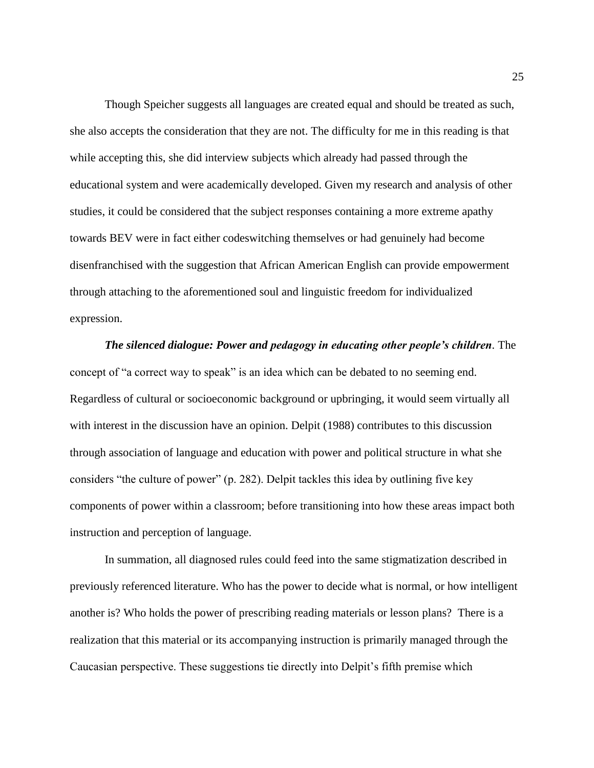Though Speicher suggests all languages are created equal and should be treated as such, she also accepts the consideration that they are not. The difficulty for me in this reading is that while accepting this, she did interview subjects which already had passed through the educational system and were academically developed. Given my research and analysis of other studies, it could be considered that the subject responses containing a more extreme apathy towards BEV were in fact either codeswitching themselves or had genuinely had become disenfranchised with the suggestion that African American English can provide empowerment through attaching to the aforementioned soul and linguistic freedom for individualized expression.

***The silenced dialogue: Power and pedagogy in educating other people's children*.** The concept of "a correct way to speak" is an idea which can be debated to no seeming end. Regardless of cultural or socioeconomic background or upbringing, it would seem virtually all with interest in the discussion have an opinion. Delpit (1988) contributes to this discussion through association of language and education with power and political structure in what she considers "the culture of power" (p. 282). Delpit tackles this idea by outlining five key components of power within a classroom; before transitioning into how these areas impact both instruction and perception of language.

In summation, all diagnosed rules could feed into the same stigmatization described in previously referenced literature. Who has the power to decide what is normal, or how intelligent another is? Who holds the power of prescribing reading materials or lesson plans? There is a realization that this material or its accompanying instruction is primarily managed through the Caucasian perspective. These suggestions tie directly into Delpit's fifth premise which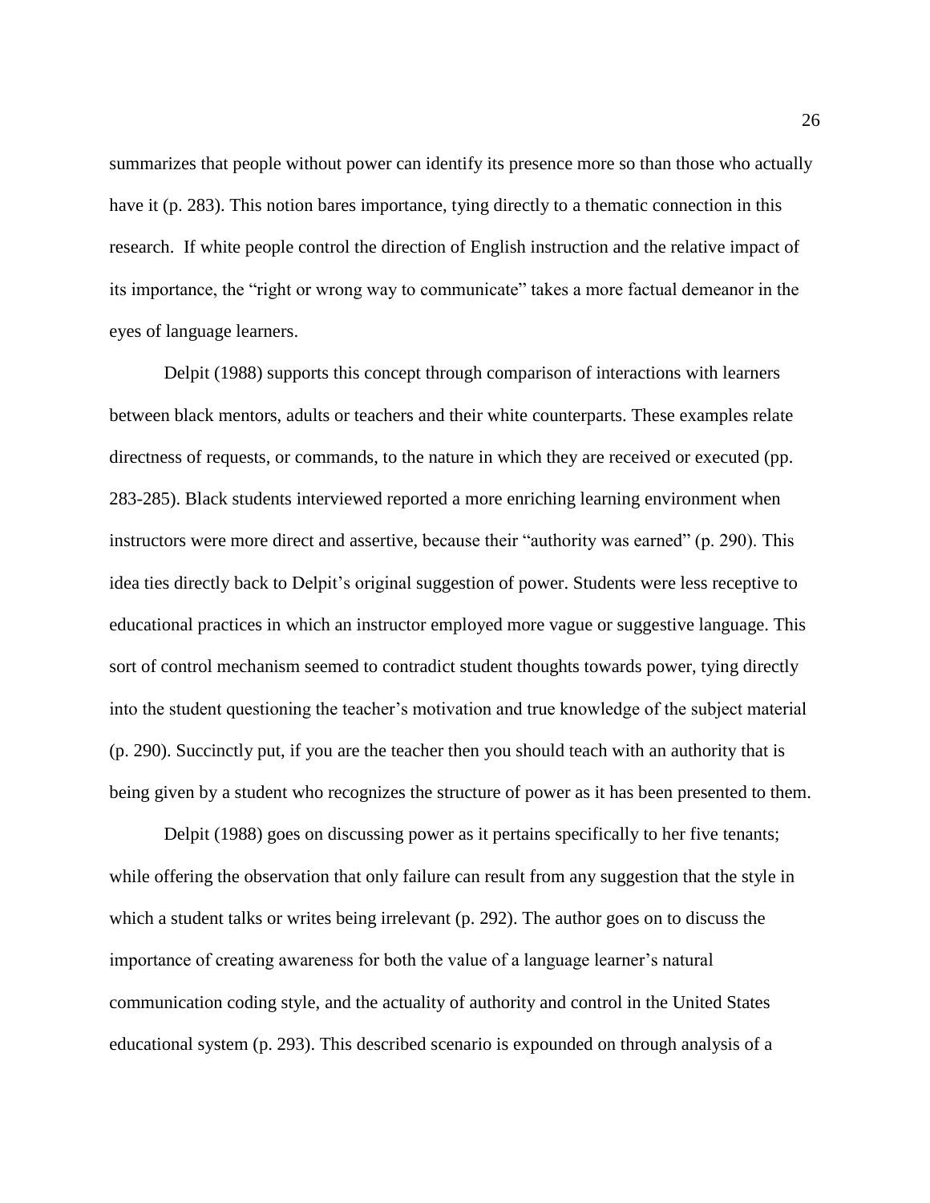summarizes that people without power can identify its presence more so than those who actually have it (p. 283). This notion bares importance, tying directly to a thematic connection in this research. If white people control the direction of English instruction and the relative impact of its importance, the "right or wrong way to communicate" takes a more factual demeanor in the eyes of language learners.

Delpit (1988) supports this concept through comparison of interactions with learners between black mentors, adults or teachers and their white counterparts. These examples relate directness of requests, or commands, to the nature in which they are received or executed (pp. 283-285). Black students interviewed reported a more enriching learning environment when instructors were more direct and assertive, because their "authority was earned" (p. 290). This idea ties directly back to Delpit's original suggestion of power. Students were less receptive to educational practices in which an instructor employed more vague or suggestive language. This sort of control mechanism seemed to contradict student thoughts towards power, tying directly into the student questioning the teacher's motivation and true knowledge of the subject material (p. 290). Succinctly put, if you are the teacher then you should teach with an authority that is being given by a student who recognizes the structure of power as it has been presented to them.

Delpit (1988) goes on discussing power as it pertains specifically to her five tenants; while offering the observation that only failure can result from any suggestion that the style in which a student talks or writes being irrelevant (p. 292). The author goes on to discuss the importance of creating awareness for both the value of a language learner's natural communication coding style, and the actuality of authority and control in the United States educational system (p. 293). This described scenario is expounded on through analysis of a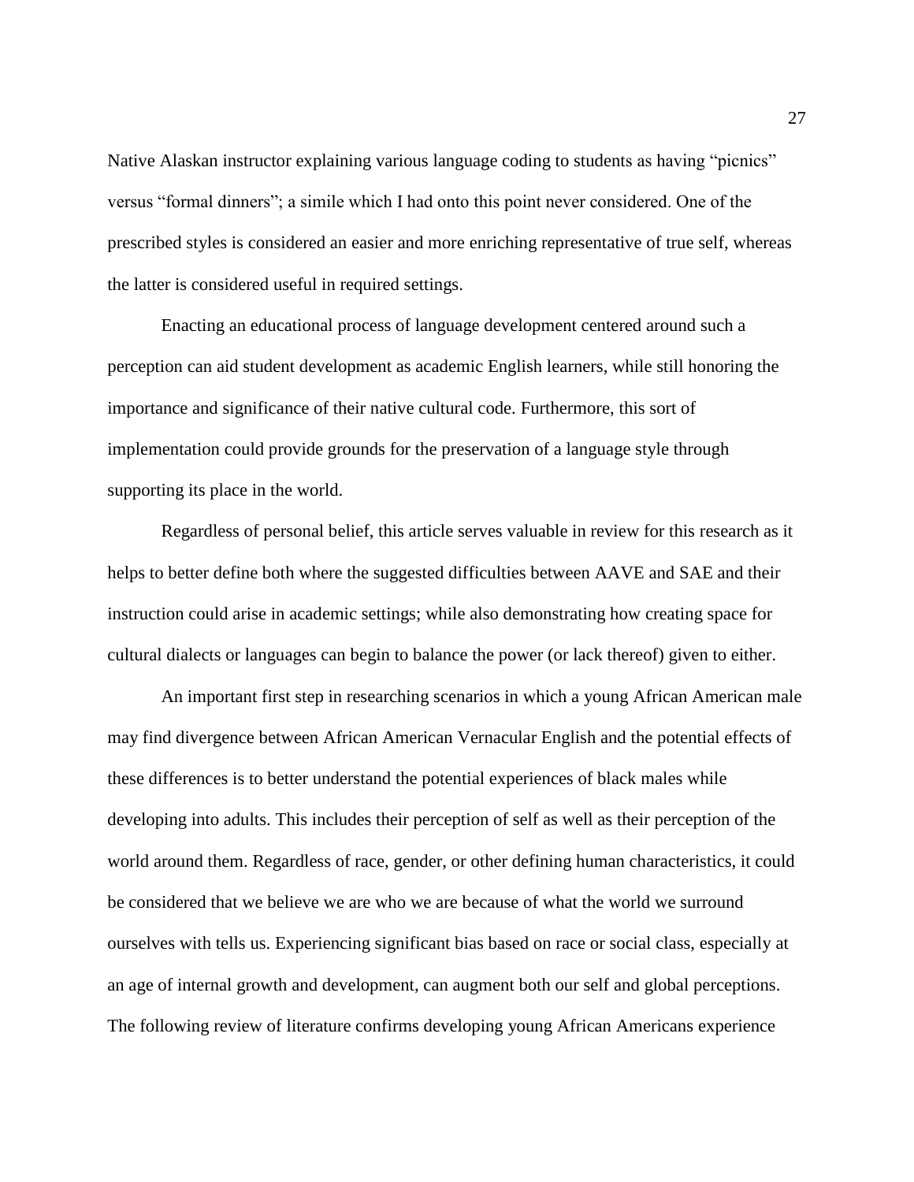Native Alaskan instructor explaining various language coding to students as having "picnics" versus "formal dinners"; a simile which I had onto this point never considered. One of the prescribed styles is considered an easier and more enriching representative of true self, whereas the latter is considered useful in required settings.

Enacting an educational process of language development centered around such a perception can aid student development as academic English learners, while still honoring the importance and significance of their native cultural code. Furthermore, this sort of implementation could provide grounds for the preservation of a language style through supporting its place in the world.

Regardless of personal belief, this article serves valuable in review for this research as it helps to better define both where the suggested difficulties between AAVE and SAE and their instruction could arise in academic settings; while also demonstrating how creating space for cultural dialects or languages can begin to balance the power (or lack thereof) given to either.

An important first step in researching scenarios in which a young African American male may find divergence between African American Vernacular English and the potential effects of these differences is to better understand the potential experiences of black males while developing into adults. This includes their perception of self as well as their perception of the world around them. Regardless of race, gender, or other defining human characteristics, it could be considered that we believe we are who we are because of what the world we surround ourselves with tells us. Experiencing significant bias based on race or social class, especially at an age of internal growth and development, can augment both our self and global perceptions. The following review of literature confirms developing young African Americans experience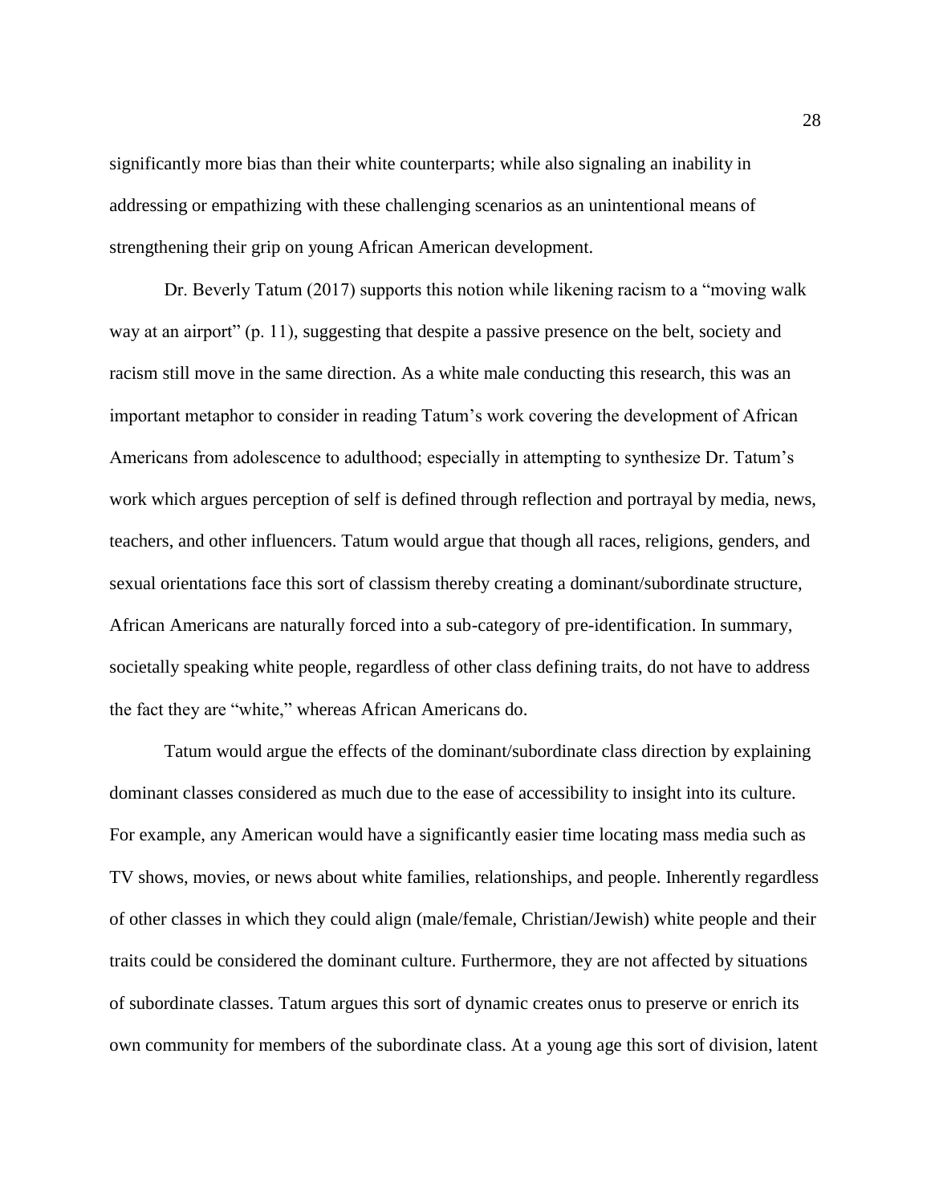significantly more bias than their white counterparts; while also signaling an inability in addressing or empathizing with these challenging scenarios as an unintentional means of strengthening their grip on young African American development.

Dr. Beverly Tatum (2017) supports this notion while likening racism to a "moving walk way at an airport" (p. 11), suggesting that despite a passive presence on the belt, society and racism still move in the same direction. As a white male conducting this research, this was an important metaphor to consider in reading Tatum's work covering the development of African Americans from adolescence to adulthood; especially in attempting to synthesize Dr. Tatum's work which argues perception of self is defined through reflection and portrayal by media, news, teachers, and other influencers. Tatum would argue that though all races, religions, genders, and sexual orientations face this sort of classism thereby creating a dominant/subordinate structure, African Americans are naturally forced into a sub-category of pre-identification. In summary, societally speaking white people, regardless of other class defining traits, do not have to address the fact they are "white," whereas African Americans do.

Tatum would argue the effects of the dominant/subordinate class direction by explaining dominant classes considered as much due to the ease of accessibility to insight into its culture. For example, any American would have a significantly easier time locating mass media such as TV shows, movies, or news about white families, relationships, and people. Inherently regardless of other classes in which they could align (male/female, Christian/Jewish) white people and their traits could be considered the dominant culture. Furthermore, they are not affected by situations of subordinate classes. Tatum argues this sort of dynamic creates onus to preserve or enrich its own community for members of the subordinate class. At a young age this sort of division, latent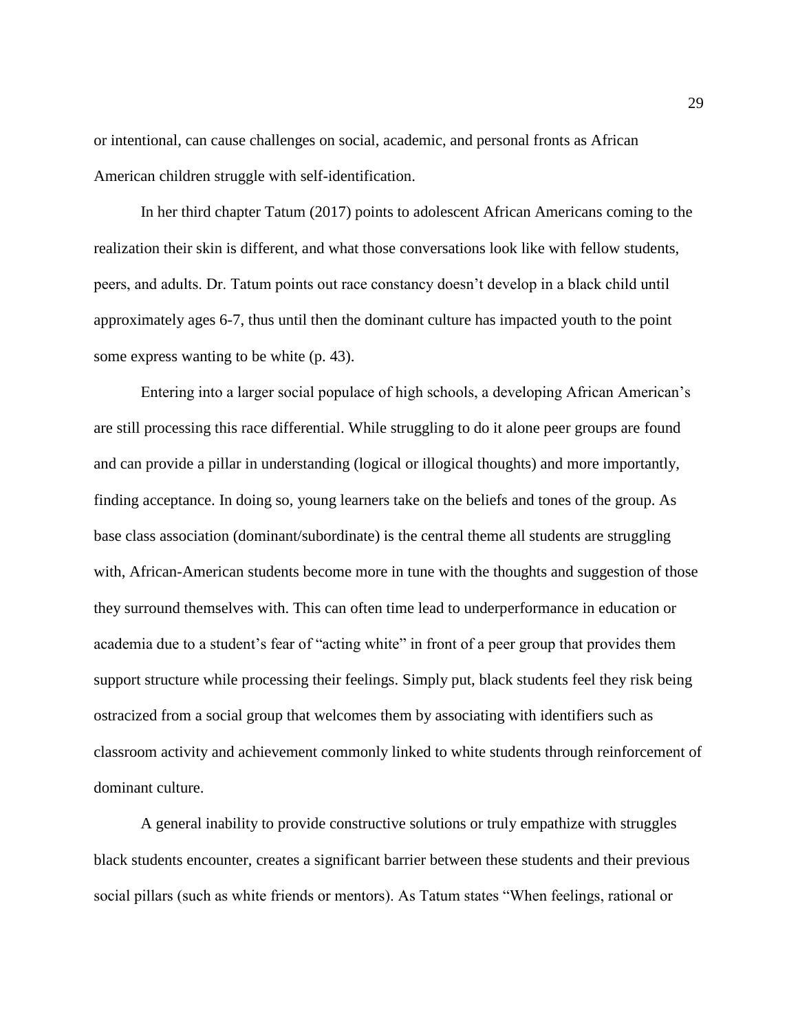or intentional, can cause challenges on social, academic, and personal fronts as African American children struggle with self-identification.

In her third chapter Tatum (2017) points to adolescent African Americans coming to the realization their skin is different, and what those conversations look like with fellow students, peers, and adults. Dr. Tatum points out race constancy doesn't develop in a black child until approximately ages 6-7, thus until then the dominant culture has impacted youth to the point some express wanting to be white (p. 43).

Entering into a larger social populace of high schools, a developing African American's are still processing this race differential. While struggling to do it alone peer groups are found and can provide a pillar in understanding (logical or illogical thoughts) and more importantly, finding acceptance. In doing so, young learners take on the beliefs and tones of the group. As base class association (dominant/subordinate) is the central theme all students are struggling with, African-American students become more in tune with the thoughts and suggestion of those they surround themselves with. This can often time lead to underperformance in education or academia due to a student's fear of "acting white" in front of a peer group that provides them support structure while processing their feelings. Simply put, black students feel they risk being ostracized from a social group that welcomes them by associating with identifiers such as classroom activity and achievement commonly linked to white students through reinforcement of dominant culture.

A general inability to provide constructive solutions or truly empathize with struggles black students encounter, creates a significant barrier between these students and their previous social pillars (such as white friends or mentors). As Tatum states "When feelings, rational or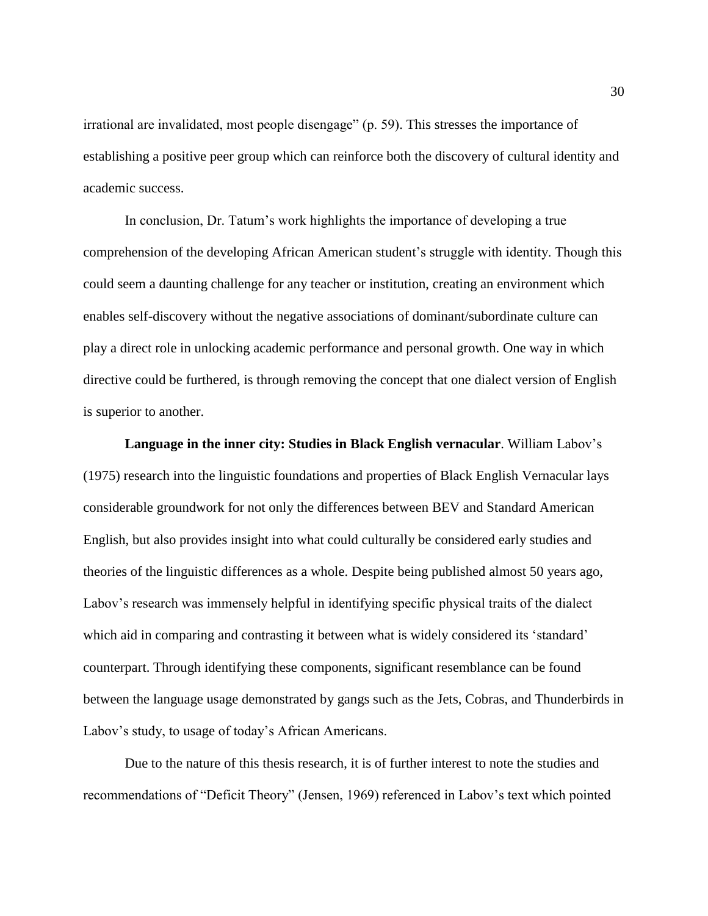irrational are invalidated, most people disengage" (p. 59). This stresses the importance of establishing a positive peer group which can reinforce both the discovery of cultural identity and academic success.

In conclusion, Dr. Tatum's work highlights the importance of developing a true comprehension of the developing African American student's struggle with identity. Though this could seem a daunting challenge for any teacher or institution, creating an environment which enables self-discovery without the negative associations of dominant/subordinate culture can play a direct role in unlocking academic performance and personal growth. One way in which directive could be furthered, is through removing the concept that one dialect version of English is superior to another.

**Language in the inner city: Studies in Black English vernacular**. William Labov's (1975) research into the linguistic foundations and properties of Black English Vernacular lays considerable groundwork for not only the differences between BEV and Standard American English, but also provides insight into what could culturally be considered early studies and theories of the linguistic differences as a whole. Despite being published almost 50 years ago, Labov's research was immensely helpful in identifying specific physical traits of the dialect which aid in comparing and contrasting it between what is widely considered its 'standard' counterpart. Through identifying these components, significant resemblance can be found between the language usage demonstrated by gangs such as the Jets, Cobras, and Thunderbirds in Labov's study, to usage of today's African Americans.

Due to the nature of this thesis research, it is of further interest to note the studies and recommendations of "Deficit Theory" (Jensen, 1969) referenced in Labov's text which pointed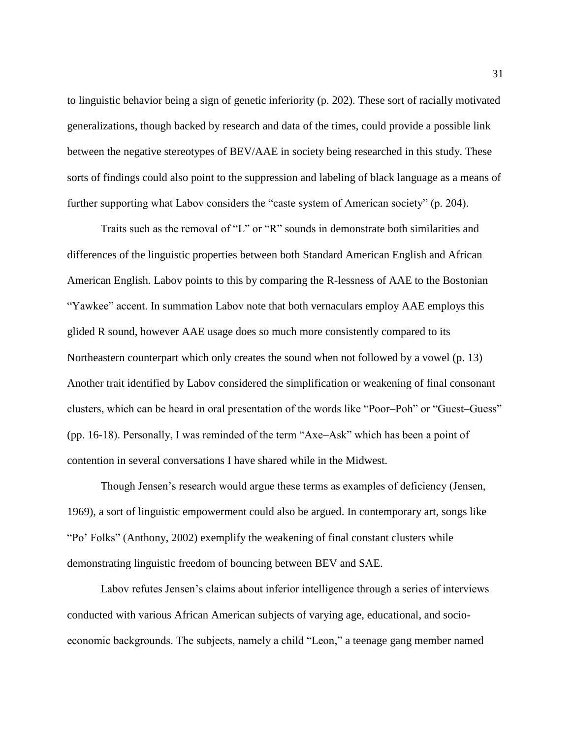to linguistic behavior being a sign of genetic inferiority (p. 202). These sort of racially motivated generalizations, though backed by research and data of the times, could provide a possible link between the negative stereotypes of BEV/AAE in society being researched in this study. These sorts of findings could also point to the suppression and labeling of black language as a means of further supporting what Labov considers the "caste system of American society" (p. 204).

Traits such as the removal of "L" or "R" sounds in demonstrate both similarities and differences of the linguistic properties between both Standard American English and African American English. Labov points to this by comparing the R-lessness of AAE to the Bostonian "Yawkee" accent. In summation Labov note that both vernaculars employ AAE employs this glided R sound, however AAE usage does so much more consistently compared to its Northeastern counterpart which only creates the sound when not followed by a vowel (p. 13) Another trait identified by Labov considered the simplification or weakening of final consonant clusters, which can be heard in oral presentation of the words like "Poor–Poh" or "Guest–Guess" (pp. 16-18). Personally, I was reminded of the term "Axe–Ask" which has been a point of contention in several conversations I have shared while in the Midwest.

Though Jensen's research would argue these terms as examples of deficiency (Jensen, 1969), a sort of linguistic empowerment could also be argued. In contemporary art, songs like "Po' Folks" (Anthony, 2002) exemplify the weakening of final constant clusters while demonstrating linguistic freedom of bouncing between BEV and SAE.

Labov refutes Jensen's claims about inferior intelligence through a series of interviews conducted with various African American subjects of varying age, educational, and socio-economic backgrounds. The subjects, namely a child "Leon," a teenage gang member named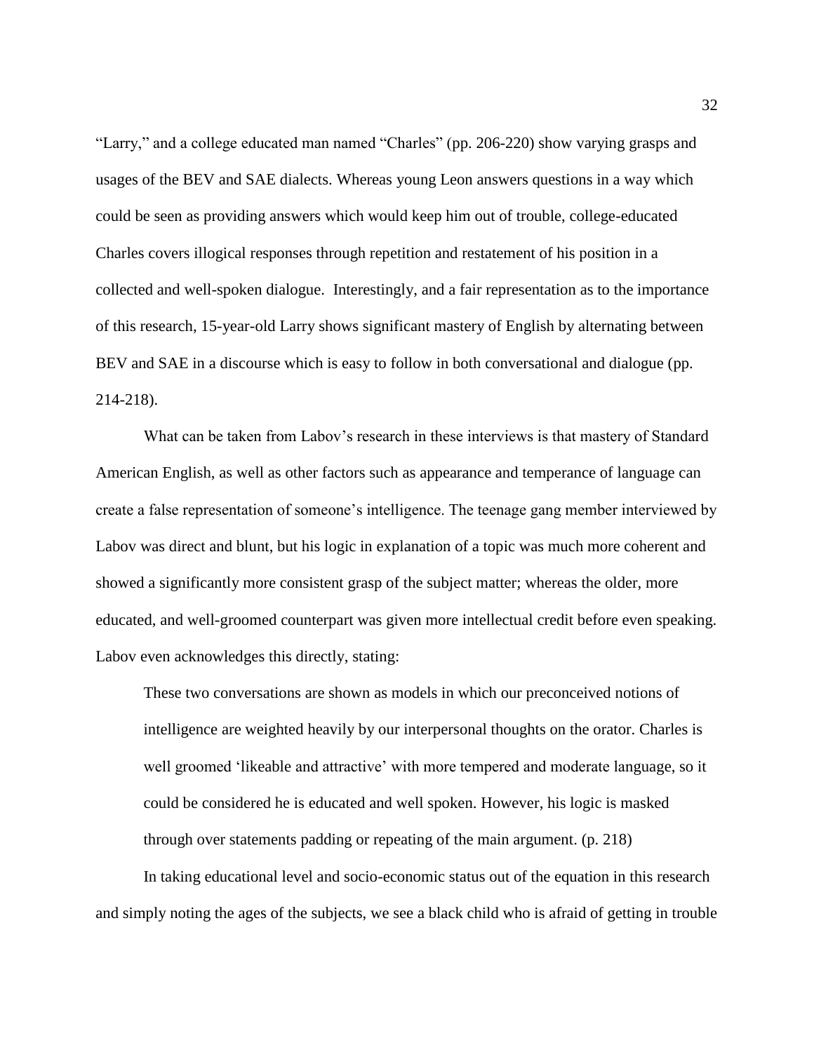"Larry," and a college educated man named "Charles" (pp. 206-220) show varying grasps and usages of the BEV and SAE dialects. Whereas young Leon answers questions in a way which could be seen as providing answers which would keep him out of trouble, college-educated Charles covers illogical responses through repetition and restatement of his position in a collected and well-spoken dialogue. Interestingly, and a fair representation as to the importance of this research, 15-year-old Larry shows significant mastery of English by alternating between BEV and SAE in a discourse which is easy to follow in both conversational and dialogue (pp. 214-218).

What can be taken from Labov's research in these interviews is that mastery of Standard American English, as well as other factors such as appearance and temperance of language can create a false representation of someone's intelligence. The teenage gang member interviewed by Labov was direct and blunt, but his logic in explanation of a topic was much more coherent and showed a significantly more consistent grasp of the subject matter; whereas the older, more educated, and well-groomed counterpart was given more intellectual credit before even speaking. Labov even acknowledges this directly, stating:

> These two conversations are shown as models in which our preconceived notions of intelligence are weighted heavily by our interpersonal thoughts on the orator. Charles is well groomed 'likeable and attractive' with more tempered and moderate language, so it could be considered he is educated and well spoken. However, his logic is masked through over statements padding or repeating of the main argument. (p. 218)

In taking educational level and socio-economic status out of the equation in this research and simply noting the ages of the subjects, we see a black child who is afraid of getting in trouble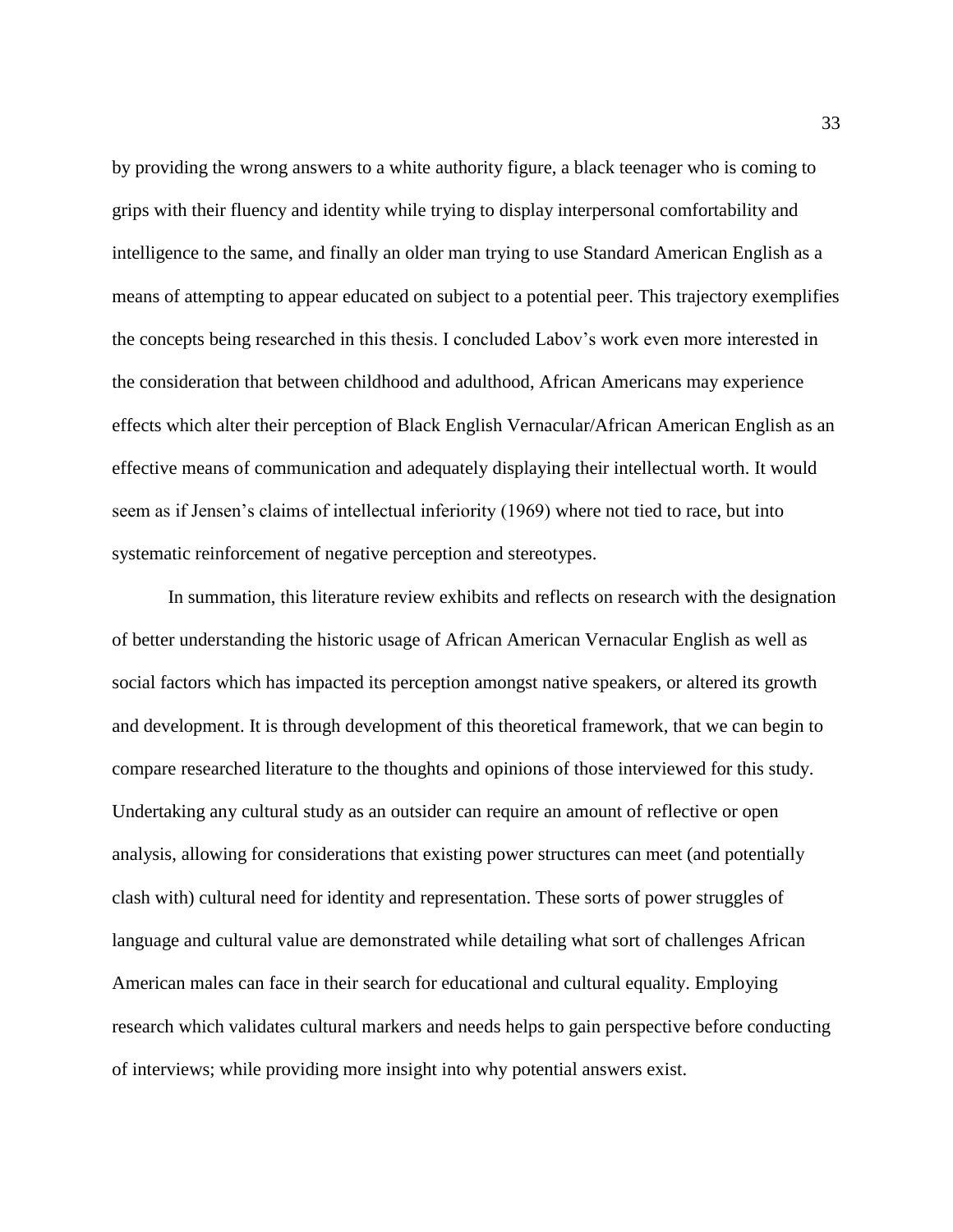by providing the wrong answers to a white authority figure, a black teenager who is coming to grips with their fluency and identity while trying to display interpersonal comfortability and intelligence to the same, and finally an older man trying to use Standard American English as a means of attempting to appear educated on subject to a potential peer. This trajectory exemplifies the concepts being researched in this thesis. I concluded Labov's work even more interested in the consideration that between childhood and adulthood, African Americans may experience effects which alter their perception of Black English Vernacular/African American English as an effective means of communication and adequately displaying their intellectual worth. It would seem as if Jensen's claims of intellectual inferiority (1969) where not tied to race, but into systematic reinforcement of negative perception and stereotypes.

In summation, this literature review exhibits and reflects on research with the designation of better understanding the historic usage of African American Vernacular English as well as social factors which has impacted its perception amongst native speakers, or altered its growth and development. It is through development of this theoretical framework, that we can begin to compare researched literature to the thoughts and opinions of those interviewed for this study. Undertaking any cultural study as an outsider can require an amount of reflective or open analysis, allowing for considerations that existing power structures can meet (and potentially clash with) cultural need for identity and representation. These sorts of power struggles of language and cultural value are demonstrated while detailing what sort of challenges African American males can face in their search for educational and cultural equality. Employing research which validates cultural markers and needs helps to gain perspective before conducting of interviews; while providing more insight into why potential answers exist.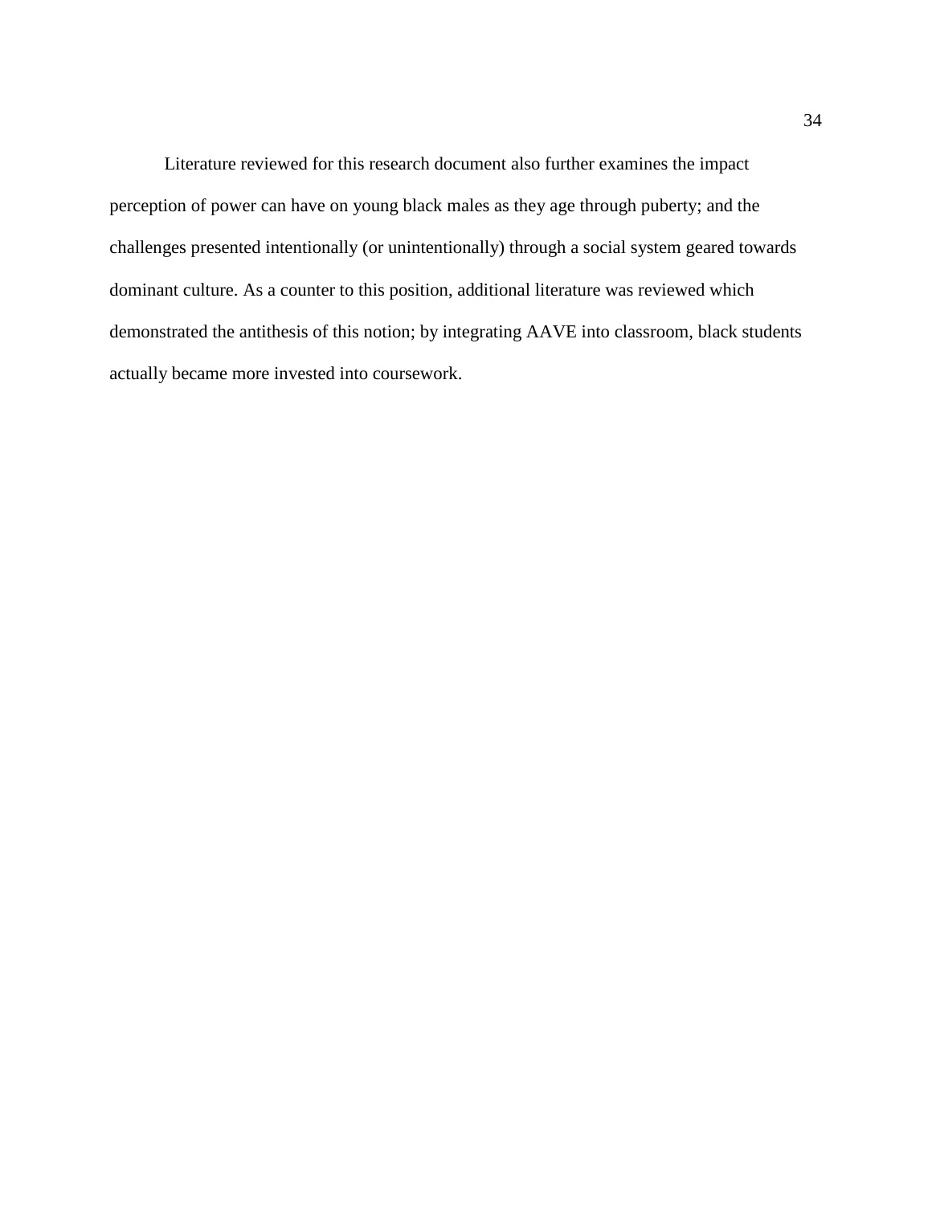Literature reviewed for this research document also further examines the impact perception of power can have on young black males as they age through puberty; and the challenges presented intentionally (or unintentionally) through a social system geared towards dominant culture. As a counter to this position, additional literature was reviewed which demonstrated the antithesis of this notion; by integrating AAVE into classroom, black students actually became more invested into coursework.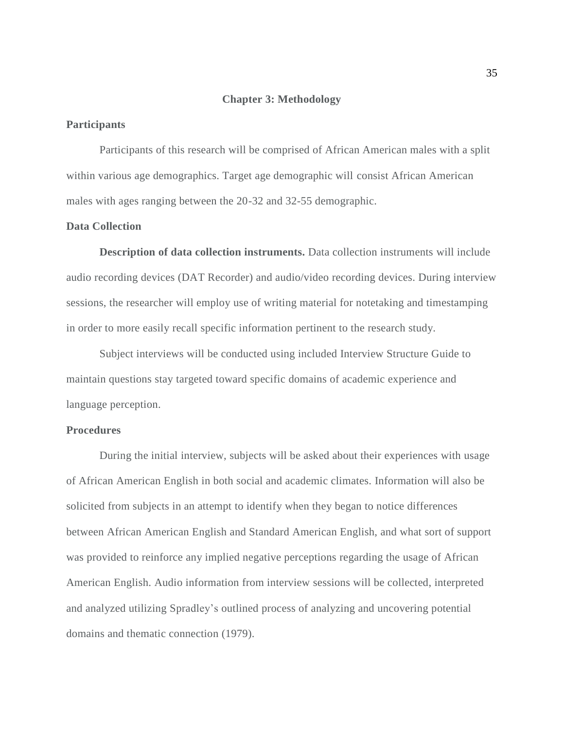# Chapter 3: Methodology

## Participants

Participants of this research will be comprised of African American males with a split within various age demographics. Target age demographic will consist African American males with ages ranging between the 20-32 and 32-55 demographic.

## Data Collection

**Description of data collection instruments.** Data collection instruments will include audio recording devices (DAT Recorder) and audio/video recording devices. During interview sessions, the researcher will employ use of writing material for notetaking and timestamping in order to more easily recall specific information pertinent to the research study.

Subject interviews will be conducted using included Interview Structure Guide to maintain questions stay targeted toward specific domains of academic experience and language perception.

## Procedures

During the initial interview, subjects will be asked about their experiences with usage of African American English in both social and academic climates. Information will also be solicited from subjects in an attempt to identify when they began to notice differences between African American English and Standard American English, and what sort of support was provided to reinforce any implied negative perceptions regarding the usage of African American English. Audio information from interview sessions will be collected, interpreted and analyzed utilizing Spradley's outlined process of analyzing and uncovering potential domains and thematic connection (1979).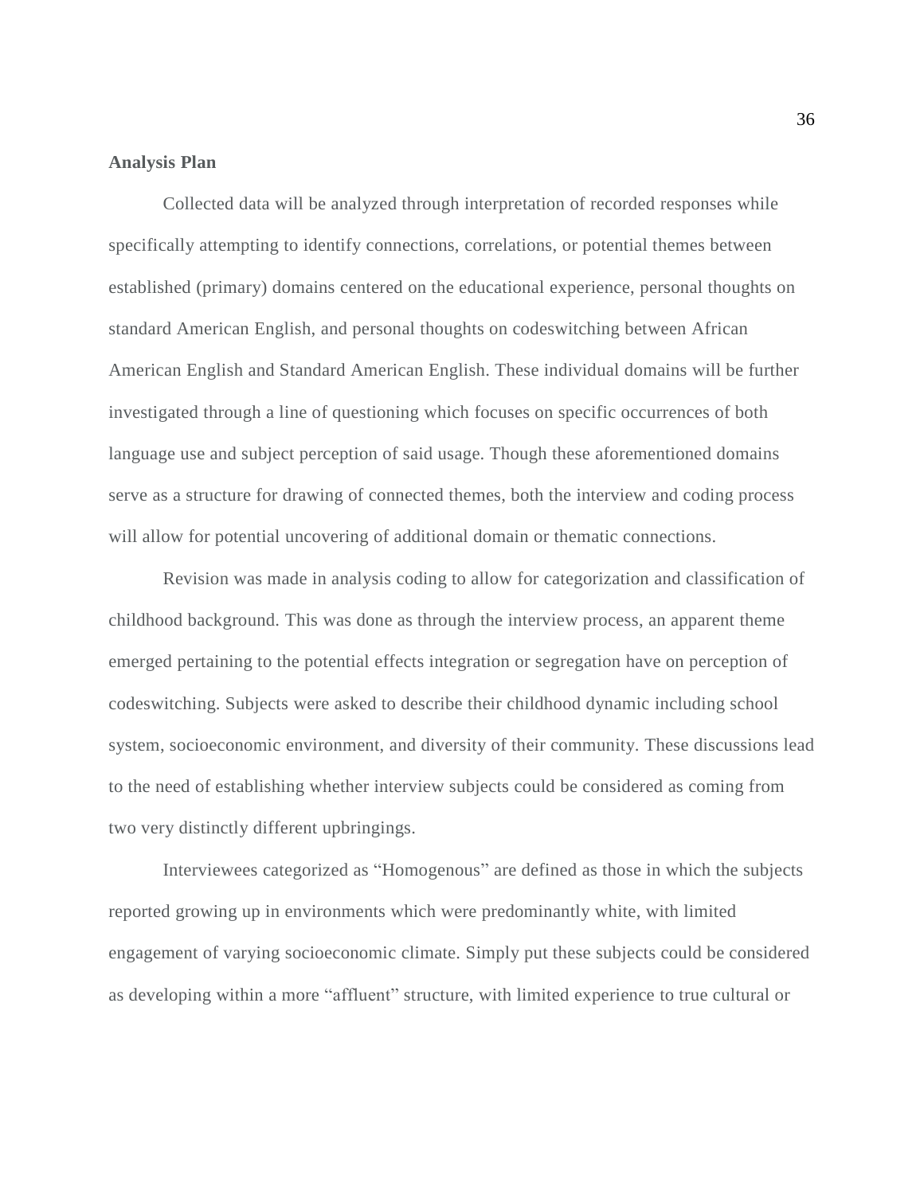**Analysis Plan**

Collected data will be analyzed through interpretation of recorded responses while specifically attempting to identify connections, correlations, or potential themes between established (primary) domains centered on the educational experience, personal thoughts on standard American English, and personal thoughts on codeswitching between African American English and Standard American English. These individual domains will be further investigated through a line of questioning which focuses on specific occurrences of both language use and subject perception of said usage. Though these aforementioned domains serve as a structure for drawing of connected themes, both the interview and coding process will allow for potential uncovering of additional domain or thematic connections.

Revision was made in analysis coding to allow for categorization and classification of childhood background. This was done as through the interview process, an apparent theme emerged pertaining to the potential effects integration or segregation have on perception of codeswitching. Subjects were asked to describe their childhood dynamic including school system, socioeconomic environment, and diversity of their community. These discussions lead to the need of establishing whether interview subjects could be considered as coming from two very distinctly different upbringings.

Interviewees categorized as "Homogenous" are defined as those in which the subjects reported growing up in environments which were predominantly white, with limited engagement of varying socioeconomic climate. Simply put these subjects could be considered as developing within a more "affluent" structure, with limited experience to true cultural or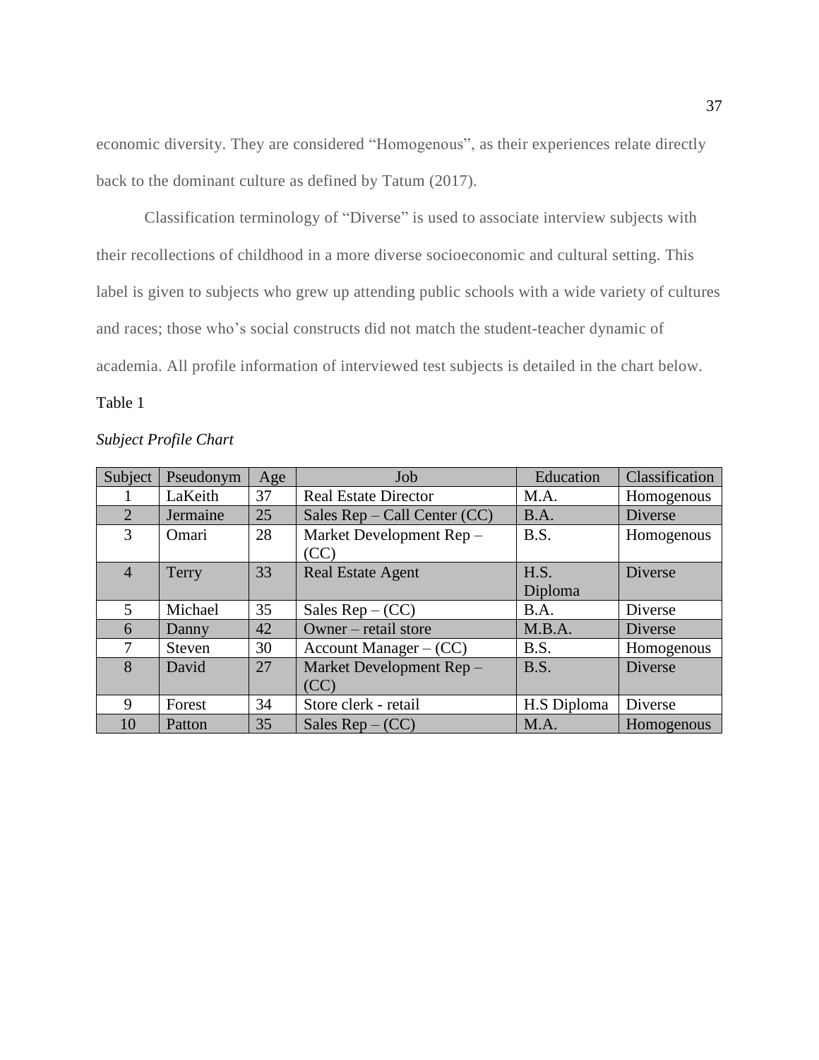economic diversity. They are considered "Homogenous", as their experiences relate directly back to the dominant culture as defined by Tatum (2017).

Classification terminology of "Diverse" is used to associate interview subjects with their recollections of childhood in a more diverse socioeconomic and cultural setting. This label is given to subjects who grew up attending public schools with a wide variety of cultures and races; those who's social constructs did not match the student-teacher dynamic of academia. All profile information of interviewed test subjects is detailed in the chart below.

Table 1

*Subject Profile Chart*

| Subject | Pseudonym | Age | Job | Education | Classification |
|---|---|---|---|---|---|
| 1 | LaKeith | 37 | Real Estate Director | M.A. | Homogenous |
| 2 | Jermaine | 25 | Sales Rep – Call Center (CC) | B.A. | Diverse |
| 3 | Omari | 28 | Market Development Rep – (CC) | B.S. | Homogenous |
| 4 | Terry | 33 | Real Estate Agent | H.S. Diploma | Diverse |
| 5 | Michael | 35 | Sales Rep – (CC) | B.A. | Diverse |
| 6 | Danny | 42 | Owner – retail store | M.B.A. | Diverse |
| 7 | Steven | 30 | Account Manager – (CC) | B.S. | Homogenous |
| 8 | David | 27 | Market Development Rep – (CC) | B.S. | Diverse |
| 9 | Forest | 34 | Store clerk - retail | H.S Diploma | Diverse |
| 10 | Patton | 35 | Sales Rep – (CC) | M.A. | Homogenous |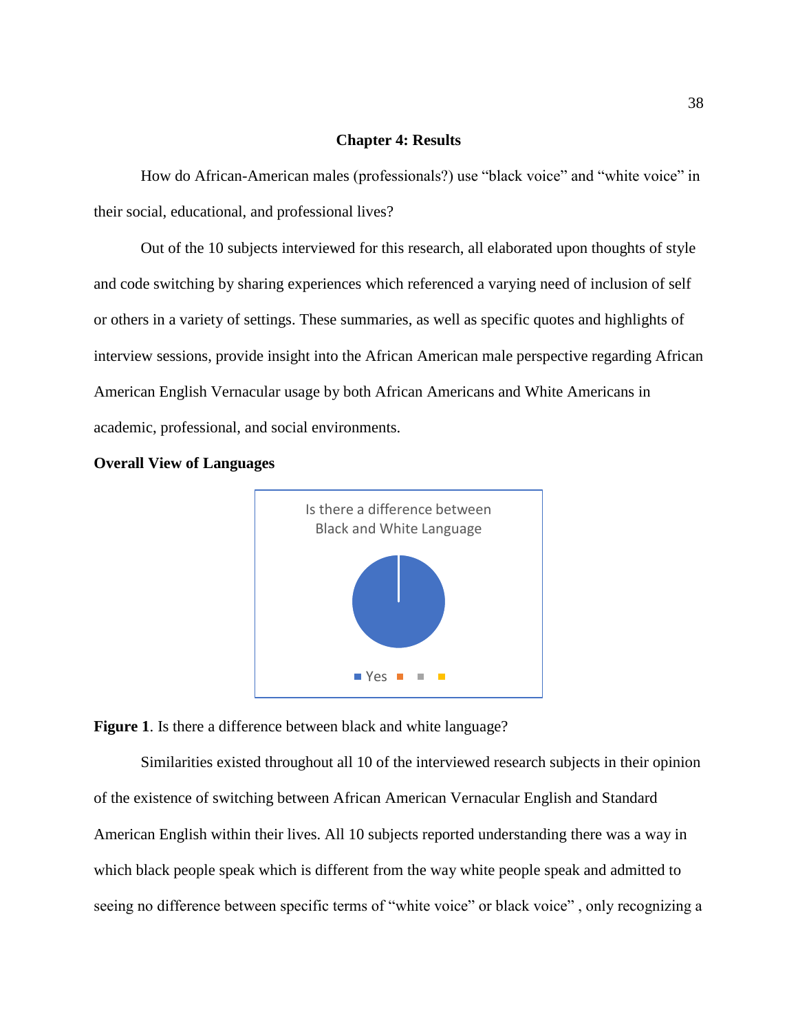# Chapter 4: Results

How do African-American males (professionals?) use "black voice" and "white voice" in their social, educational, and professional lives?

Out of the 10 subjects interviewed for this research, all elaborated upon thoughts of style and code switching by sharing experiences which referenced a varying need of inclusion of self or others in a variety of settings. These summaries, as well as specific quotes and highlights of interview sessions, provide insight into the African American male perspective regarding African American English Vernacular usage by both African Americans and White Americans in academic, professional, and social environments.

## Overall View of Languages

Is there a difference between Black and White Language

Yes

**Figure 1**. Is there a difference between black and white language?

Similarities existed throughout all 10 of the interviewed research subjects in their opinion of the existence of switching between African American Vernacular English and Standard American English within their lives. All 10 subjects reported understanding there was a way in which black people speak which is different from the way white people speak and admitted to seeing no difference between specific terms of "white voice" or black voice" , only recognizing a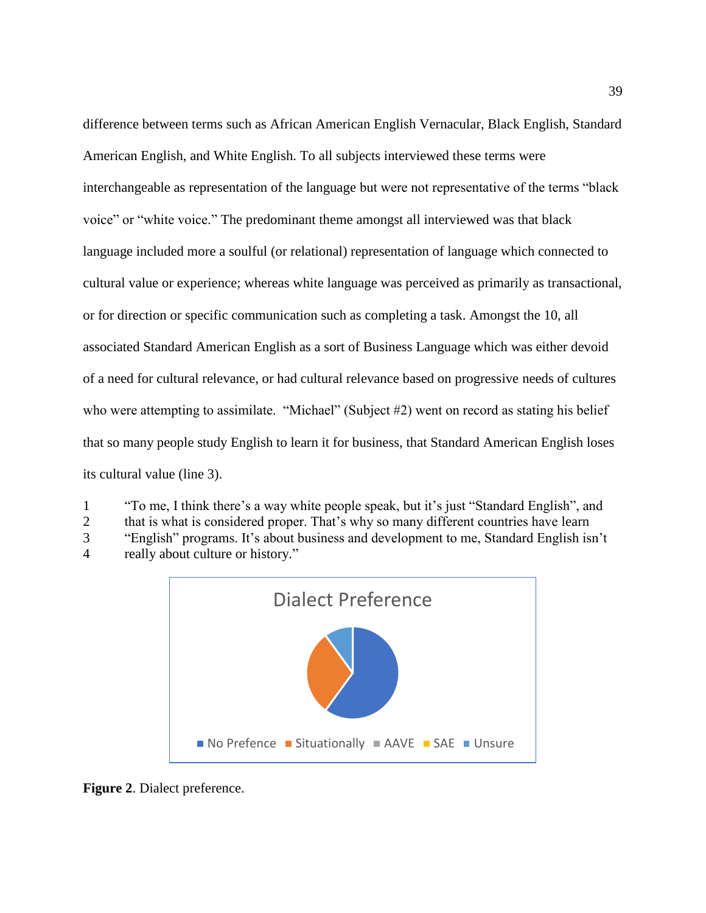difference between terms such as African American English Vernacular, Black English, Standard American English, and White English. To all subjects interviewed these terms were interchangeable as representation of the language but were not representative of the terms "black voice" or "white voice." The predominant theme amongst all interviewed was that black language included more a soulful (or relational) representation of language which connected to cultural value or experience; whereas white language was perceived as primarily as transactional, or for direction or specific communication such as completing a task. Amongst the 10, all associated Standard American English as a sort of Business Language which was either devoid of a need for cultural relevance, or had cultural relevance based on progressive needs of cultures who were attempting to assimilate.  "Michael" (Subject #2) went on record as stating his belief that so many people study English to learn it for business, that Standard American English loses its cultural value (line 3).

1 "To me, I think there's a way white people speak, but it's just "Standard English", and
2 that is what is considered proper. That's why so many different countries have learn
3 "English" programs. It's about business and development to me, Standard English isn't
4 really about culture or history."

Dialect Preference

No Prefence | Situationally | AAVE | SAE | Unsure

**Figure 2**. Dialect preference.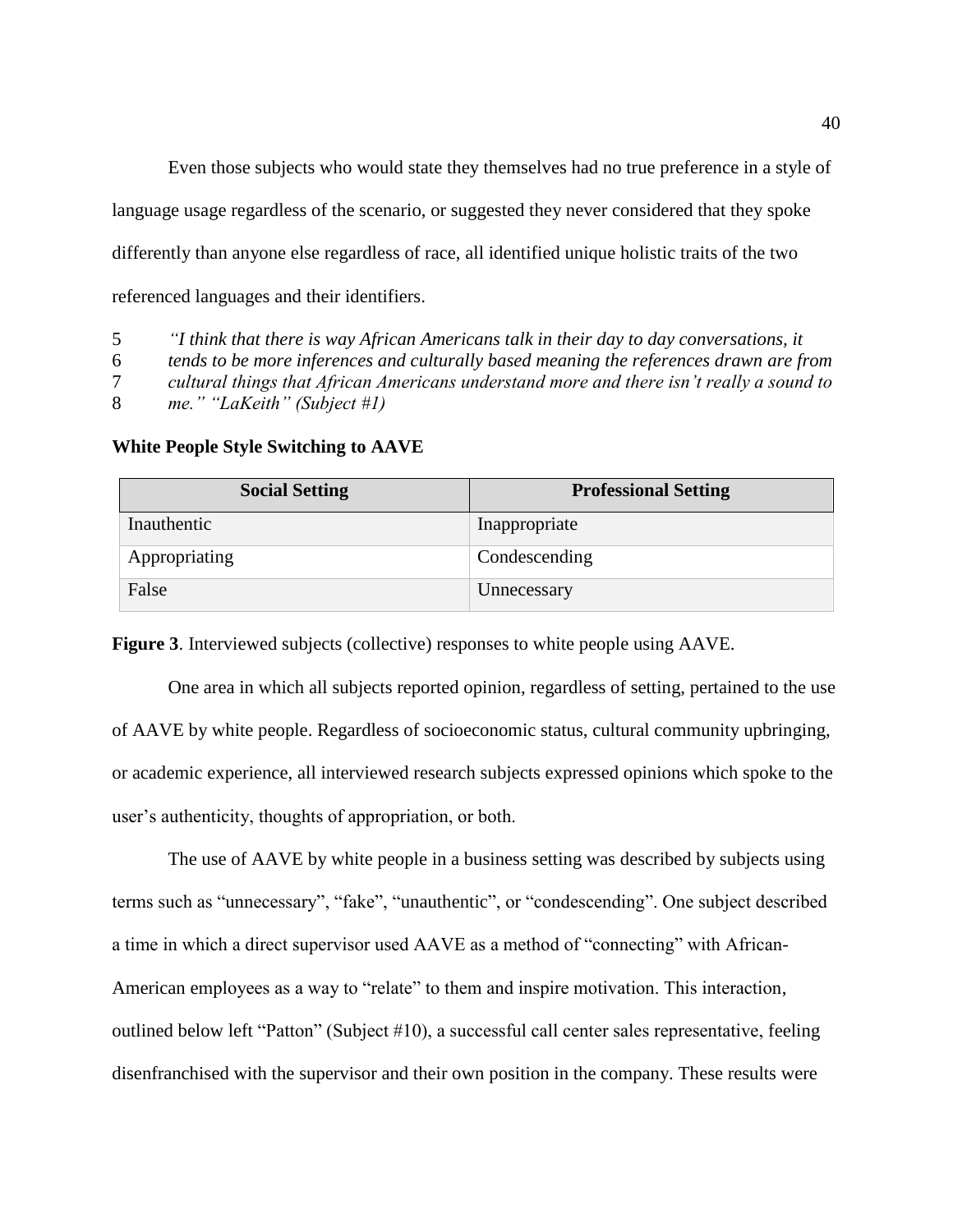Even those subjects who would state they themselves had no true preference in a style of language usage regardless of the scenario, or suggested they never considered that they spoke differently than anyone else regardless of race, all identified unique holistic traits of the two referenced languages and their identifiers.

5 *"I think that there is way African Americans talk in their day to day conversations, it*
6 *tends to be more inferences and culturally based meaning the references drawn are from*
7 *cultural things that African Americans understand more and there isn't really a sound to*
8 *me." "LaKeith" (Subject #1)*

**White People Style Switching to AAVE**

| Social Setting | Professional Setting |
|---|---|
| Inauthentic | Inappropriate |
| Appropriating | Condescending |
| False | Unnecessary |

**Figure 3**. Interviewed subjects (collective) responses to white people using AAVE.

One area in which all subjects reported opinion, regardless of setting, pertained to the use of AAVE by white people. Regardless of socioeconomic status, cultural community upbringing, or academic experience, all interviewed research subjects expressed opinions which spoke to the user's authenticity, thoughts of appropriation, or both.

The use of AAVE by white people in a business setting was described by subjects using terms such as "unnecessary", "fake", "unauthentic", or "condescending". One subject described a time in which a direct supervisor used AAVE as a method of "connecting" with African-American employees as a way to "relate" to them and inspire motivation. This interaction, outlined below left "Patton" (Subject #10), a successful call center sales representative, feeling disenfranchised with the supervisor and their own position in the company. These results were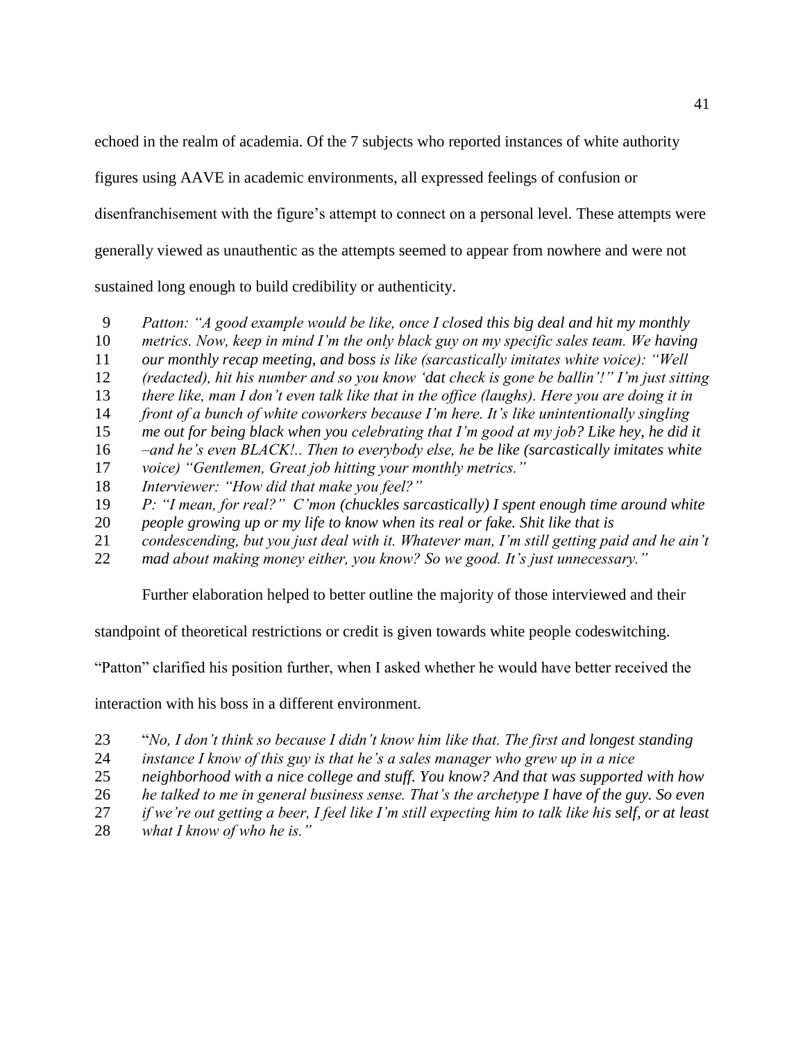echoed in the realm of academia. Of the 7 subjects who reported instances of white authority figures using AAVE in academic environments, all expressed feelings of confusion or disenfranchisement with the figure's attempt to connect on a personal level. These attempts were generally viewed as unauthentic as the attempts seemed to appear from nowhere and were not sustained long enough to build credibility or authenticity.

9 *Patton: "A good example would be like, once I closed this big deal and hit my monthly*
10 *metrics. Now, keep in mind I'm the only black guy on my specific sales team. We having*
11 *our monthly recap meeting, and boss is like (sarcastically imitates white voice): "Well*
12 *(redacted), hit his number and so you know 'dat check is gone be ballin'!" I'm just sitting*
13 *there like, man I don't even talk like that in the office (laughs). Here you are doing it in*
14 *front of a bunch of white coworkers because I'm here. It's like unintentionally singling*
15 *me out for being black when you celebrating that I'm good at my job? Like hey, he did it*
16 *–and he's even BLACK!.. Then to everybody else, he be like (sarcastically imitates white*
17 *voice) "Gentlemen, Great job hitting your monthly metrics."*
18 *Interviewer: "How did that make you feel?"*
19 *P: "I mean, for real?" C'mon (chuckles sarcastically) I spent enough time around white*
20 *people growing up or my life to know when its real or fake. Shit like that is*
21 *condescending, but you just deal with it. Whatever man, I'm still getting paid and he ain't*
22 *mad about making money either, you know? So we good. It's just unnecessary."*

Further elaboration helped to better outline the majority of those interviewed and their standpoint of theoretical restrictions or credit is given towards white people codeswitching. "Patton" clarified his position further, when I asked whether he would have better received the interaction with his boss in a different environment.

23 "*No, I don't think so because I didn't know him like that. The first and longest standing*
24 *instance I know of this guy is that he's a sales manager who grew up in a nice*
25 *neighborhood with a nice college and stuff. You know? And that was supported with how*
26 *he talked to me in general business sense. That's the archetype I have of the guy. So even*
27 *if we're out getting a beer, I feel like I'm still expecting him to talk like his self, or at least*
28 *what I know of who he is."*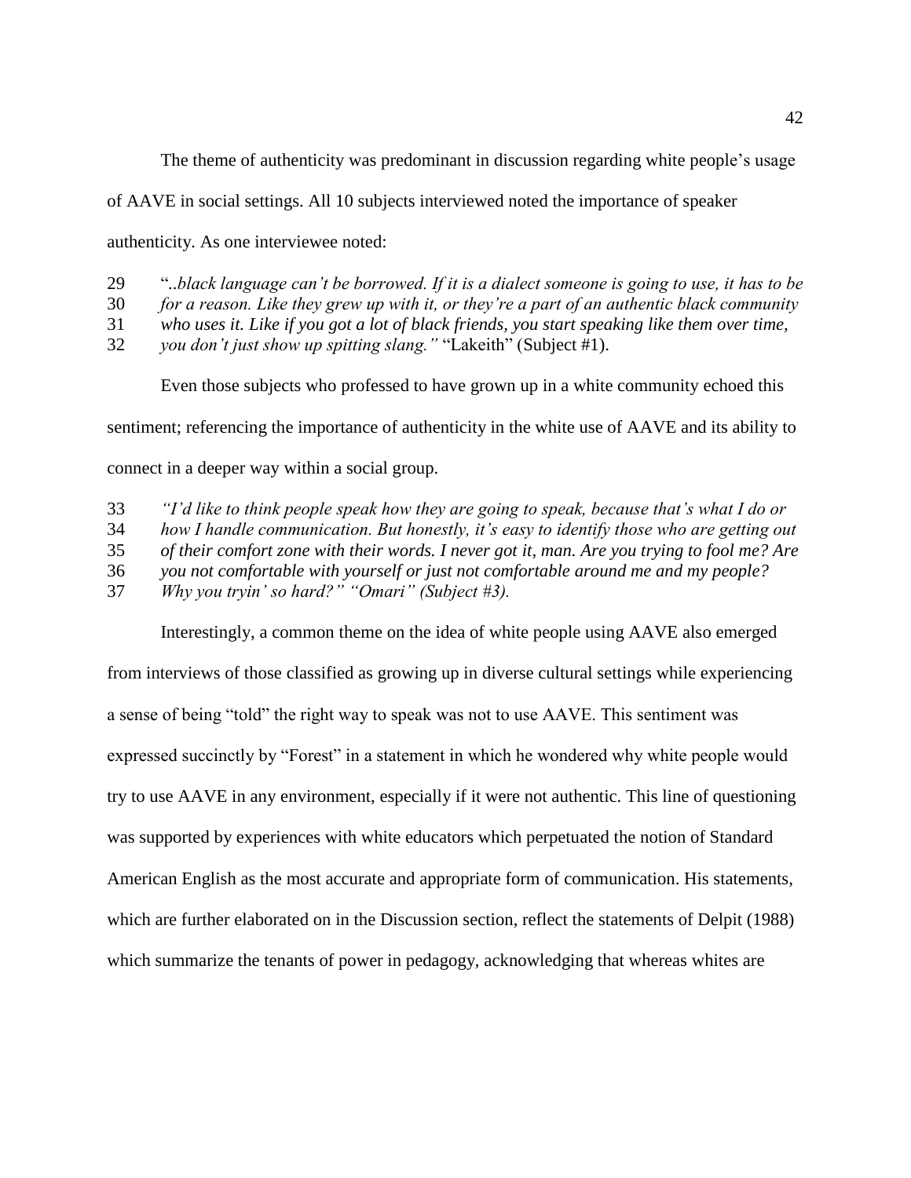The theme of authenticity was predominant in discussion regarding white people's usage of AAVE in social settings. All 10 subjects interviewed noted the importance of speaker authenticity. As one interviewee noted:

29 "..*black language can't be borrowed. If it is a dialect someone is going to use, it has to be*
30 *for a reason. Like they grew up with it, or they're a part of an authentic black community*
31 *who uses it. Like if you got a lot of black friends, you start speaking like them over time,*
32 *you don't just show up spitting slang."* "Lakeith" (Subject #1).

Even those subjects who professed to have grown up in a white community echoed this sentiment; referencing the importance of authenticity in the white use of AAVE and its ability to connect in a deeper way within a social group.

33 *"I'd like to think people speak how they are going to speak, because that's what I do or*
34 *how I handle communication. But honestly, it's easy to identify those who are getting out*
35 *of their comfort zone with their words. I never got it, man. Are you trying to fool me? Are*
36 *you not comfortable with yourself or just not comfortable around me and my people?*
37 *Why you tryin' so hard?" "Omari" (Subject #3).*

Interestingly, a common theme on the idea of white people using AAVE also emerged from interviews of those classified as growing up in diverse cultural settings while experiencing a sense of being "told" the right way to speak was not to use AAVE. This sentiment was expressed succinctly by "Forest" in a statement in which he wondered why white people would try to use AAVE in any environment, especially if it were not authentic. This line of questioning was supported by experiences with white educators which perpetuated the notion of Standard American English as the most accurate and appropriate form of communication. His statements, which are further elaborated on in the Discussion section, reflect the statements of Delpit (1988) which summarize the tenants of power in pedagogy, acknowledging that whereas whites are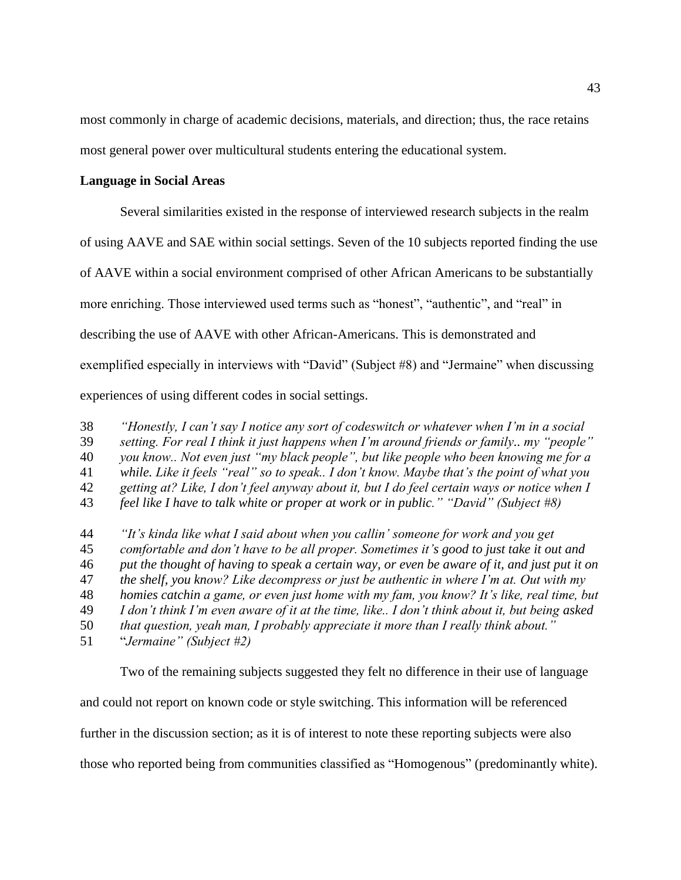most commonly in charge of academic decisions, materials, and direction; thus, the race retains most general power over multicultural students entering the educational system.

**Language in Social Areas**

Several similarities existed in the response of interviewed research subjects in the realm of using AAVE and SAE within social settings. Seven of the 10 subjects reported finding the use of AAVE within a social environment comprised of other African Americans to be substantially more enriching. Those interviewed used terms such as "honest", "authentic", and "real" in describing the use of AAVE with other African-Americans. This is demonstrated and exemplified especially in interviews with "David" (Subject #8) and "Jermaine" when discussing experiences of using different codes in social settings.

38 *"Honestly, I can't say I notice any sort of codeswitch or whatever when I'm in a social*
39 *setting. For real I think it just happens when I'm around friends or family.. my "people"*
40 *you know.. Not even just "my black people", but like people who been knowing me for a*
41 *while. Like it feels "real" so to speak.. I don't know. Maybe that's the point of what you*
42 *getting at? Like, I don't feel anyway about it, but I do feel certain ways or notice when I*
43 *feel like I have to talk white or proper at work or in public." "David" (Subject #8)*

44 *"It's kinda like what I said about when you callin' someone for work and you get*
45 *comfortable and don't have to be all proper. Sometimes it's good to just take it out and*
46 *put the thought of having to speak a certain way, or even be aware of it, and just put it on*
47 *the shelf, you know? Like decompress or just be authentic in where I'm at. Out with my*
48 *homies catchin a game, or even just home with my fam, you know? It's like, real time, but*
49 *I don't think I'm even aware of it at the time, like.. I don't think about it, but being asked*
50 *that question, yeah man, I probably appreciate it more than I really think about."*
51 "*Jermaine" (Subject #2)*

Two of the remaining subjects suggested they felt no difference in their use of language and could not report on known code or style switching. This information will be referenced further in the discussion section; as it is of interest to note these reporting subjects were also those who reported being from communities classified as "Homogenous" (predominantly white).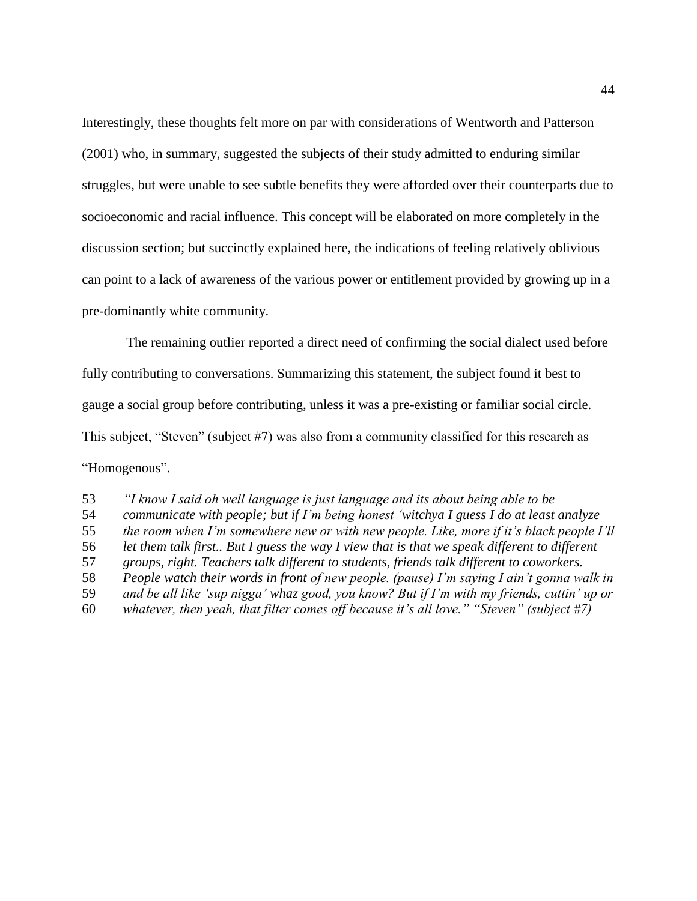Interestingly, these thoughts felt more on par with considerations of Wentworth and Patterson (2001) who, in summary, suggested the subjects of their study admitted to enduring similar struggles, but were unable to see subtle benefits they were afforded over their counterparts due to socioeconomic and racial influence. This concept will be elaborated on more completely in the discussion section; but succinctly explained here, the indications of feeling relatively oblivious can point to a lack of awareness of the various power or entitlement provided by growing up in a pre-dominantly white community.

The remaining outlier reported a direct need of confirming the social dialect used before fully contributing to conversations. Summarizing this statement, the subject found it best to gauge a social group before contributing, unless it was a pre-existing or familiar social circle. This subject, "Steven" (subject #7) was also from a community classified for this research as "Homogenous".

53 *"I know I said oh well language is just language and its about being able to be*
54 *communicate with people; but if I'm being honest 'witchya I guess I do at least analyze*
55 *the room when I'm somewhere new or with new people. Like, more if it's black people I'll*
56 *let them talk first.. But I guess the way I view that is that we speak different to different*
57 *groups, right. Teachers talk different to students, friends talk different to coworkers.*
58 *People watch their words in front of new people. (pause) I'm saying I ain't gonna walk in*
59 *and be all like 'sup nigga' whaz good, you know? But if I'm with my friends, cuttin' up or*
60 *whatever, then yeah, that filter comes off because it's all love." "Steven" (subject #7)*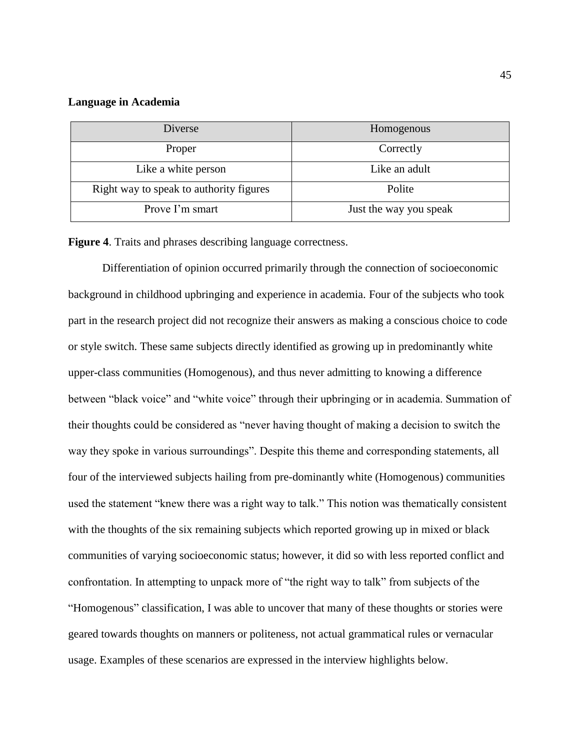**Language in Academia**

| Diverse | Homogenous |
|---|---|
| Proper | Correctly |
| Like a white person | Like an adult |
| Right way to speak to authority figures | Polite |
| Prove I'm smart | Just the way you speak |

**Figure 4**. Traits and phrases describing language correctness.

Differentiation of opinion occurred primarily through the connection of socioeconomic background in childhood upbringing and experience in academia. Four of the subjects who took part in the research project did not recognize their answers as making a conscious choice to code or style switch. These same subjects directly identified as growing up in predominantly white upper-class communities (Homogenous), and thus never admitting to knowing a difference between "black voice" and "white voice" through their upbringing or in academia. Summation of their thoughts could be considered as "never having thought of making a decision to switch the way they spoke in various surroundings". Despite this theme and corresponding statements, all four of the interviewed subjects hailing from pre-dominantly white (Homogenous) communities used the statement "knew there was a right way to talk." This notion was thematically consistent with the thoughts of the six remaining subjects which reported growing up in mixed or black communities of varying socioeconomic status; however, it did so with less reported conflict and confrontation. In attempting to unpack more of "the right way to talk" from subjects of the "Homogenous" classification, I was able to uncover that many of these thoughts or stories were geared towards thoughts on manners or politeness, not actual grammatical rules or vernacular usage. Examples of these scenarios are expressed in the interview highlights below.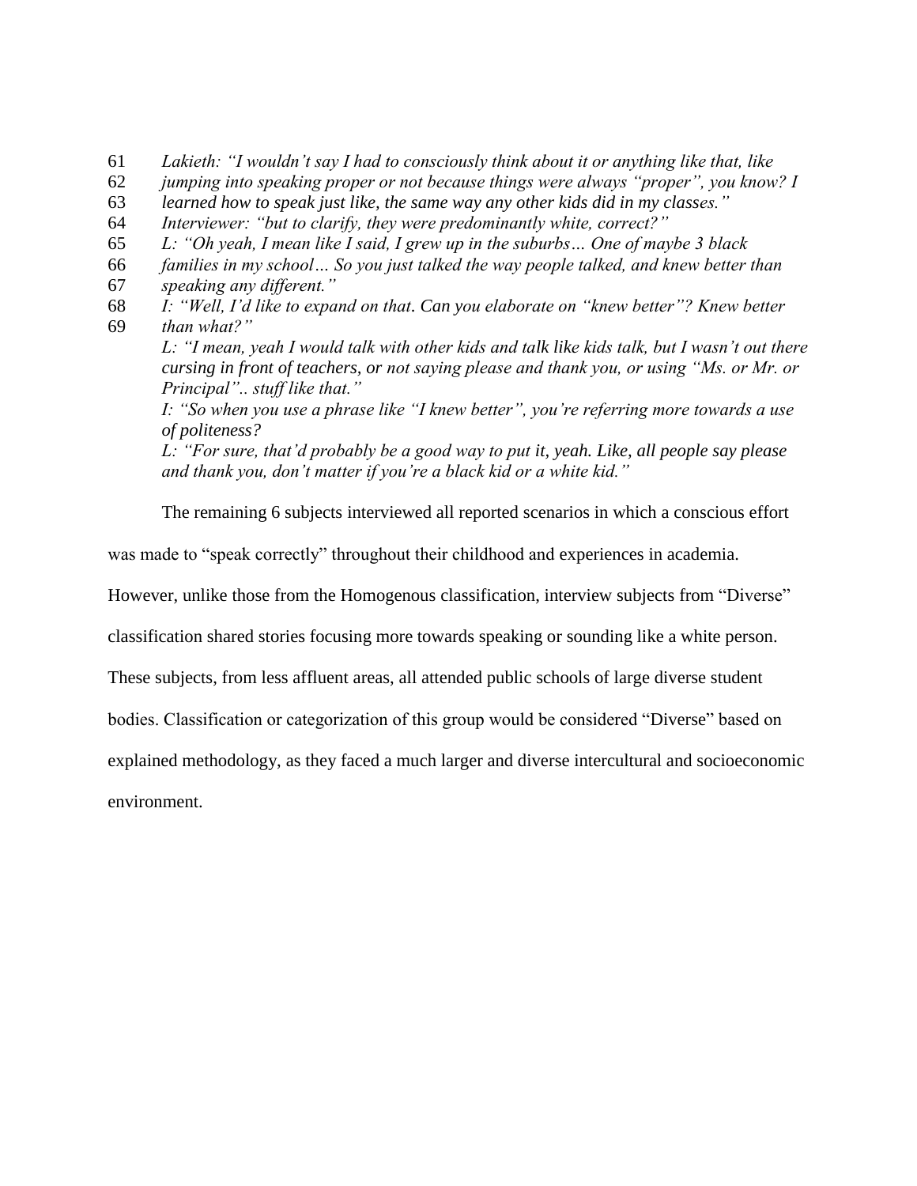61 *Lakieth: "I wouldn't say I had to consciously think about it or anything like that, like*
62 *jumping into speaking proper or not because things were always "proper", you know? I*
63 *learned how to speak just like, the same way any other kids did in my classes."*
64 *Interviewer: "but to clarify, they were predominantly white, correct?"*
65 *L: "Oh yeah, I mean like I said, I grew up in the suburbs… One of maybe 3 black*
66 *families in my school… So you just talked the way people talked, and knew better than*
67 *speaking any different."*
68 *I: "Well, I'd like to expand on that. Can you elaborate on "knew better"? Knew better*
69 *than what?"*

*L: "I mean, yeah I would talk with other kids and talk like kids talk, but I wasn't out there cursing in front of teachers, or not saying please and thank you, or using "Ms. or Mr. or Principal".. stuff like that."*

*I: "So when you use a phrase like "I knew better", you're referring more towards a use of politeness?*

*L: "For sure, that'd probably be a good way to put it, yeah. Like, all people say please and thank you, don't matter if you're a black kid or a white kid."*

The remaining 6 subjects interviewed all reported scenarios in which a conscious effort was made to "speak correctly" throughout their childhood and experiences in academia. However, unlike those from the Homogenous classification, interview subjects from "Diverse" classification shared stories focusing more towards speaking or sounding like a white person. These subjects, from less affluent areas, all attended public schools of large diverse student bodies. Classification or categorization of this group would be considered "Diverse" based on explained methodology, as they faced a much larger and diverse intercultural and socioeconomic environment.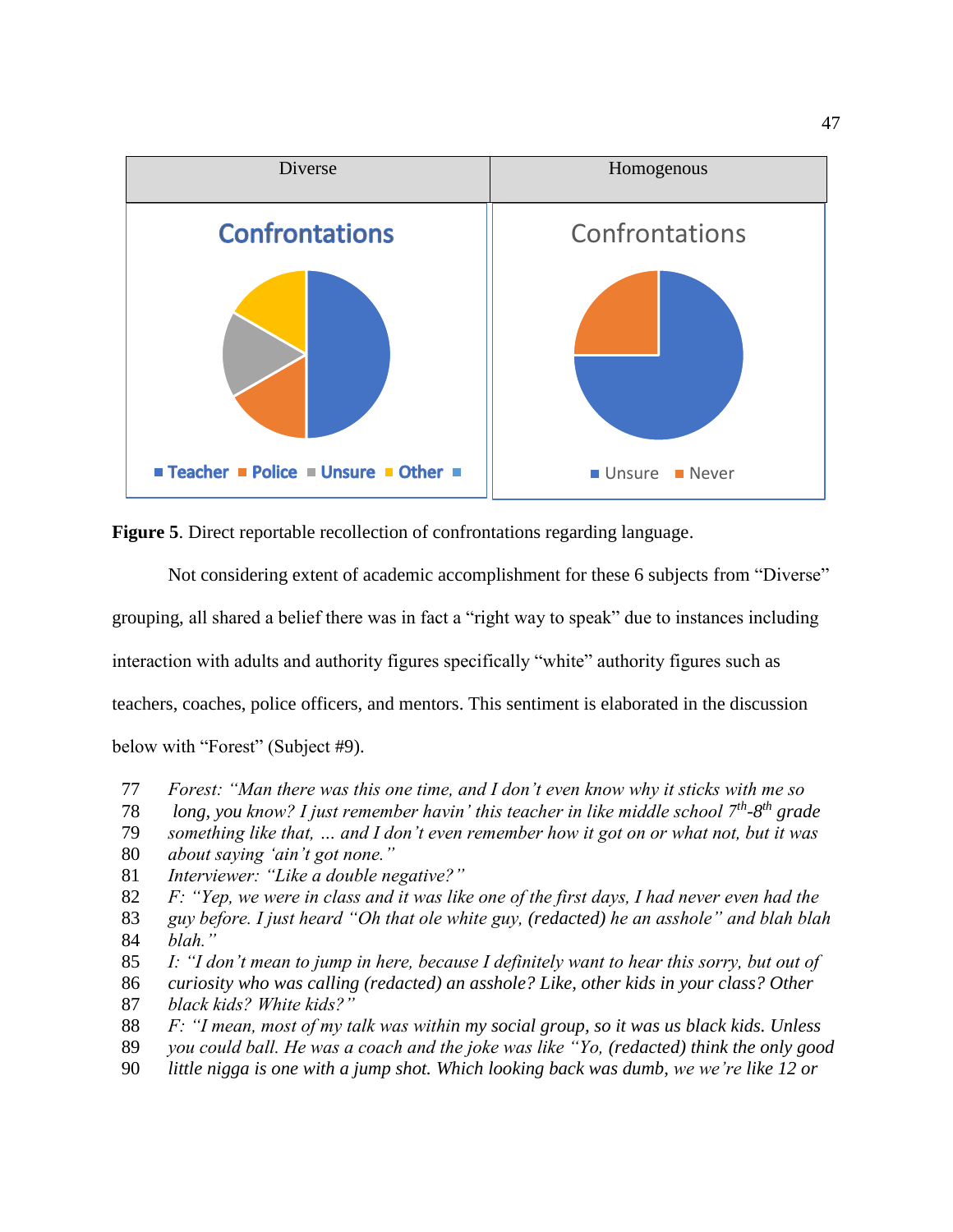| Diverse | Homogenous |
|---|---|
| Confrontations | Confrontations |
| Teacher, Police, Unsure, Other | Unsure, Never |

**Figure 5**. Direct reportable recollection of confrontations regarding language.

Not considering extent of academic accomplishment for these 6 subjects from "Diverse" grouping, all shared a belief there was in fact a "right way to speak" due to instances including interaction with adults and authority figures specifically "white" authority figures such as teachers, coaches, police officers, and mentors. This sentiment is elaborated in the discussion below with "Forest" (Subject #9).

77 *Forest: "Man there was this one time, and I don't even know why it sticks with me so*
78 *long, you know? I just remember havin' this teacher in like middle school 7$^{th}$-8$^{th}$ grade*
79 *something like that, … and I don't even remember how it got on or what not, but it was*
80 *about saying 'ain't got none."*
81 *Interviewer: "Like a double negative?"*
82 *F: "Yep, we were in class and it was like one of the first days, I had never even had the*
83 *guy before. I just heard "Oh that ole white guy, (redacted) he an asshole" and blah blah*
84 *blah."*
85 *I: "I don't mean to jump in here, because I definitely want to hear this sorry, but out of*
86 *curiosity who was calling (redacted) an asshole? Like, other kids in your class? Other*
87 *black kids? White kids?"*
88 *F: "I mean, most of my talk was within my social group, so it was us black kids. Unless*
89 *you could ball. He was a coach and the joke was like "Yo, (redacted) think the only good*
90 *little nigga is one with a jump shot. Which looking back was dumb, we we're like 12 or*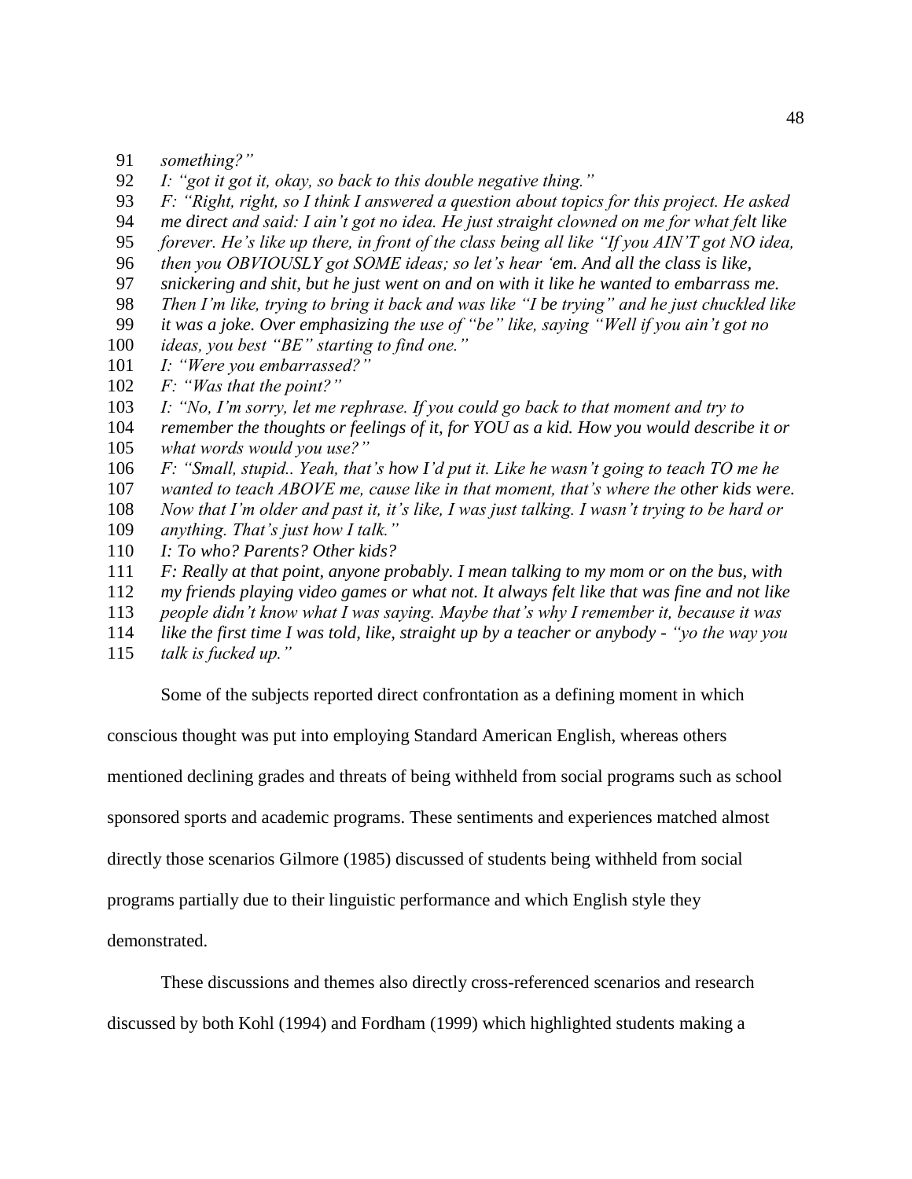91 *something?"*

92 *I: "got it got it, okay, so back to this double negative thing."*

93 *F: "Right, right, so I think I answered a question about topics for this project. He asked*

94 *me direct and said: I ain't got no idea. He just straight clowned on me for what felt like*

95 *forever. He's like up there, in front of the class being all like "If you AIN'T got NO idea,*

96 *then you OBVIOUSLY got SOME ideas; so let's hear 'em. And all the class is like,*

97 *snickering and shit, but he just went on and on with it like he wanted to embarrass me.*

98 *Then I'm like, trying to bring it back and was like "I be trying" and he just chuckled like*

99 *it was a joke. Over emphasizing the use of "be" like, saying "Well if you ain't got no*

100 *ideas, you best "BE" starting to find one."*

101 *I: "Were you embarrassed?"*

102 *F: "Was that the point?"*

103 *I: "No, I'm sorry, let me rephrase. If you could go back to that moment and try to*

104 *remember the thoughts or feelings of it, for YOU as a kid. How you would describe it or*

105 *what words would you use?"*

106 *F: "Small, stupid.. Yeah, that's how I'd put it. Like he wasn't going to teach TO me he*

107 *wanted to teach ABOVE me, cause like in that moment, that's where the other kids were.*

108 *Now that I'm older and past it, it's like, I was just talking. I wasn't trying to be hard or*

109 *anything. That's just how I talk."*

110 *I: To who? Parents? Other kids?*

111 *F: Really at that point, anyone probably. I mean talking to my mom or on the bus, with*

112 *my friends playing video games or what not. It always felt like that was fine and not like*

113 *people didn't know what I was saying. Maybe that's why I remember it, because it was*

114 *like the first time I was told, like, straight up by a teacher or anybody - "yo the way you*

115 *talk is fucked up."*

Some of the subjects reported direct confrontation as a defining moment in which conscious thought was put into employing Standard American English, whereas others mentioned declining grades and threats of being withheld from social programs such as school sponsored sports and academic programs. These sentiments and experiences matched almost directly those scenarios Gilmore (1985) discussed of students being withheld from social programs partially due to their linguistic performance and which English style they demonstrated.

These discussions and themes also directly cross-referenced scenarios and research discussed by both Kohl (1994) and Fordham (1999) which highlighted students making a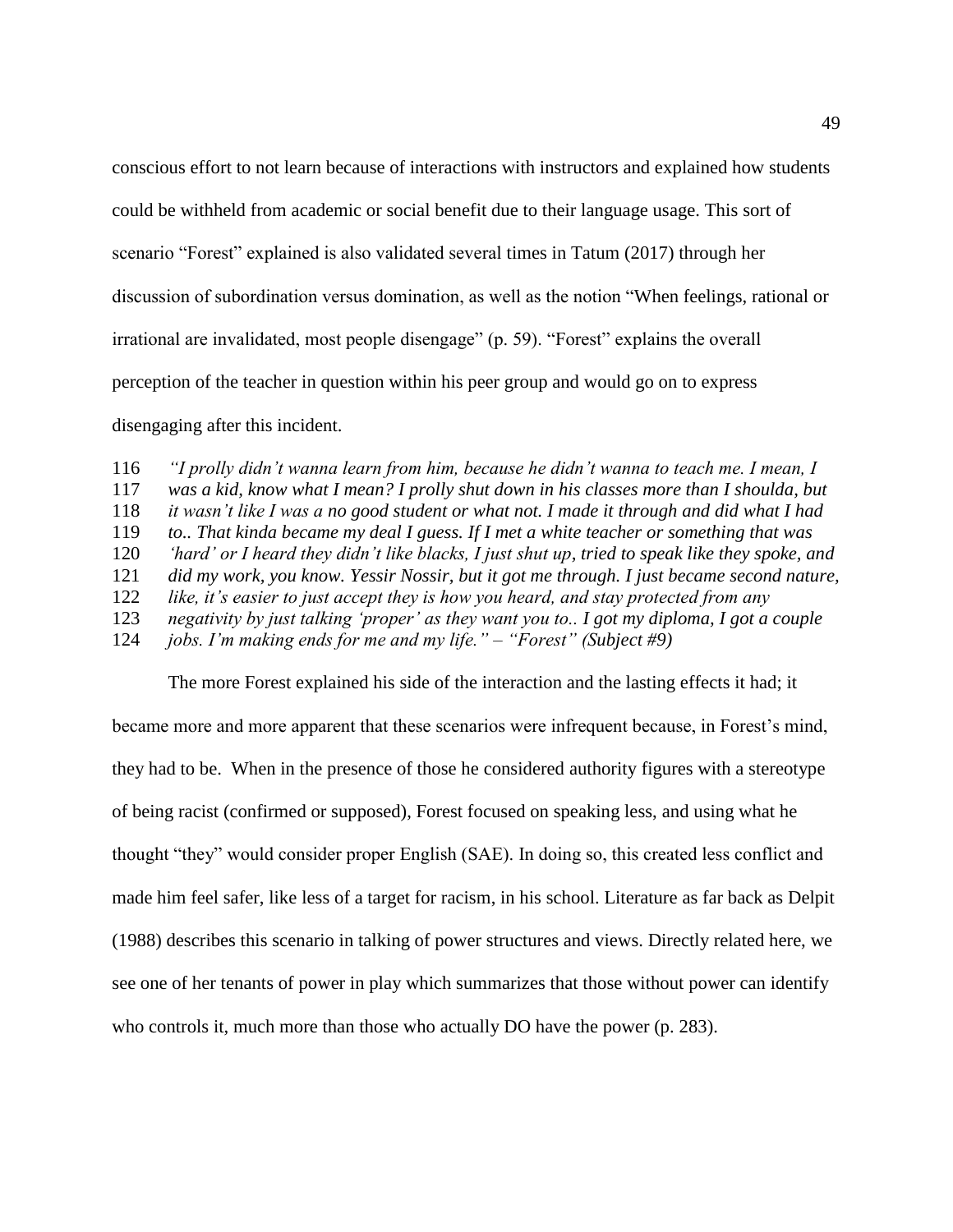conscious effort to not learn because of interactions with instructors and explained how students could be withheld from academic or social benefit due to their language usage. This sort of scenario "Forest" explained is also validated several times in Tatum (2017) through her discussion of subordination versus domination, as well as the notion "When feelings, rational or irrational are invalidated, most people disengage" (p. 59). "Forest" explains the overall perception of the teacher in question within his peer group and would go on to express disengaging after this incident.

116 *"I prolly didn't wanna learn from him, because he didn't wanna to teach me. I mean, I*
117 *was a kid, know what I mean? I prolly shut down in his classes more than I shoulda, but*
118 *it wasn't like I was a no good student or what not. I made it through and did what I had*
119 *to.. That kinda became my deal I guess. If I met a white teacher or something that was*
120 *'hard' or I heard they didn't like blacks, I just shut up, tried to speak like they spoke, and*
121 *did my work, you know. Yessir Nossir, but it got me through. I just became second nature,*
122 *like, it's easier to just accept they is how you heard, and stay protected from any*
123 *negativity by just talking 'proper' as they want you to.. I got my diploma, I got a couple*
124 *jobs. I'm making ends for me and my life." – "Forest" (Subject #9)*

The more Forest explained his side of the interaction and the lasting effects it had; it became more and more apparent that these scenarios were infrequent because, in Forest's mind, they had to be. When in the presence of those he considered authority figures with a stereotype of being racist (confirmed or supposed), Forest focused on speaking less, and using what he thought "they" would consider proper English (SAE). In doing so, this created less conflict and made him feel safer, like less of a target for racism, in his school. Literature as far back as Delpit (1988) describes this scenario in talking of power structures and views. Directly related here, we see one of her tenants of power in play which summarizes that those without power can identify who controls it, much more than those who actually DO have the power (p. 283).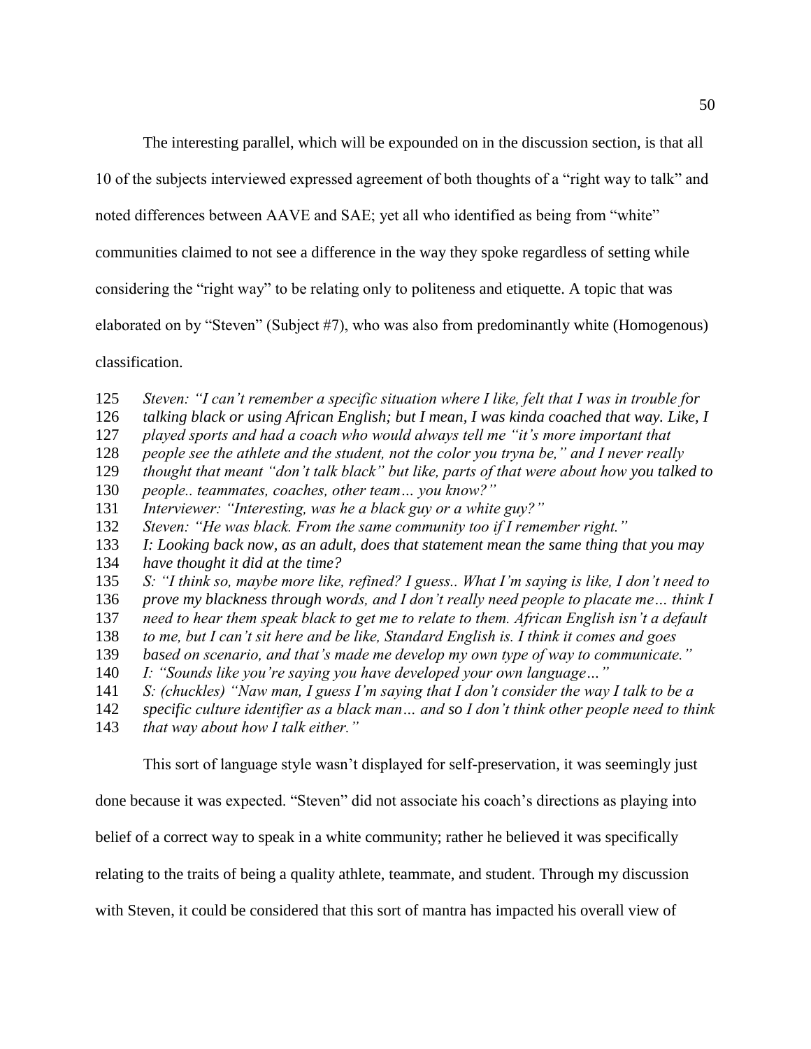The interesting parallel, which will be expounded on in the discussion section, is that all 10 of the subjects interviewed expressed agreement of both thoughts of a "right way to talk" and noted differences between AAVE and SAE; yet all who identified as being from "white" communities claimed to not see a difference in the way they spoke regardless of setting while considering the "right way" to be relating only to politeness and etiquette. A topic that was elaborated on by "Steven" (Subject #7), who was also from predominantly white (Homogenous) classification.

125 *Steven: "I can't remember a specific situation where I like, felt that I was in trouble for*
126 *talking black or using African English; but I mean, I was kinda coached that way. Like, I*
127 *played sports and had a coach who would always tell me "it's more important that*
128 *people see the athlete and the student, not the color you tryna be," and I never really*
129 *thought that meant "don't talk black" but like, parts of that were about how you talked to*
130 *people.. teammates, coaches, other team… you know?"*
131 *Interviewer: "Interesting, was he a black guy or a white guy?"*
132 *Steven: "He was black. From the same community too if I remember right."*
133 *I: Looking back now, as an adult, does that statement mean the same thing that you may*
134 *have thought it did at the time?*
135 *S: "I think so, maybe more like, refined? I guess.. What I'm saying is like, I don't need to*
136 *prove my blackness through words, and I don't really need people to placate me… think I*
137 *need to hear them speak black to get me to relate to them. African English isn't a default*
138 *to me, but I can't sit here and be like, Standard English is. I think it comes and goes*
139 *based on scenario, and that's made me develop my own type of way to communicate."*
140 *I: "Sounds like you're saying you have developed your own language…"*
141 *S: (chuckles) "Naw man, I guess I'm saying that I don't consider the way I talk to be a*
142 *specific culture identifier as a black man… and so I don't think other people need to think*
143 *that way about how I talk either."*

This sort of language style wasn't displayed for self-preservation, it was seemingly just done because it was expected. "Steven" did not associate his coach's directions as playing into belief of a correct way to speak in a white community; rather he believed it was specifically relating to the traits of being a quality athlete, teammate, and student. Through my discussion with Steven, it could be considered that this sort of mantra has impacted his overall view of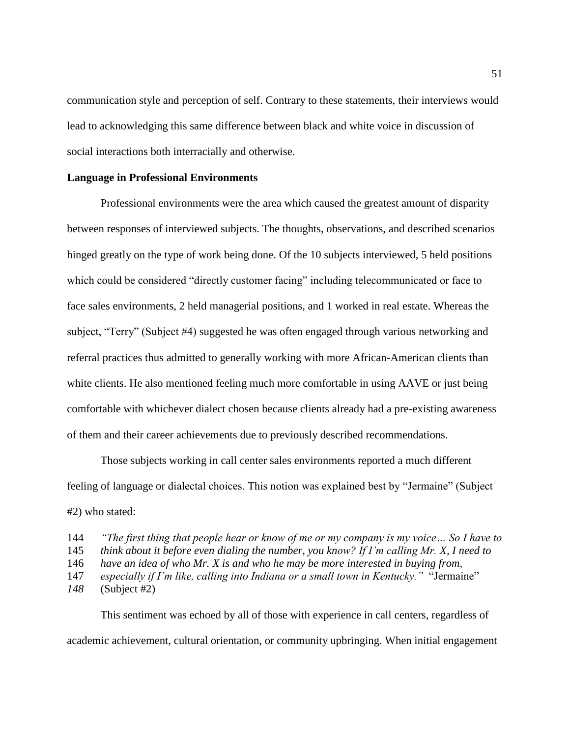communication style and perception of self. Contrary to these statements, their interviews would lead to acknowledging this same difference between black and white voice in discussion of social interactions both interracially and otherwise.

**Language in Professional Environments**

Professional environments were the area which caused the greatest amount of disparity between responses of interviewed subjects. The thoughts, observations, and described scenarios hinged greatly on the type of work being done. Of the 10 subjects interviewed, 5 held positions which could be considered "directly customer facing" including telecommunicated or face to face sales environments, 2 held managerial positions, and 1 worked in real estate. Whereas the subject, "Terry" (Subject #4) suggested he was often engaged through various networking and referral practices thus admitted to generally working with more African-American clients than white clients. He also mentioned feeling much more comfortable in using AAVE or just being comfortable with whichever dialect chosen because clients already had a pre-existing awareness of them and their career achievements due to previously described recommendations.

Those subjects working in call center sales environments reported a much different feeling of language or dialectal choices. This notion was explained best by "Jermaine" (Subject #2) who stated:

144 *"The first thing that people hear or know of me or my company is my voice… So I have to*
145 *think about it before even dialing the number, you know? If I'm calling Mr. X, I need to*
146 *have an idea of who Mr. X is and who he may be more interested in buying from,*
147 *especially if I'm like, calling into Indiana or a small town in Kentucky."* "Jermaine"
*148* (Subject #2)

This sentiment was echoed by all of those with experience in call centers, regardless of academic achievement, cultural orientation, or community upbringing. When initial engagement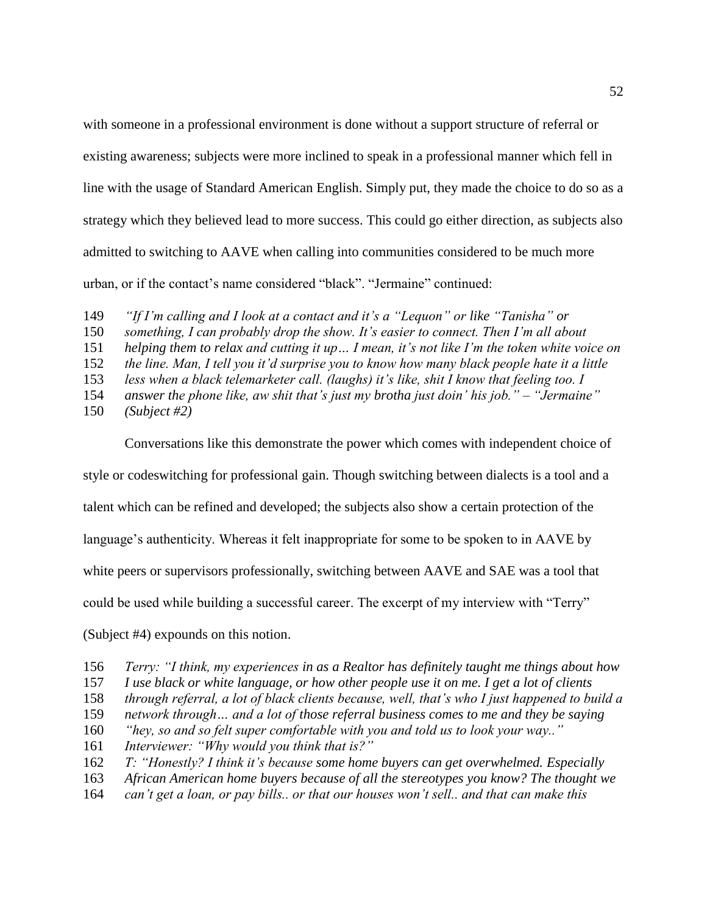with someone in a professional environment is done without a support structure of referral or existing awareness; subjects were more inclined to speak in a professional manner which fell in line with the usage of Standard American English. Simply put, they made the choice to do so as a strategy which they believed lead to more success. This could go either direction, as subjects also admitted to switching to AAVE when calling into communities considered to be much more urban, or if the contact's name considered "black". "Jermaine" continued:

149 *"If I'm calling and I look at a contact and it's a "Lequon" or like "Tanisha" or*
150 *something, I can probably drop the show. It's easier to connect. Then I'm all about*
151 *helping them to relax and cutting it up… I mean, it's not like I'm the token white voice on*
152 *the line. Man, I tell you it'd surprise you to know how many black people hate it a little*
153 *less when a black telemarketer call. (laughs) it's like, shit I know that feeling too. I*
154 *answer the phone like, aw shit that's just my brotha just doin' his job." – "Jermaine"*
150 *(Subject #2)*

Conversations like this demonstrate the power which comes with independent choice of style or codeswitching for professional gain. Though switching between dialects is a tool and a talent which can be refined and developed; the subjects also show a certain protection of the language's authenticity. Whereas it felt inappropriate for some to be spoken to in AAVE by white peers or supervisors professionally, switching between AAVE and SAE was a tool that could be used while building a successful career. The excerpt of my interview with "Terry" (Subject #4) expounds on this notion.

156 *Terry: "I think, my experiences in as a Realtor has definitely taught me things about how*
157 *I use black or white language, or how other people use it on me. I get a lot of clients*
158 *through referral, a lot of black clients because, well, that's who I just happened to build a*
159 *network through… and a lot of those referral business comes to me and they be saying*
160 *"hey, so and so felt super comfortable with you and told us to look your way.."*
161 *Interviewer: "Why would you think that is?"*
162 *T: "Honestly? I think it's because some home buyers can get overwhelmed. Especially*
163 *African American home buyers because of all the stereotypes you know? The thought we*
164 *can't get a loan, or pay bills.. or that our houses won't sell.. and that can make this*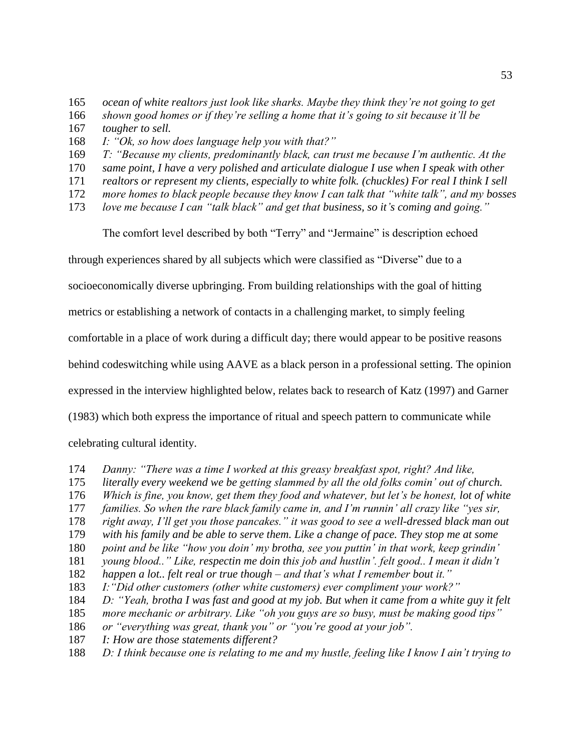165 *ocean of white realtors just look like sharks. Maybe they think they're not going to get*
166 *shown good homes or if they're selling a home that it's going to sit because it'll be*
167 *tougher to sell.*
168 *I: "Ok, so how does language help you with that?"*
169 *T: "Because my clients, predominantly black, can trust me because I'm authentic. At the*
170 *same point, I have a very polished and articulate dialogue I use when I speak with other*
171 *realtors or represent my clients, especially to white folk. (chuckles) For real I think I sell*
172 *more homes to black people because they know I can talk that "white talk", and my bosses*
173 *love me because I can "talk black" and get that business, so it's coming and going."*

The comfort level described by both "Terry" and "Jermaine" is description echoed through experiences shared by all subjects which were classified as "Diverse" due to a socioeconomically diverse upbringing. From building relationships with the goal of hitting metrics or establishing a network of contacts in a challenging market, to simply feeling comfortable in a place of work during a difficult day; there would appear to be positive reasons behind codeswitching while using AAVE as a black person in a professional setting. The opinion expressed in the interview highlighted below, relates back to research of Katz (1997) and Garner (1983) which both express the importance of ritual and speech pattern to communicate while celebrating cultural identity.

174 *Danny: "There was a time I worked at this greasy breakfast spot, right? And like,*
175 *literally every weekend we be getting slammed by all the old folks comin' out of church.*
176 *Which is fine, you know, get them they food and whatever, but let's be honest, lot of white*
177 *families. So when the rare black family came in, and I'm runnin' all crazy like "yes sir,*
178 *right away, I'll get you those pancakes." it was good to see a well-dressed black man out*
179 *with his family and be able to serve them. Like a change of pace. They stop me at some*
180 *point and be like "how you doin' my brotha, see you puttin' in that work, keep grindin'*
181 *young blood.." Like, respectin me doin this job and hustlin'. felt good.. I mean it didn't*
182 *happen a lot.. felt real or true though – and that's what I remember bout it."*
183 *I:"Did other customers (other white customers) ever compliment your work?"*
184 *D: "Yeah, brotha I was fast and good at my job. But when it came from a white guy it felt*
185 *more mechanic or arbitrary. Like "oh you guys are so busy, must be making good tips"*
186 *or "everything was great, thank you" or "you're good at your job".*
187 *I: How are those statements different?*
188 *D: I think because one is relating to me and my hustle, feeling like I know I ain't trying to*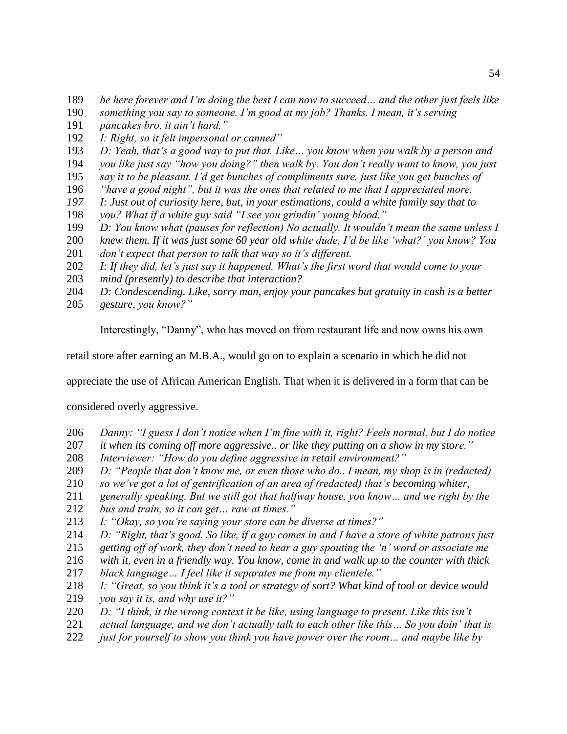189 *be here forever and I'm doing the best I can now to succeed… and the other just feels like*
190 *something you say to someone. I'm good at my job? Thanks. I mean, it's serving*
191 *pancakes bro, it ain't hard."*
192 *I: Right, so it felt impersonal or canned"*
193 *D: Yeah, that's a good way to put that. Like… you know when you walk by a person and*
194 *you like just say "how you doing?" then walk by. You don't really want to know, you just*
195 *say it to be pleasant. I'd get bunches of compliments sure, just like you get bunches of*
196 *"have a good night", but it was the ones that related to me that I appreciated more.*
197 *I: Just out of curiosity here, but, in your estimations, could a white family say that to*
198 *you? What if a white guy said "I see you grindin' young blood."*
199 *D: You know what (pauses for reflection) No actually. It wouldn't mean the same unless I*
200 *knew them. If it was just some 60 year old white dude, I'd be like 'what?' you know? You*
201 *don't expect that person to talk that way so it's different.*
202 *I: If they did, let's just say it happened. What's the first word that would come to your*
203 *mind (presently) to describe that interaction?*
204 *D: Condescending. Like, sorry man, enjoy your pancakes but gratuity in cash is a better*
205 *gesture, you know?"*

Interestingly, "Danny", who has moved on from restaurant life and now owns his own retail store after earning an M.B.A., would go on to explain a scenario in which he did not appreciate the use of African American English. That when it is delivered in a form that can be considered overly aggressive.

206 *Danny: "I guess I don't notice when I'm fine with it, right? Feels normal, but I do notice*
207 *it when its coming off more aggressive.. or like they putting on a show in my store."*
208 *Interviewer: "How do you define aggressive in retail environment?"*
209 *D: "People that don't know me, or even those who do.. I mean, my shop is in (redacted)*
210 *so we've got a lot of gentrification of an area of (redacted) that's becoming whiter,*
211 *generally speaking. But we still got that halfway house, you know… and we right by the*
212 *bus and train, so it can get… raw at times."*
213 *I: "Okay, so you're saying your store can be diverse at times?"*
214 *D: "Right, that's good. So like, if a guy comes in and I have a store of white patrons just*
215 *getting off of work, they don't need to hear a guy spouting the 'n' word or associate me*
216 *with it, even in a friendly way. You know, come in and walk up to the counter with thick*
217 *black language… I feel like it separates me from my clientele."*
218 *I: "Great, so you think it's a tool or strategy of sort? What kind of tool or device would*
219 *you say it is, and why use it?"*
220 *D: "I think, it the wrong context it be like, using language to present. Like this isn't*
221 *actual language, and we don't actually talk to each other like this… So you doin' that is*
222 *just for yourself to show you think you have power over the room… and maybe like by*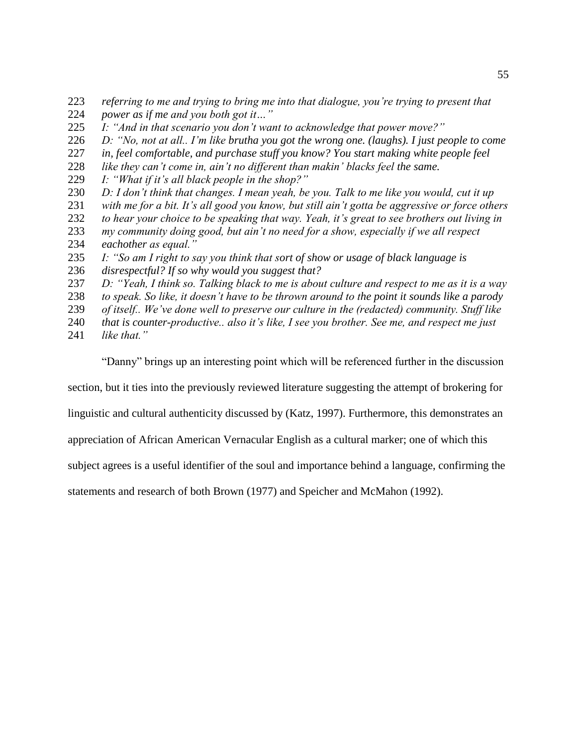*referring to me and trying to bring me into that dialogue, you're trying to present that power as if me and you both got it…"*

*I: "And in that scenario you don't want to acknowledge that power move?"*

*D: "No, not at all.. I'm like brutha you got the wrong one. (laughs). I just people to come in, feel comfortable, and purchase stuff you know? You start making white people feel like they can't come in, ain't no different than makin' blacks feel the same.*

*I: "What if it's all black people in the shop?"*

*D: I don't think that changes. I mean yeah, be you. Talk to me like you would, cut it up with me for a bit. It's all good you know, but still ain't gotta be aggressive or force others to hear your choice to be speaking that way. Yeah, it's great to see brothers out living in my community doing good, but ain't no need for a show, especially if we all respect eachother as equal."*

*I: "So am I right to say you think that sort of show or usage of black language is disrespectful? If so why would you suggest that?*

*D: "Yeah, I think so. Talking black to me is about culture and respect to me as it is a way to speak. So like, it doesn't have to be thrown around to the point it sounds like a parody of itself.. We've done well to preserve our culture in the (redacted) community. Stuff like that is counter-productive.. also it's like, I see you brother. See me, and respect me just like that."*

"Danny" brings up an interesting point which will be referenced further in the discussion section, but it ties into the previously reviewed literature suggesting the attempt of brokering for linguistic and cultural authenticity discussed by (Katz, 1997). Furthermore, this demonstrates an appreciation of African American Vernacular English as a cultural marker; one of which this subject agrees is a useful identifier of the soul and importance behind a language, confirming the statements and research of both Brown (1977) and Speicher and McMahon (1992).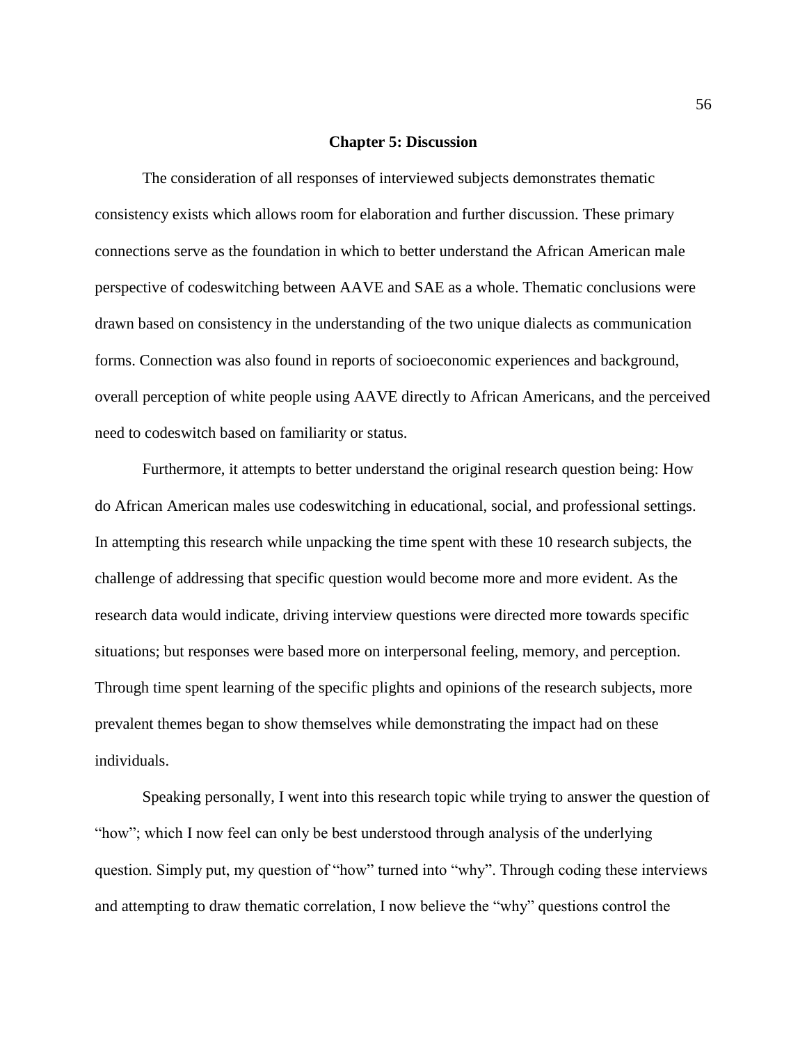## Chapter 5: Discussion

The consideration of all responses of interviewed subjects demonstrates thematic consistency exists which allows room for elaboration and further discussion. These primary connections serve as the foundation in which to better understand the African American male perspective of codeswitching between AAVE and SAE as a whole. Thematic conclusions were drawn based on consistency in the understanding of the two unique dialects as communication forms. Connection was also found in reports of socioeconomic experiences and background, overall perception of white people using AAVE directly to African Americans, and the perceived need to codeswitch based on familiarity or status.

Furthermore, it attempts to better understand the original research question being: How do African American males use codeswitching in educational, social, and professional settings. In attempting this research while unpacking the time spent with these 10 research subjects, the challenge of addressing that specific question would become more and more evident. As the research data would indicate, driving interview questions were directed more towards specific situations; but responses were based more on interpersonal feeling, memory, and perception. Through time spent learning of the specific plights and opinions of the research subjects, more prevalent themes began to show themselves while demonstrating the impact had on these individuals.

Speaking personally, I went into this research topic while trying to answer the question of "how"; which I now feel can only be best understood through analysis of the underlying question. Simply put, my question of "how" turned into "why". Through coding these interviews and attempting to draw thematic correlation, I now believe the "why" questions control the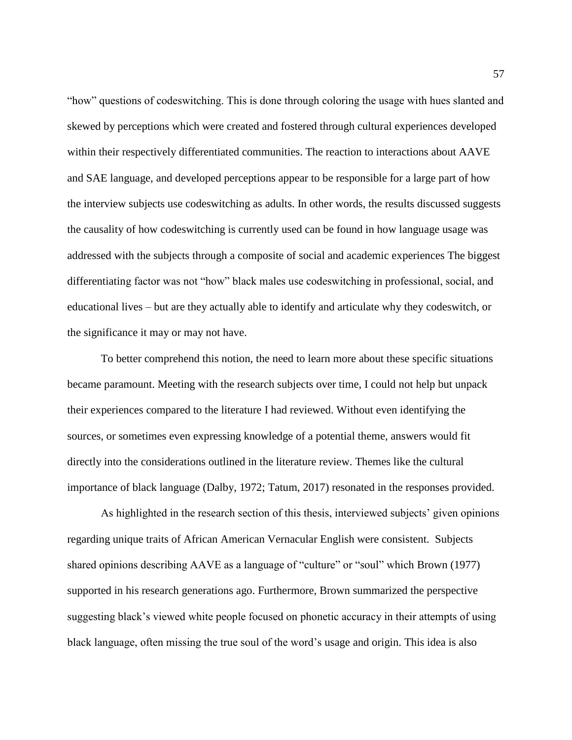"how" questions of codeswitching. This is done through coloring the usage with hues slanted and skewed by perceptions which were created and fostered through cultural experiences developed within their respectively differentiated communities. The reaction to interactions about AAVE and SAE language, and developed perceptions appear to be responsible for a large part of how the interview subjects use codeswitching as adults. In other words, the results discussed suggests the causality of how codeswitching is currently used can be found in how language usage was addressed with the subjects through a composite of social and academic experiences The biggest differentiating factor was not "how" black males use codeswitching in professional, social, and educational lives – but are they actually able to identify and articulate why they codeswitch, or the significance it may or may not have.

To better comprehend this notion, the need to learn more about these specific situations became paramount. Meeting with the research subjects over time, I could not help but unpack their experiences compared to the literature I had reviewed. Without even identifying the sources, or sometimes even expressing knowledge of a potential theme, answers would fit directly into the considerations outlined in the literature review. Themes like the cultural importance of black language (Dalby, 1972; Tatum, 2017) resonated in the responses provided.

As highlighted in the research section of this thesis, interviewed subjects' given opinions regarding unique traits of African American Vernacular English were consistent. Subjects shared opinions describing AAVE as a language of "culture" or "soul" which Brown (1977) supported in his research generations ago. Furthermore, Brown summarized the perspective suggesting black's viewed white people focused on phonetic accuracy in their attempts of using black language, often missing the true soul of the word's usage and origin. This idea is also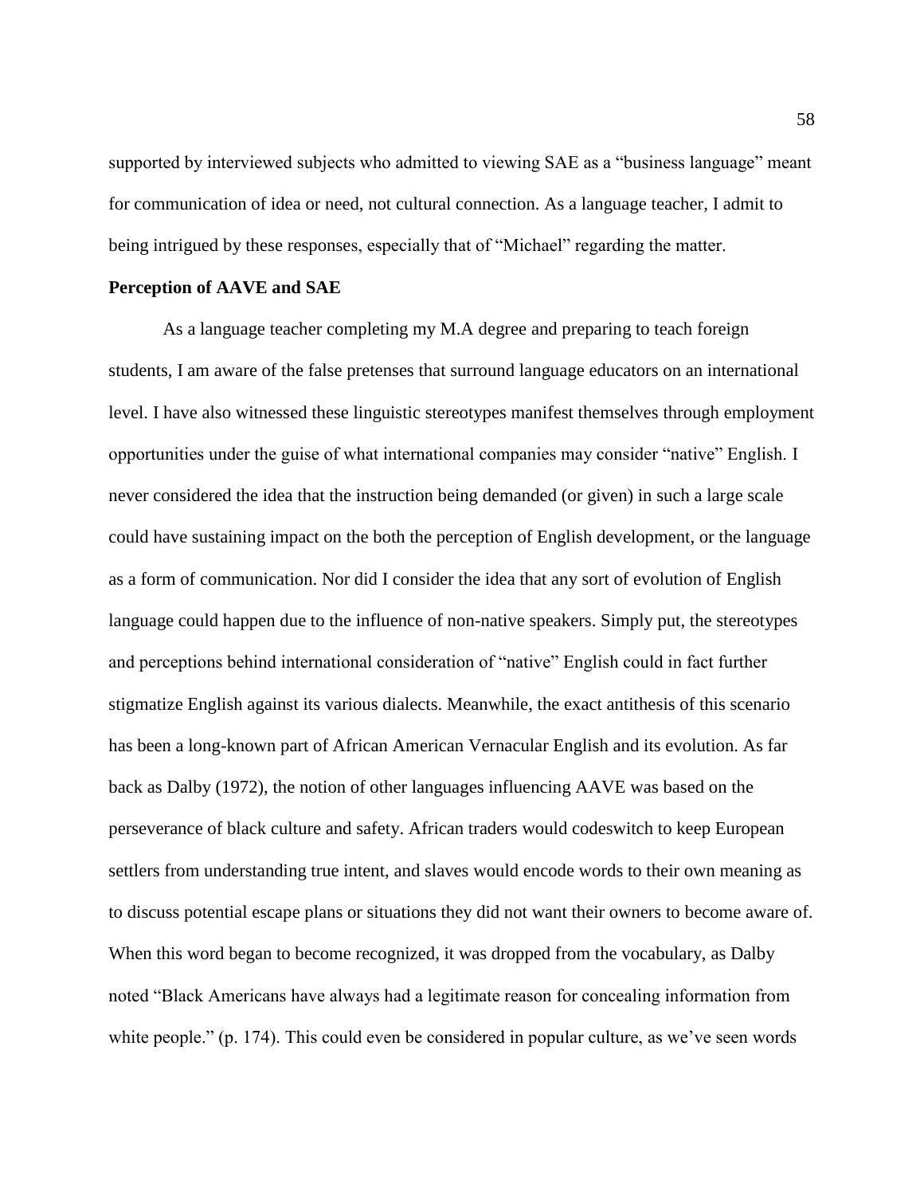supported by interviewed subjects who admitted to viewing SAE as a "business language" meant for communication of idea or need, not cultural connection. As a language teacher, I admit to being intrigued by these responses, especially that of "Michael" regarding the matter.

**Perception of AAVE and SAE**

As a language teacher completing my M.A degree and preparing to teach foreign students, I am aware of the false pretenses that surround language educators on an international level. I have also witnessed these linguistic stereotypes manifest themselves through employment opportunities under the guise of what international companies may consider "native" English. I never considered the idea that the instruction being demanded (or given) in such a large scale could have sustaining impact on the both the perception of English development, or the language as a form of communication. Nor did I consider the idea that any sort of evolution of English language could happen due to the influence of non-native speakers. Simply put, the stereotypes and perceptions behind international consideration of "native" English could in fact further stigmatize English against its various dialects. Meanwhile, the exact antithesis of this scenario has been a long-known part of African American Vernacular English and its evolution. As far back as Dalby (1972), the notion of other languages influencing AAVE was based on the perseverance of black culture and safety. African traders would codeswitch to keep European settlers from understanding true intent, and slaves would encode words to their own meaning as to discuss potential escape plans or situations they did not want their owners to become aware of. When this word began to become recognized, it was dropped from the vocabulary, as Dalby noted "Black Americans have always had a legitimate reason for concealing information from white people." (p. 174). This could even be considered in popular culture, as we've seen words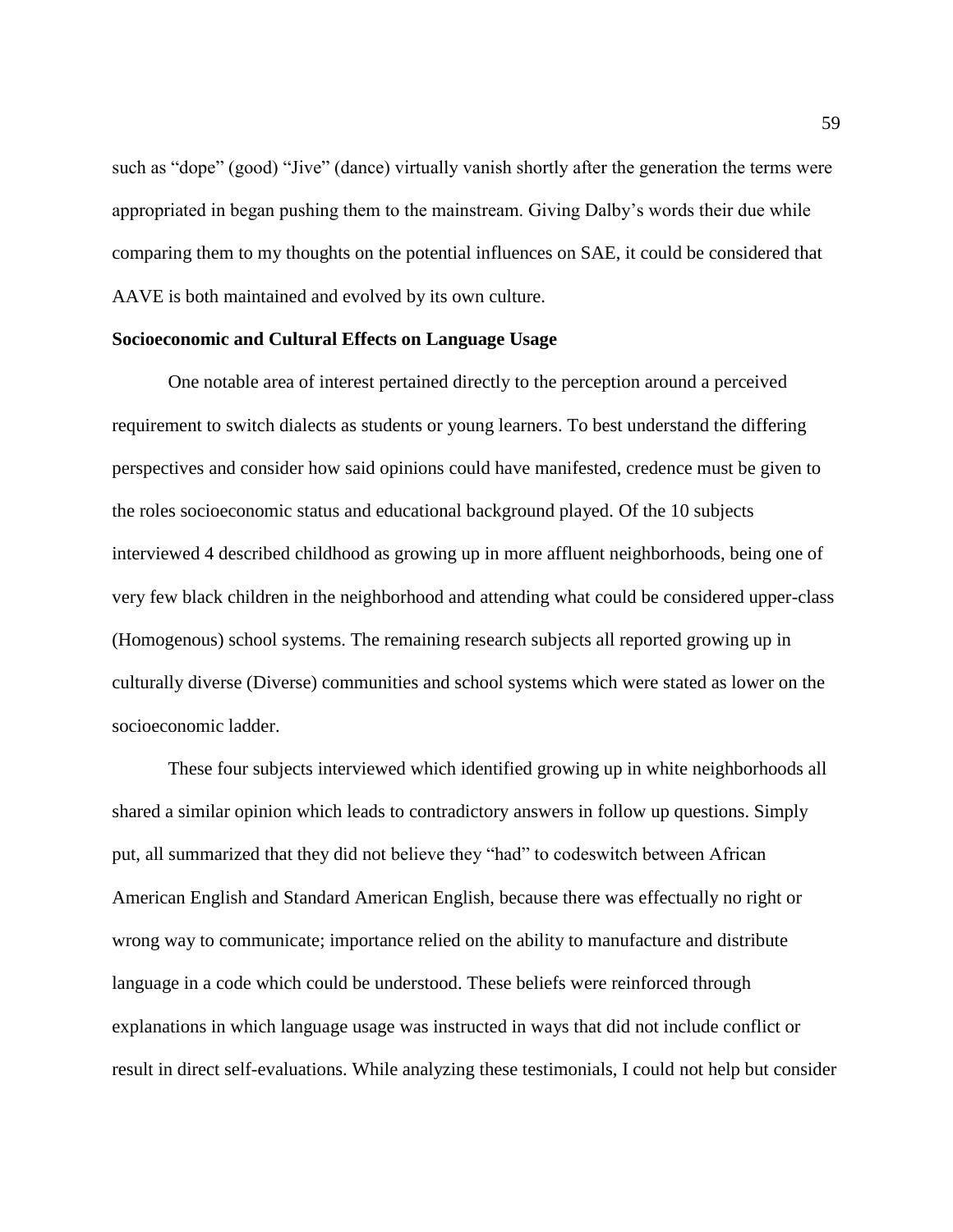such as “dope” (good) “Jive” (dance) virtually vanish shortly after the generation the terms were appropriated in began pushing them to the mainstream. Giving Dalby’s words their due while comparing them to my thoughts on the potential influences on SAE, it could be considered that AAVE is both maintained and evolved by its own culture.

**Socioeconomic and Cultural Effects on Language Usage**

One notable area of interest pertained directly to the perception around a perceived requirement to switch dialects as students or young learners. To best understand the differing perspectives and consider how said opinions could have manifested, credence must be given to the roles socioeconomic status and educational background played. Of the 10 subjects interviewed 4 described childhood as growing up in more affluent neighborhoods, being one of very few black children in the neighborhood and attending what could be considered upper-class (Homogenous) school systems. The remaining research subjects all reported growing up in culturally diverse (Diverse) communities and school systems which were stated as lower on the socioeconomic ladder.

These four subjects interviewed which identified growing up in white neighborhoods all shared a similar opinion which leads to contradictory answers in follow up questions. Simply put, all summarized that they did not believe they “had” to codeswitch between African American English and Standard American English, because there was effectually no right or wrong way to communicate; importance relied on the ability to manufacture and distribute language in a code which could be understood. These beliefs were reinforced through explanations in which language usage was instructed in ways that did not include conflict or result in direct self-evaluations. While analyzing these testimonials, I could not help but consider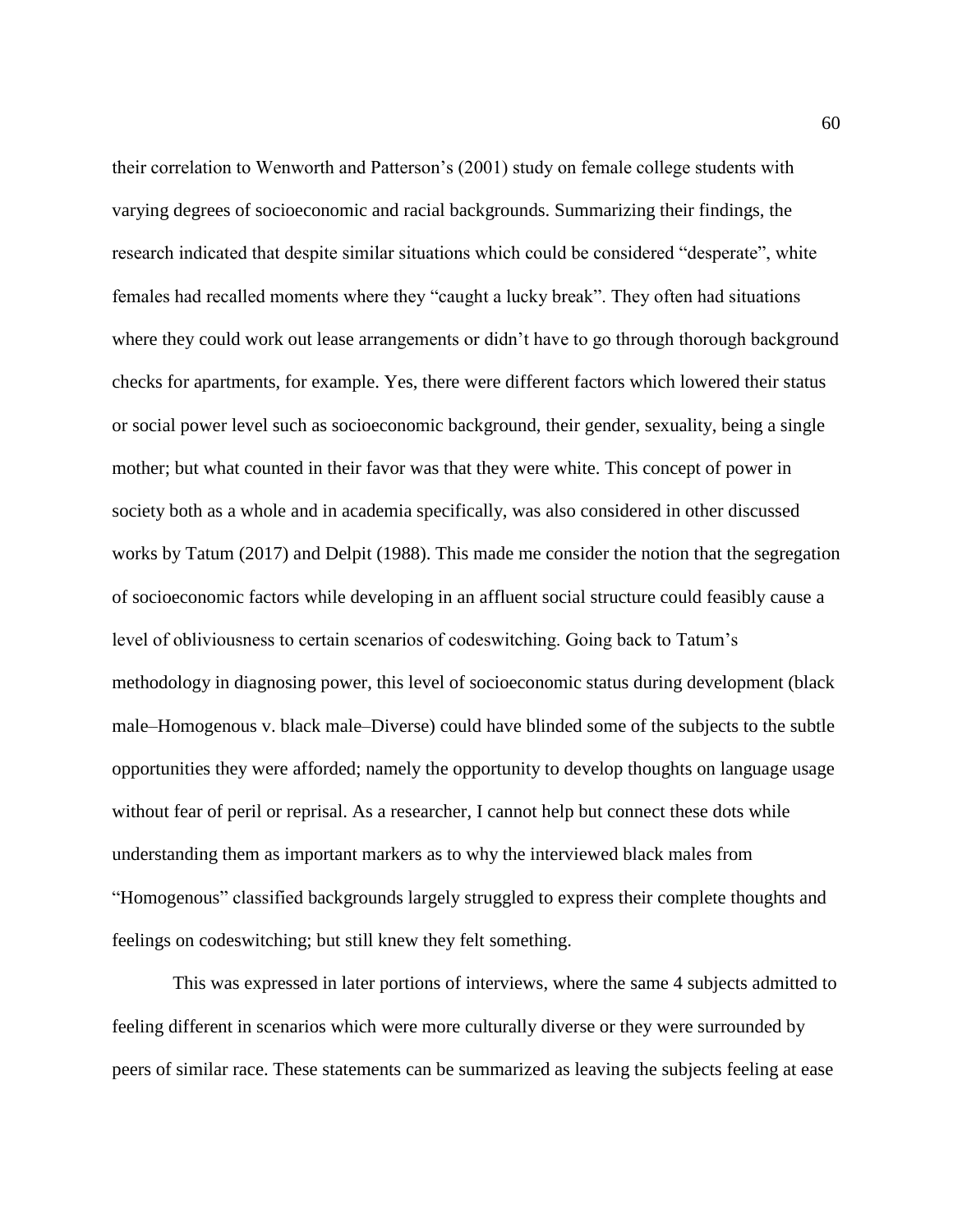their correlation to Wenworth and Patterson's (2001) study on female college students with varying degrees of socioeconomic and racial backgrounds. Summarizing their findings, the research indicated that despite similar situations which could be considered "desperate", white females had recalled moments where they "caught a lucky break". They often had situations where they could work out lease arrangements or didn't have to go through thorough background checks for apartments, for example. Yes, there were different factors which lowered their status or social power level such as socioeconomic background, their gender, sexuality, being a single mother; but what counted in their favor was that they were white. This concept of power in society both as a whole and in academia specifically, was also considered in other discussed works by Tatum (2017) and Delpit (1988). This made me consider the notion that the segregation of socioeconomic factors while developing in an affluent social structure could feasibly cause a level of obliviousness to certain scenarios of codeswitching. Going back to Tatum's methodology in diagnosing power, this level of socioeconomic status during development (black male–Homogenous v. black male–Diverse) could have blinded some of the subjects to the subtle opportunities they were afforded; namely the opportunity to develop thoughts on language usage without fear of peril or reprisal. As a researcher, I cannot help but connect these dots while understanding them as important markers as to why the interviewed black males from "Homogenous" classified backgrounds largely struggled to express their complete thoughts and feelings on codeswitching; but still knew they felt something.

This was expressed in later portions of interviews, where the same 4 subjects admitted to feeling different in scenarios which were more culturally diverse or they were surrounded by peers of similar race. These statements can be summarized as leaving the subjects feeling at ease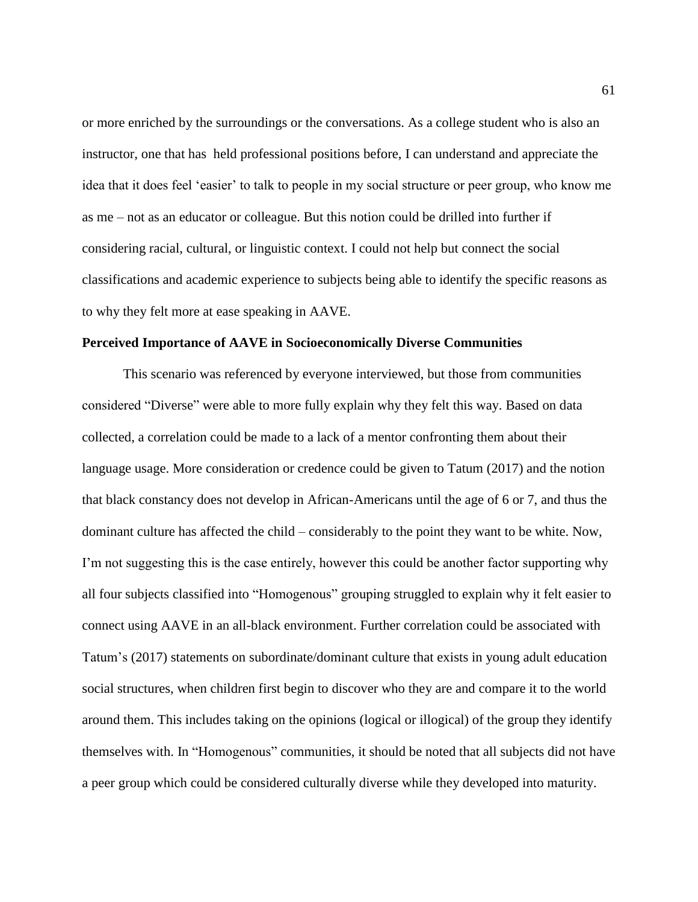or more enriched by the surroundings or the conversations. As a college student who is also an instructor, one that has held professional positions before, I can understand and appreciate the idea that it does feel 'easier' to talk to people in my social structure or peer group, who know me as me – not as an educator or colleague. But this notion could be drilled into further if considering racial, cultural, or linguistic context. I could not help but connect the social classifications and academic experience to subjects being able to identify the specific reasons as to why they felt more at ease speaking in AAVE.

**Perceived Importance of AAVE in Socioeconomically Diverse Communities**

This scenario was referenced by everyone interviewed, but those from communities considered "Diverse" were able to more fully explain why they felt this way. Based on data collected, a correlation could be made to a lack of a mentor confronting them about their language usage. More consideration or credence could be given to Tatum (2017) and the notion that black constancy does not develop in African-Americans until the age of 6 or 7, and thus the dominant culture has affected the child – considerably to the point they want to be white. Now, I'm not suggesting this is the case entirely, however this could be another factor supporting why all four subjects classified into "Homogenous" grouping struggled to explain why it felt easier to connect using AAVE in an all-black environment. Further correlation could be associated with Tatum's (2017) statements on subordinate/dominant culture that exists in young adult education social structures, when children first begin to discover who they are and compare it to the world around them. This includes taking on the opinions (logical or illogical) of the group they identify themselves with. In "Homogenous" communities, it should be noted that all subjects did not have a peer group which could be considered culturally diverse while they developed into maturity.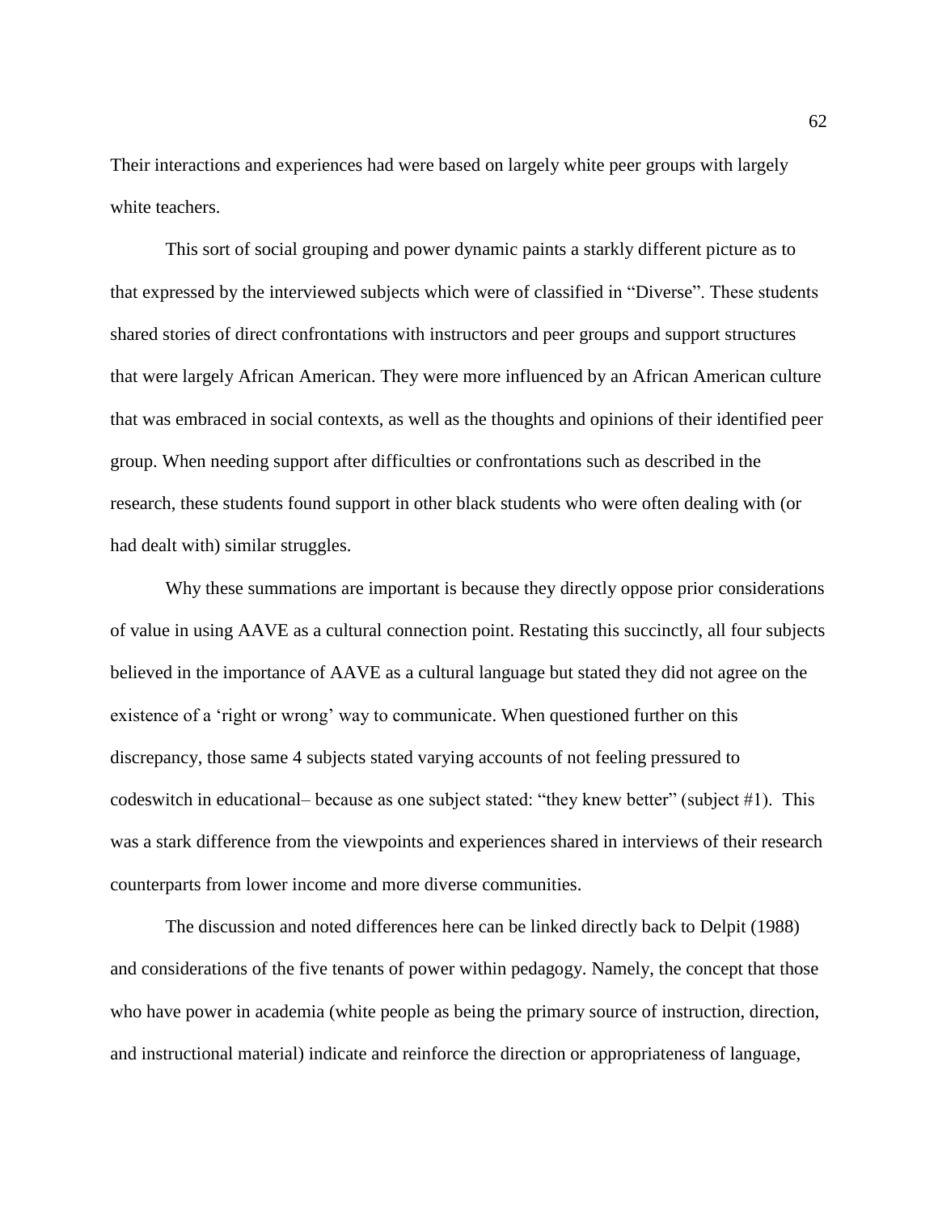Their interactions and experiences had were based on largely white peer groups with largely white teachers.

This sort of social grouping and power dynamic paints a starkly different picture as to that expressed by the interviewed subjects which were of classified in "Diverse". These students shared stories of direct confrontations with instructors and peer groups and support structures that were largely African American. They were more influenced by an African American culture that was embraced in social contexts, as well as the thoughts and opinions of their identified peer group. When needing support after difficulties or confrontations such as described in the research, these students found support in other black students who were often dealing with (or had dealt with) similar struggles.

Why these summations are important is because they directly oppose prior considerations of value in using AAVE as a cultural connection point. Restating this succinctly, all four subjects believed in the importance of AAVE as a cultural language but stated they did not agree on the existence of a 'right or wrong' way to communicate. When questioned further on this discrepancy, those same 4 subjects stated varying accounts of not feeling pressured to codeswitch in educational– because as one subject stated: "they knew better" (subject #1). This was a stark difference from the viewpoints and experiences shared in interviews of their research counterparts from lower income and more diverse communities.

The discussion and noted differences here can be linked directly back to Delpit (1988) and considerations of the five tenants of power within pedagogy. Namely, the concept that those who have power in academia (white people as being the primary source of instruction, direction, and instructional material) indicate and reinforce the direction or appropriateness of language,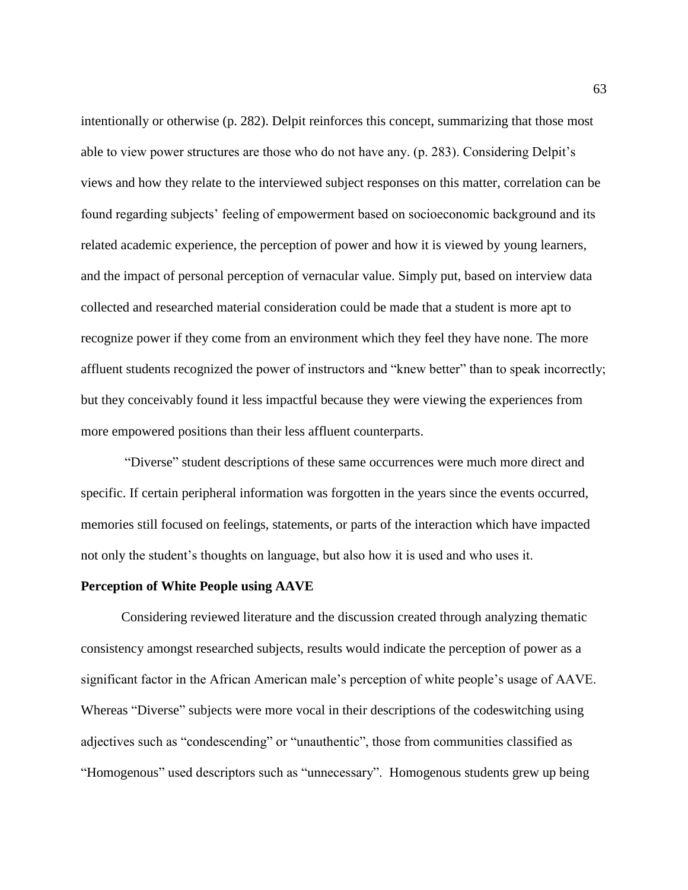intentionally or otherwise (p. 282). Delpit reinforces this concept, summarizing that those most able to view power structures are those who do not have any. (p. 283). Considering Delpit's views and how they relate to the interviewed subject responses on this matter, correlation can be found regarding subjects' feeling of empowerment based on socioeconomic background and its related academic experience, the perception of power and how it is viewed by young learners, and the impact of personal perception of vernacular value. Simply put, based on interview data collected and researched material consideration could be made that a student is more apt to recognize power if they come from an environment which they feel they have none. The more affluent students recognized the power of instructors and "knew better" than to speak incorrectly; but they conceivably found it less impactful because they were viewing the experiences from more empowered positions than their less affluent counterparts.

"Diverse" student descriptions of these same occurrences were much more direct and specific. If certain peripheral information was forgotten in the years since the events occurred, memories still focused on feelings, statements, or parts of the interaction which have impacted not only the student's thoughts on language, but also how it is used and who uses it.

**Perception of White People using AAVE**

Considering reviewed literature and the discussion created through analyzing thematic consistency amongst researched subjects, results would indicate the perception of power as a significant factor in the African American male's perception of white people's usage of AAVE. Whereas "Diverse" subjects were more vocal in their descriptions of the codeswitching using adjectives such as "condescending" or "unauthentic", those from communities classified as "Homogenous" used descriptors such as "unnecessary". Homogenous students grew up being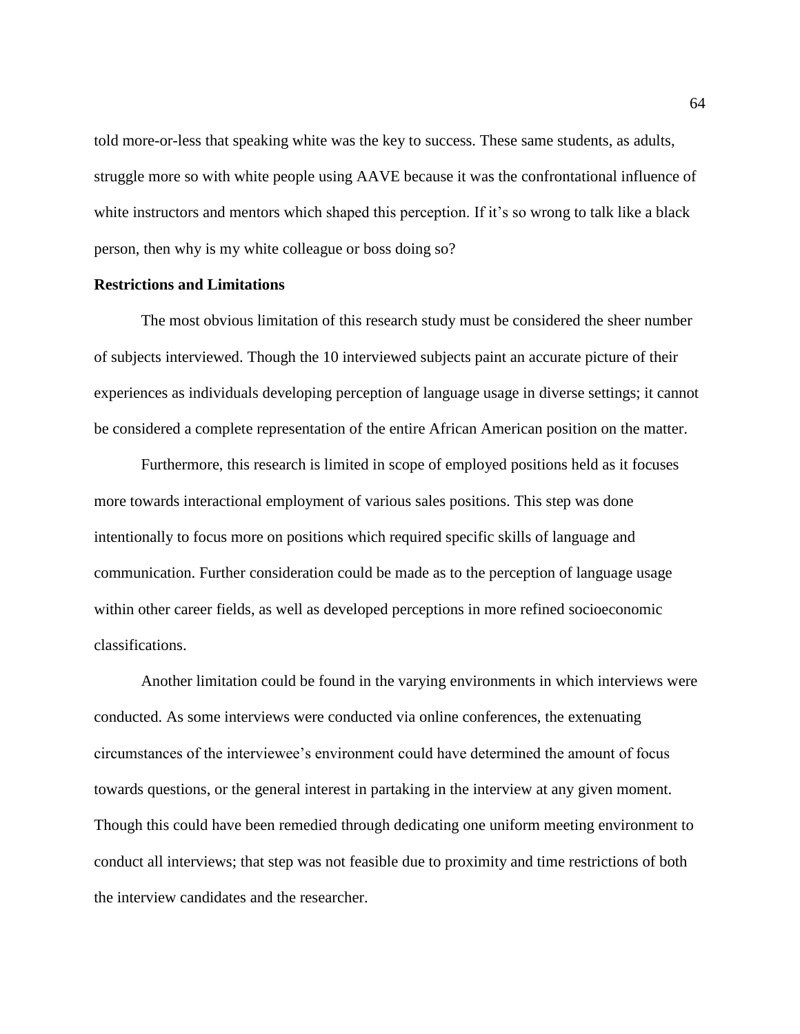told more-or-less that speaking white was the key to success. These same students, as adults, struggle more so with white people using AAVE because it was the confrontational influence of white instructors and mentors which shaped this perception. If it's so wrong to talk like a black person, then why is my white colleague or boss doing so?

**Restrictions and Limitations**

The most obvious limitation of this research study must be considered the sheer number of subjects interviewed. Though the 10 interviewed subjects paint an accurate picture of their experiences as individuals developing perception of language usage in diverse settings; it cannot be considered a complete representation of the entire African American position on the matter.

Furthermore, this research is limited in scope of employed positions held as it focuses more towards interactional employment of various sales positions. This step was done intentionally to focus more on positions which required specific skills of language and communication. Further consideration could be made as to the perception of language usage within other career fields, as well as developed perceptions in more refined socioeconomic classifications.

Another limitation could be found in the varying environments in which interviews were conducted. As some interviews were conducted via online conferences, the extenuating circumstances of the interviewee's environment could have determined the amount of focus towards questions, or the general interest in partaking in the interview at any given moment. Though this could have been remedied through dedicating one uniform meeting environment to conduct all interviews; that step was not feasible due to proximity and time restrictions of both the interview candidates and the researcher.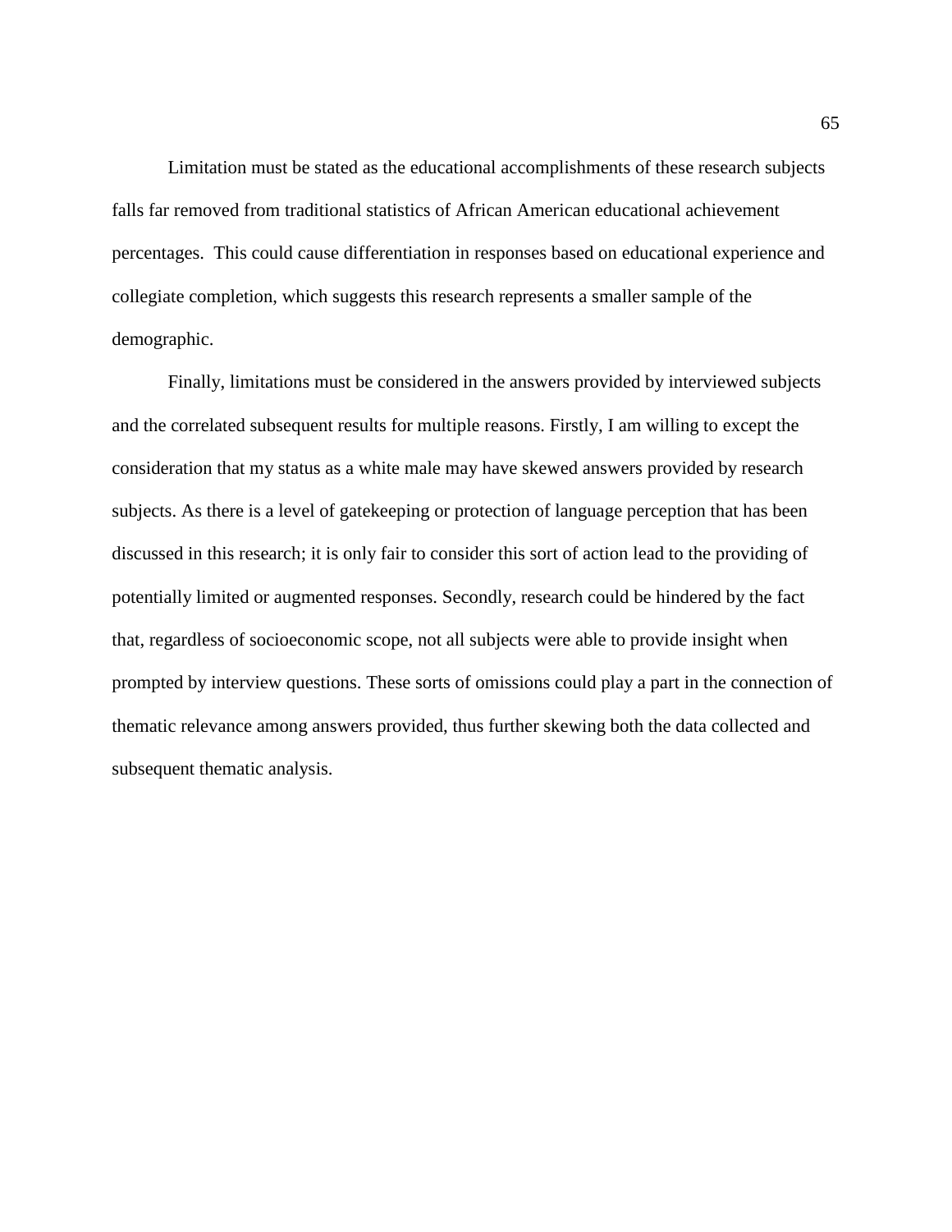Limitation must be stated as the educational accomplishments of these research subjects falls far removed from traditional statistics of African American educational achievement percentages.  This could cause differentiation in responses based on educational experience and collegiate completion, which suggests this research represents a smaller sample of the demographic.

Finally, limitations must be considered in the answers provided by interviewed subjects and the correlated subsequent results for multiple reasons. Firstly, I am willing to except the consideration that my status as a white male may have skewed answers provided by research subjects. As there is a level of gatekeeping or protection of language perception that has been discussed in this research; it is only fair to consider this sort of action lead to the providing of potentially limited or augmented responses. Secondly, research could be hindered by the fact that, regardless of socioeconomic scope, not all subjects were able to provide insight when prompted by interview questions. These sorts of omissions could play a part in the connection of thematic relevance among answers provided, thus further skewing both the data collected and subsequent thematic analysis.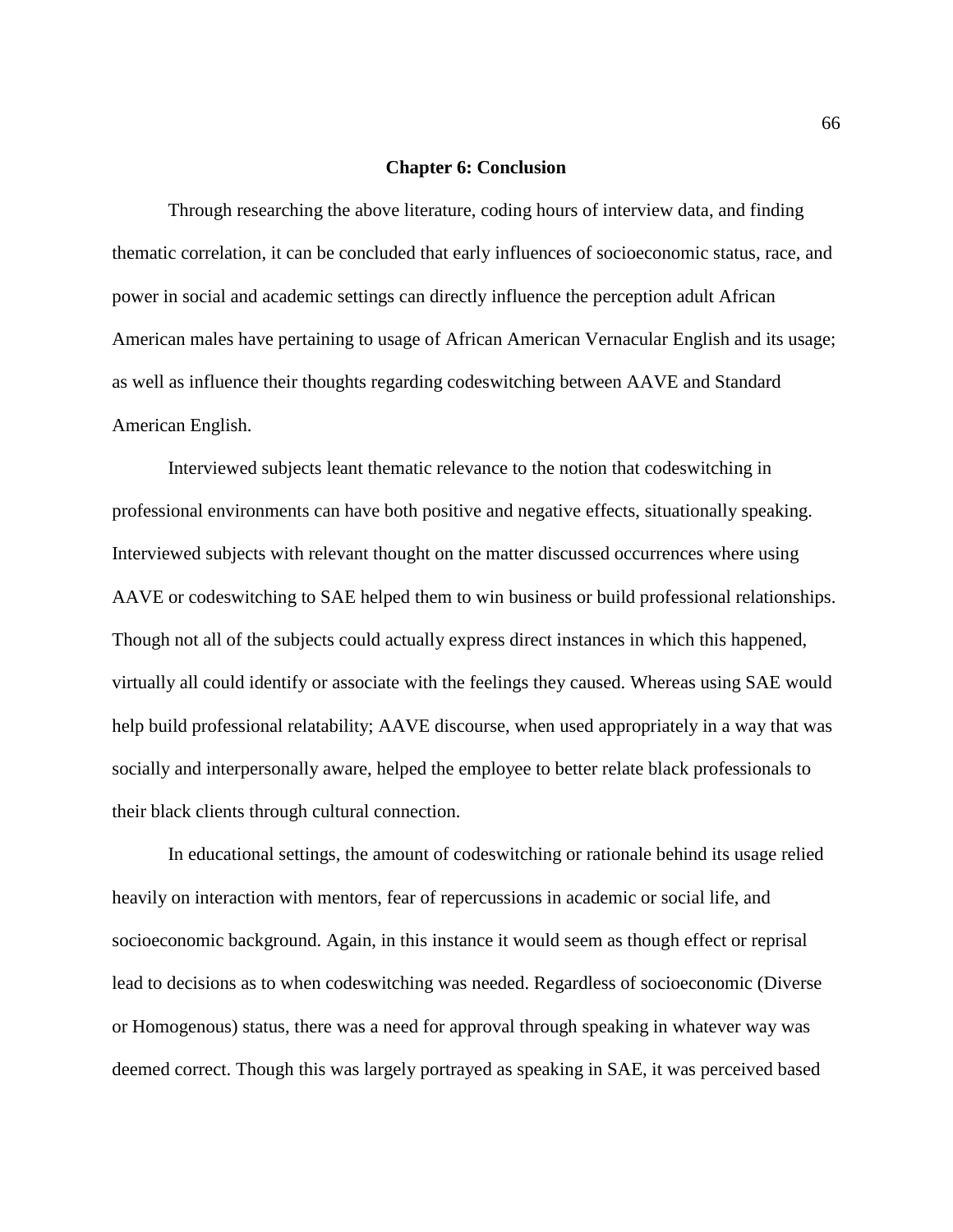# Chapter 6: Conclusion

Through researching the above literature, coding hours of interview data, and finding thematic correlation, it can be concluded that early influences of socioeconomic status, race, and power in social and academic settings can directly influence the perception adult African American males have pertaining to usage of African American Vernacular English and its usage; as well as influence their thoughts regarding codeswitching between AAVE and Standard American English.

Interviewed subjects leant thematic relevance to the notion that codeswitching in professional environments can have both positive and negative effects, situationally speaking. Interviewed subjects with relevant thought on the matter discussed occurrences where using AAVE or codeswitching to SAE helped them to win business or build professional relationships. Though not all of the subjects could actually express direct instances in which this happened, virtually all could identify or associate with the feelings they caused. Whereas using SAE would help build professional relatability; AAVE discourse, when used appropriately in a way that was socially and interpersonally aware, helped the employee to better relate black professionals to their black clients through cultural connection.

In educational settings, the amount of codeswitching or rationale behind its usage relied heavily on interaction with mentors, fear of repercussions in academic or social life, and socioeconomic background. Again, in this instance it would seem as though effect or reprisal lead to decisions as to when codeswitching was needed. Regardless of socioeconomic (Diverse or Homogenous) status, there was a need for approval through speaking in whatever way was deemed correct. Though this was largely portrayed as speaking in SAE, it was perceived based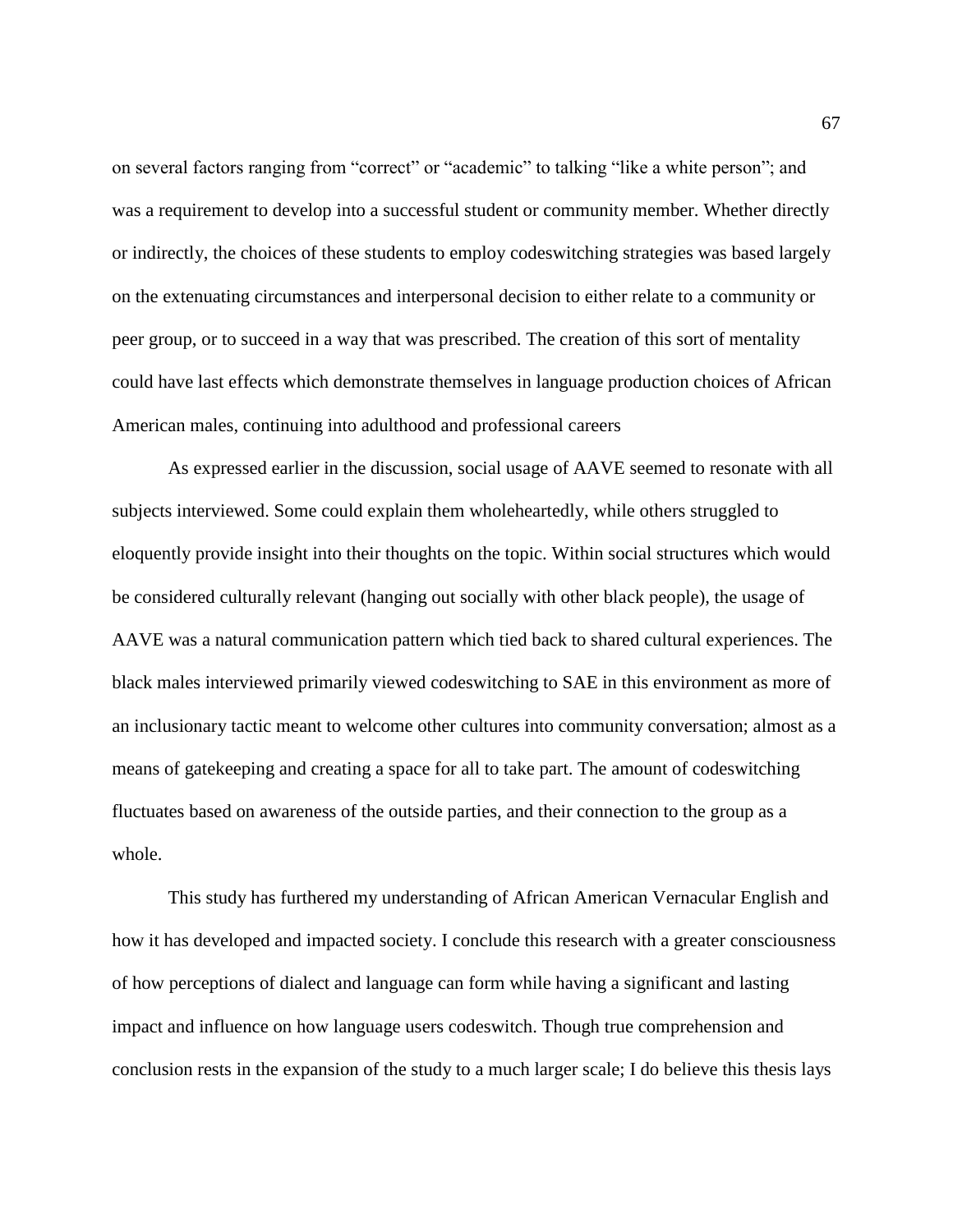on several factors ranging from "correct" or "academic" to talking "like a white person"; and was a requirement to develop into a successful student or community member. Whether directly or indirectly, the choices of these students to employ codeswitching strategies was based largely on the extenuating circumstances and interpersonal decision to either relate to a community or peer group, or to succeed in a way that was prescribed. The creation of this sort of mentality could have last effects which demonstrate themselves in language production choices of African American males, continuing into adulthood and professional careers

As expressed earlier in the discussion, social usage of AAVE seemed to resonate with all subjects interviewed. Some could explain them wholeheartedly, while others struggled to eloquently provide insight into their thoughts on the topic. Within social structures which would be considered culturally relevant (hanging out socially with other black people), the usage of AAVE was a natural communication pattern which tied back to shared cultural experiences. The black males interviewed primarily viewed codeswitching to SAE in this environment as more of an inclusionary tactic meant to welcome other cultures into community conversation; almost as a means of gatekeeping and creating a space for all to take part. The amount of codeswitching fluctuates based on awareness of the outside parties, and their connection to the group as a whole.

This study has furthered my understanding of African American Vernacular English and how it has developed and impacted society. I conclude this research with a greater consciousness of how perceptions of dialect and language can form while having a significant and lasting impact and influence on how language users codeswitch. Though true comprehension and conclusion rests in the expansion of the study to a much larger scale; I do believe this thesis lays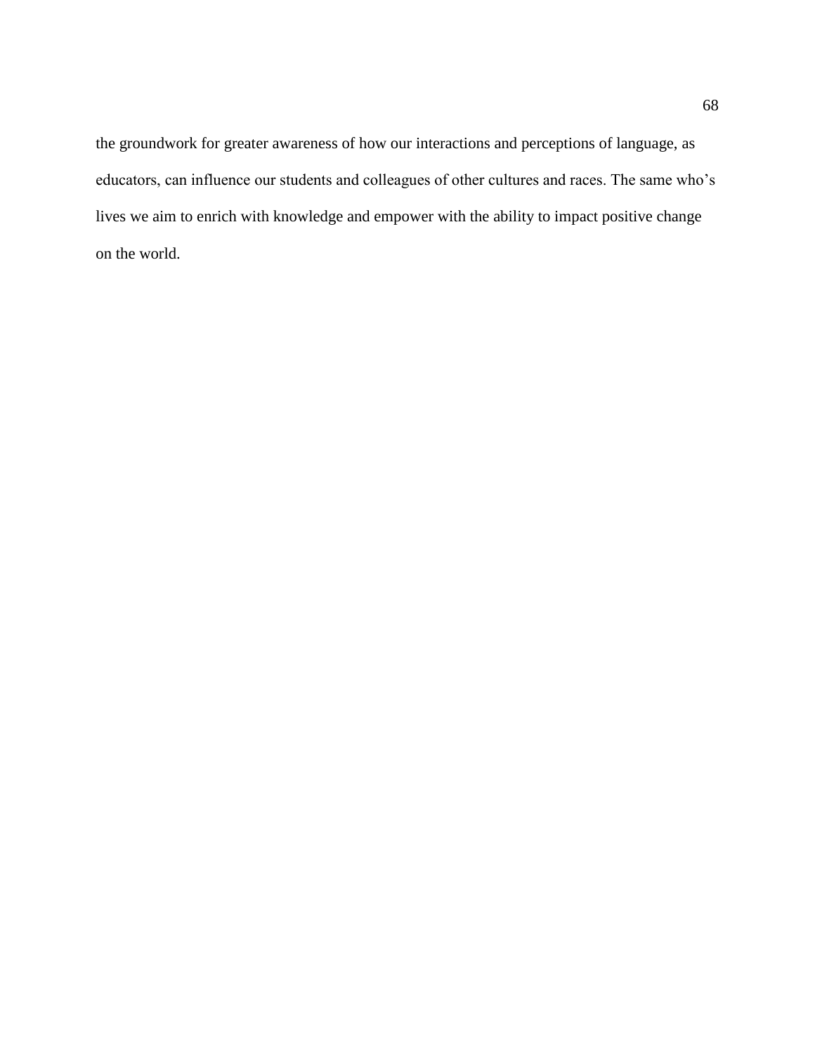the groundwork for greater awareness of how our interactions and perceptions of language, as educators, can influence our students and colleagues of other cultures and races. The same who's lives we aim to enrich with knowledge and empower with the ability to impact positive change on the world.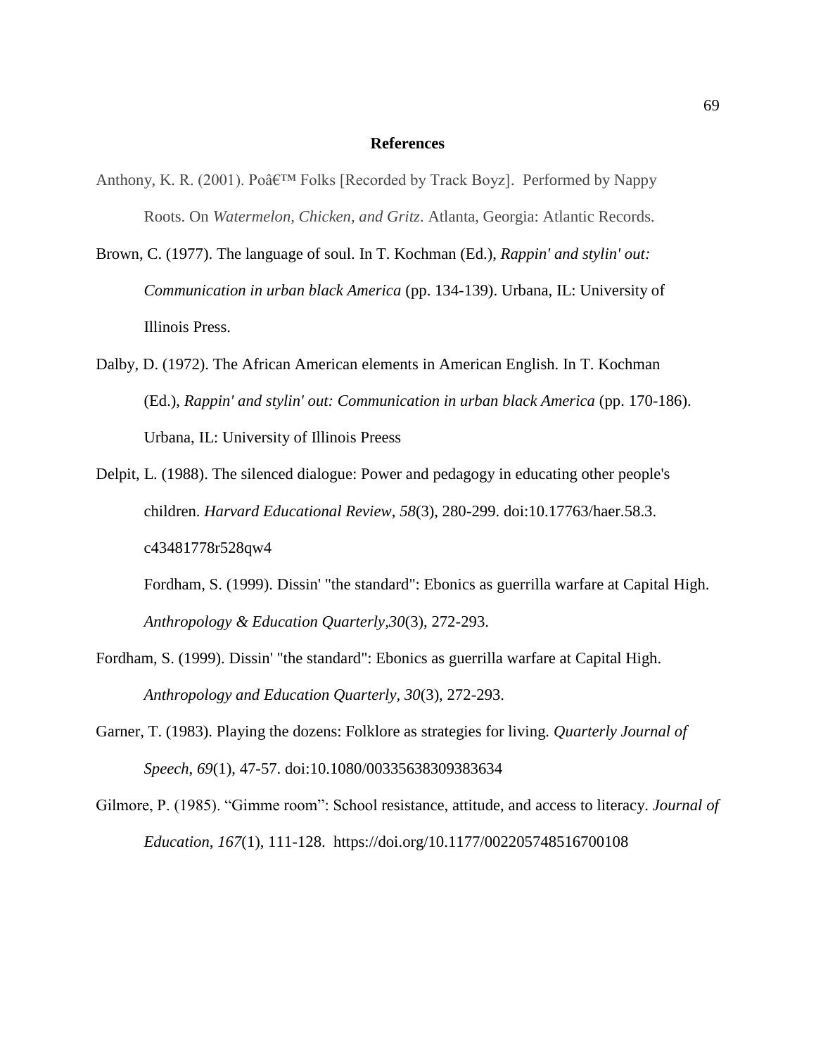## References

Anthony, K. R. (2001). Poâ€™ Folks [Recorded by Track Boyz]. Performed by Nappy Roots. On *Watermelon, Chicken, and Gritz*. Atlanta, Georgia: Atlantic Records.

Brown, C. (1977). The language of soul. In T. Kochman (Ed.), *Rappin' and stylin' out: Communication in urban black America* (pp. 134-139). Urbana, IL: University of Illinois Press.

Dalby, D. (1972). The African American elements in American English. In T. Kochman (Ed.), *Rappin' and stylin' out: Communication in urban black America* (pp. 170-186). Urbana, IL: University of Illinois Preess

Delpit, L. (1988). The silenced dialogue: Power and pedagogy in educating other people's children. *Harvard Educational Review*, *58*(3), 280-299. doi:10.17763/haer.58.3. c43481778r528qw4

Fordham, S. (1999). Dissin' "the standard": Ebonics as guerrilla warfare at Capital High. *Anthropology & Education Quarterly*,*30*(3), 272-293.

Fordham, S. (1999). Dissin' "the standard": Ebonics as guerrilla warfare at Capital High. *Anthropology and Education Quarterly, 30*(3), 272-293.

Garner, T. (1983). Playing the dozens: Folklore as strategies for living. *Quarterly Journal of Speech*, *69*(1), 47-57. doi:10.1080/00335638309383634

Gilmore, P. (1985). "Gimme room": School resistance, attitude, and access to literacy. *Journal of Education*, *167*(1), 111-128. https://doi.org/10.1177/002205748516700108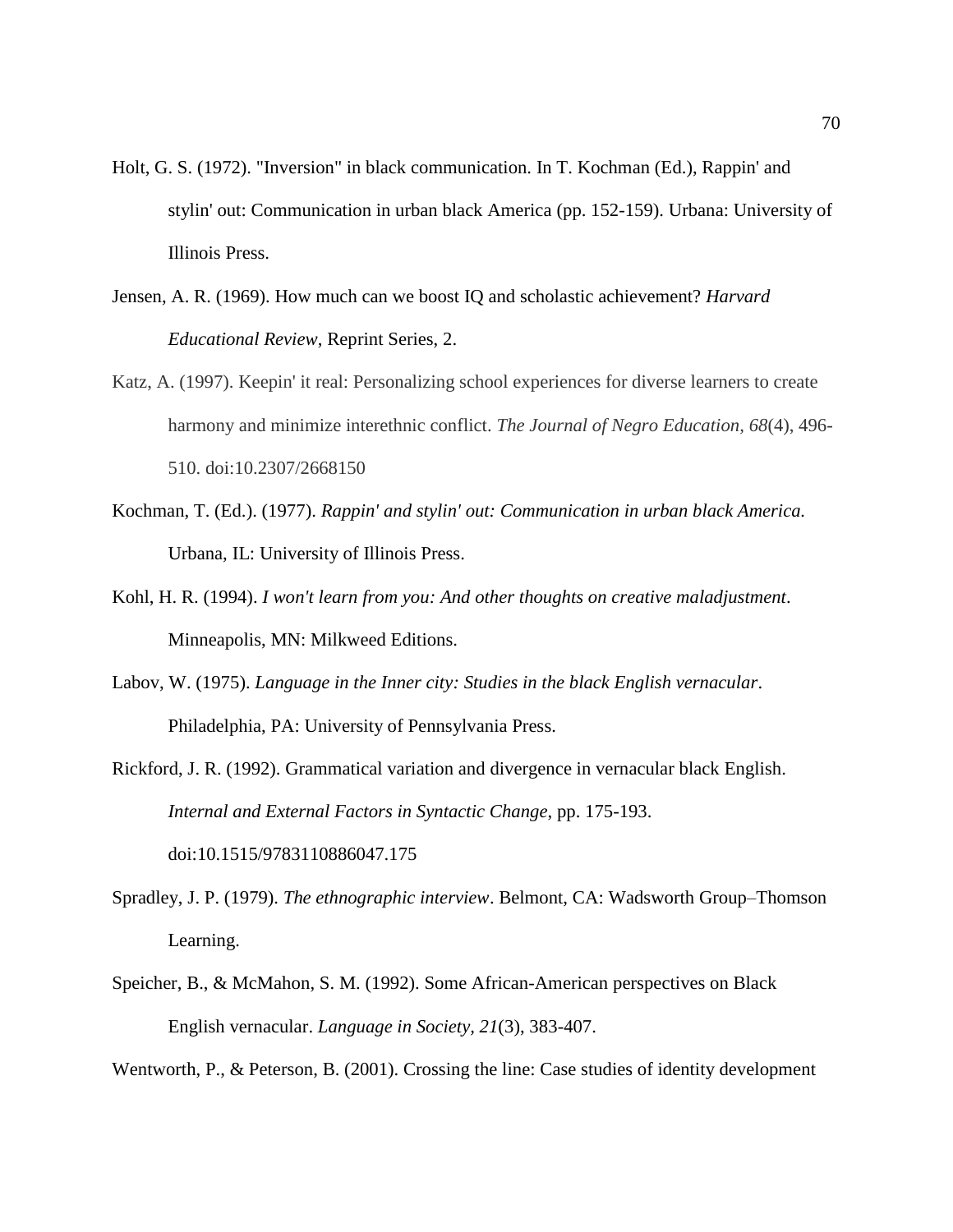Holt, G. S. (1972). "Inversion" in black communication. In T. Kochman (Ed.), Rappin' and stylin' out: Communication in urban black America (pp. 152-159). Urbana: University of Illinois Press.

Jensen, A. R. (1969). How much can we boost IQ and scholastic achievement? *Harvard Educational Review*, Reprint Series, 2.

Katz, A. (1997). Keepin' it real: Personalizing school experiences for diverse learners to create harmony and minimize interethnic conflict. *The Journal of Negro Education, 68*(4), 496-510. doi:10.2307/2668150

Kochman, T. (Ed.). (1977). *Rappin' and stylin' out: Communication in urban black America.* Urbana, IL: University of Illinois Press.

Kohl, H. R. (1994). *I won't learn from you: And other thoughts on creative maladjustment*. Minneapolis, MN: Milkweed Editions.

Labov, W. (1975). *Language in the Inner city: Studies in the black English vernacular*. Philadelphia, PA: University of Pennsylvania Press.

Rickford, J. R. (1992). Grammatical variation and divergence in vernacular black English. *Internal and External Factors in Syntactic Change*, pp. 175-193. doi:10.1515/9783110886047.175

Spradley, J. P. (1979). *The ethnographic interview*. Belmont, CA: Wadsworth Group–Thomson Learning.

Speicher, B., & McMahon, S. M. (1992). Some African-American perspectives on Black English vernacular. *Language in Society, 21*(3), 383-407.

Wentworth, P., & Peterson, B. (2001). Crossing the line: Case studies of identity development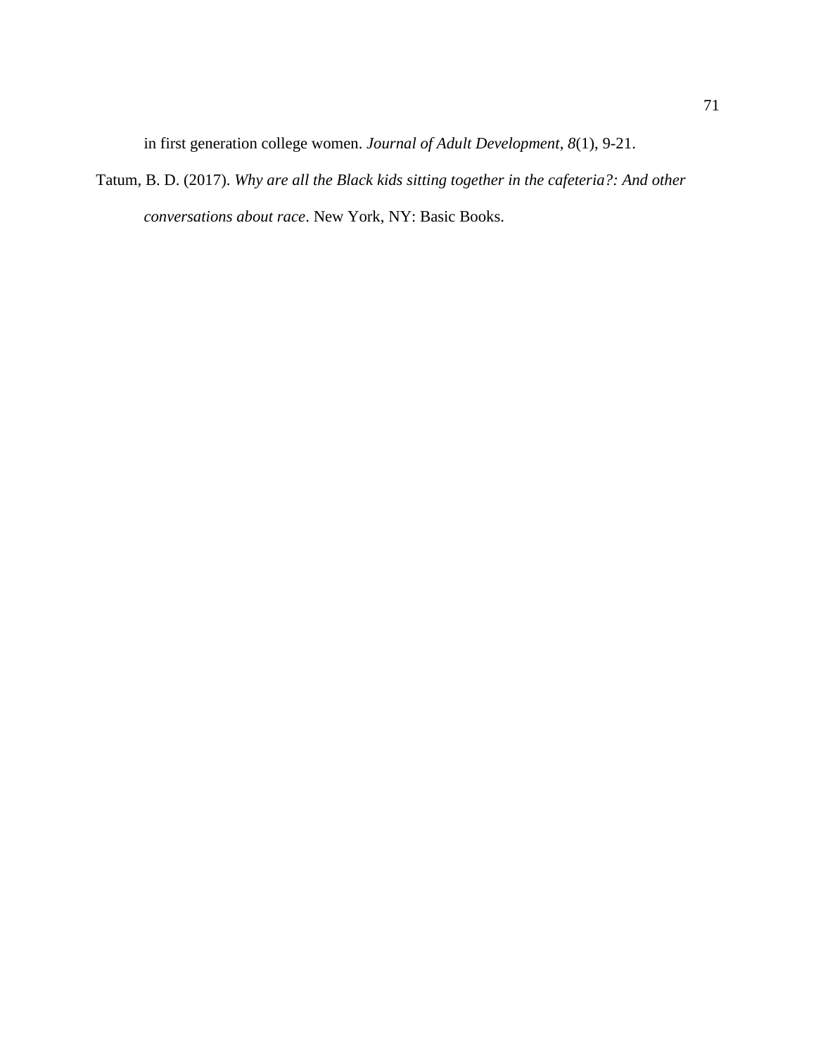in first generation college women. *Journal of Adult Development*, *8*(1), 9-21.

Tatum, B. D. (2017). *Why are all the Black kids sitting together in the cafeteria?: And other conversations about race*. New York, NY: Basic Books.